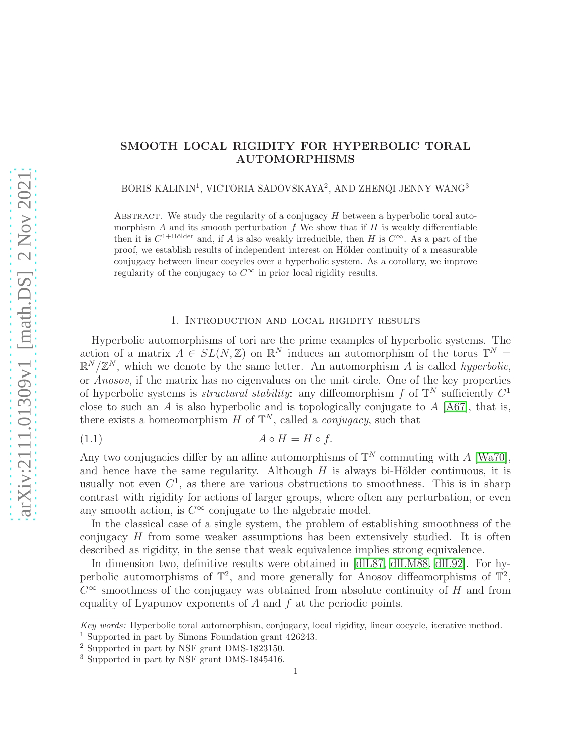# SMOOTH LOCAL RIGIDITY FOR HYPERBOLIC TORAL AUTOMORPHISMS

BORIS KALININ[1], VICTORIA SADOVSKAYA[2], AND ZHENQI JENNY WANG[3]

ABSTRACT. We study the regularity of a conjugacy $H$ between a hyperbolic toral automorphism $A$ and its smooth perturbation $f$ We show that if $H$ is weakly differentiable then it is $C^{1+\text{Hölder}}$ and, if $A$ is also weakly irreducible, then $H$ is $C^\infty$. As a part of the proof, we establish results of independent interest on Hölder continuity of a measurable conjugacy between linear cocycles over a hyperbolic system. As a corollary, we improve regularity of the conjugacy to $C^\infty$ in prior local rigidity results.

## 1. Introduction and local rigidity results

Hyperbolic automorphisms of tori are the prime examples of hyperbolic systems. The action of a matrix $A \in SL(N, \mathbb{Z})$ on $\mathbb{R}^N$ induces an automorphism of the torus $\mathbb{T}^N = \mathbb{R}^N/\mathbb{Z}^N$, which we denote by the same letter. An automorphism $A$ is called *hyperbolic*, or *Anosov*, if the matrix has no eigenvalues on the unit circle. One of the key properties of hyperbolic systems is *structural stability*: any diffeomorphism $f$ of $\mathbb{T}^N$ sufficiently $C^1$ close to such an $A$ is also hyperbolic and is topologically conjugate to $A$ [A67], that is, there exists a homeomorphism $H$ of $\mathbb{T}^N$, called a *conjugacy*, such that

$$A \circ H = H \circ f. \tag{1.1}$$

Any two conjugacies differ by an affine automorphisms of $\mathbb{T}^N$ commuting with $A$ [Wa70], and hence have the same regularity. Although $H$ is always bi-Hölder continuous, it is usually not even $C^1$, as there are various obstructions to smoothness. This is in sharp contrast with rigidity for actions of larger groups, where often any perturbation, or even any smooth action, is $C^\infty$ conjugate to the algebraic model.

In the classical case of a single system, the problem of establishing smoothness of the conjugacy $H$ from some weaker assumptions has been extensively studied. It is often described as rigidity, in the sense that weak equivalence implies strong equivalence.

In dimension two, definitive results were obtained in [dlL87, dlLM88, dlL92]. For hyperbolic automorphisms of $\mathbb{T}^2$, and more generally for Anosov diffeomorphisms of $\mathbb{T}^2$, $C^\infty$ smoothness of the conjugacy was obtained from absolute continuity of $H$ and from equality of Lyapunov exponents of $A$ and $f$ at the periodic points.

---

*Key words:* Hyperbolic toral automorphism, conjugacy, local rigidity, linear cocycle, iterative method.

[1] Supported in part by Simons Foundation grant 426243.

[2] Supported in part by NSF grant DMS-1823150.

[3] Supported in part by NSF grant DMS-1845416.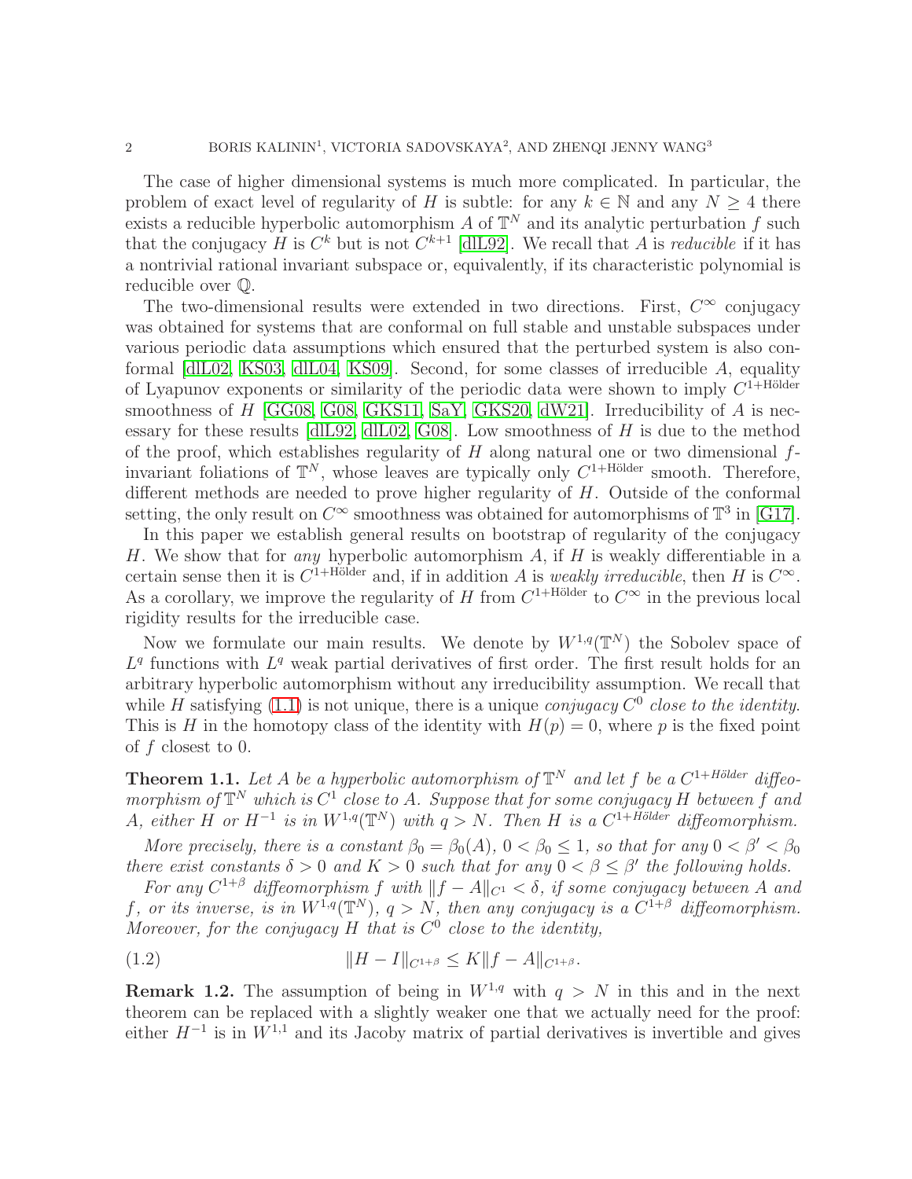The case of higher dimensional systems is much more complicated. In particular, the problem of exact level of regularity of $H$ is subtle: for any $k \in \mathbb{N}$ and any $N \geq 4$ there exists a reducible hyperbolic automorphism $A$ of $\mathbb{T}^N$ and its analytic perturbation $f$ such that the conjugacy $H$ is $C^k$ but is not $C^{k+1}$ [dlL92]. We recall that $A$ is *reducible* if it has a nontrivial rational invariant subspace or, equivalently, if its characteristic polynomial is reducible over $\mathbb{Q}$.

The two-dimensional results were extended in two directions. First, $C^\infty$ conjugacy was obtained for systems that are conformal on full stable and unstable subspaces under various periodic data assumptions which ensured that the perturbed system is also conformal [dlL02, KS03, dlL04, KS09]. Second, for some classes of irreducible $A$, equality of Lyapunov exponents or similarity of the periodic data were shown to imply $C^{1+\text{Hölder}}$ smoothness of $H$ [GG08, G08, GKS11, SaY, GKS20, dW21]. Irreducibility of $A$ is necessary for these results [dlL92, dlL02, G08]. Low smoothness of $H$ is due to the method of the proof, which establishes regularity of $H$ along natural one or two dimensional $f$-invariant foliations of $\mathbb{T}^N$, whose leaves are typically only $C^{1+\text{Hölder}}$ smooth. Therefore, different methods are needed to prove higher regularity of $H$. Outside of the conformal setting, the only result on $C^\infty$ smoothness was obtained for automorphisms of $\mathbb{T}^3$ in [G17].

In this paper we establish general results on bootstrap of regularity of the conjugacy $H$. We show that for *any* hyperbolic automorphism $A$, if $H$ is weakly differentiable in a certain sense then it is $C^{1+\text{Hölder}}$ and, if in addition $A$ is *weakly irreducible*, then $H$ is $C^\infty$. As a corollary, we improve the regularity of $H$ from $C^{1+\text{Hölder}}$ to $C^\infty$ in the previous local rigidity results for the irreducible case.

Now we formulate our main results. We denote by $W^{1,q}(\mathbb{T}^N)$ the Sobolev space of $L^q$ functions with $L^q$ weak partial derivatives of first order. The first result holds for an arbitrary hyperbolic automorphism without any irreducibility assumption. We recall that while $H$ satisfying (1.1) is not unique, there is a unique *conjugacy $C^0$ close to the identity*. This is $H$ in the homotopy class of the identity with $H(p) = 0$, where $p$ is the fixed point of $f$ closest to 0.

**Theorem 1.1.** *Let $A$ be a hyperbolic automorphism of $\mathbb{T}^N$ and let $f$ be a $C^{1+\text{Hölder}}$ diffeomorphism of $\mathbb{T}^N$ which is $C^1$ close to $A$. Suppose that for some conjugacy $H$ between $f$ and $A$, either $H$ or $H^{-1}$ is in $W^{1,q}(\mathbb{T}^N)$ with $q > N$. Then $H$ is a $C^{1+\text{Hölder}}$ diffeomorphism.*

*More precisely, there is a constant $\beta_0 = \beta_0(A)$, $0 < \beta_0 \leq 1$, so that for any $0 < \beta' < \beta_0$ there exist constants $\delta > 0$ and $K > 0$ such that for any $0 < \beta \leq \beta'$ the following holds.*

*For any $C^{1+\beta}$ diffeomorphism $f$ with $\|f - A\|_{C^1} < \delta$, if some conjugacy between $A$ and $f$, or its inverse, is in $W^{1,q}(\mathbb{T}^N)$, $q > N$, then any conjugacy is a $C^{1+\beta}$ diffeomorphism. Moreover, for the conjugacy $H$ that is $C^0$ close to the identity,*

$$\|H - I\|_{C^{1+\beta}} \leq K \|f - A\|_{C^{1+\beta}}. \tag{1.2}$$

**Remark 1.2.** The assumption of being in $W^{1,q}$ with $q > N$ in this and in the next theorem can be replaced with a slightly weaker one that we actually need for the proof: either $H^{-1}$ is in $W^{1,1}$ and its Jacoby matrix of partial derivatives is invertible and gives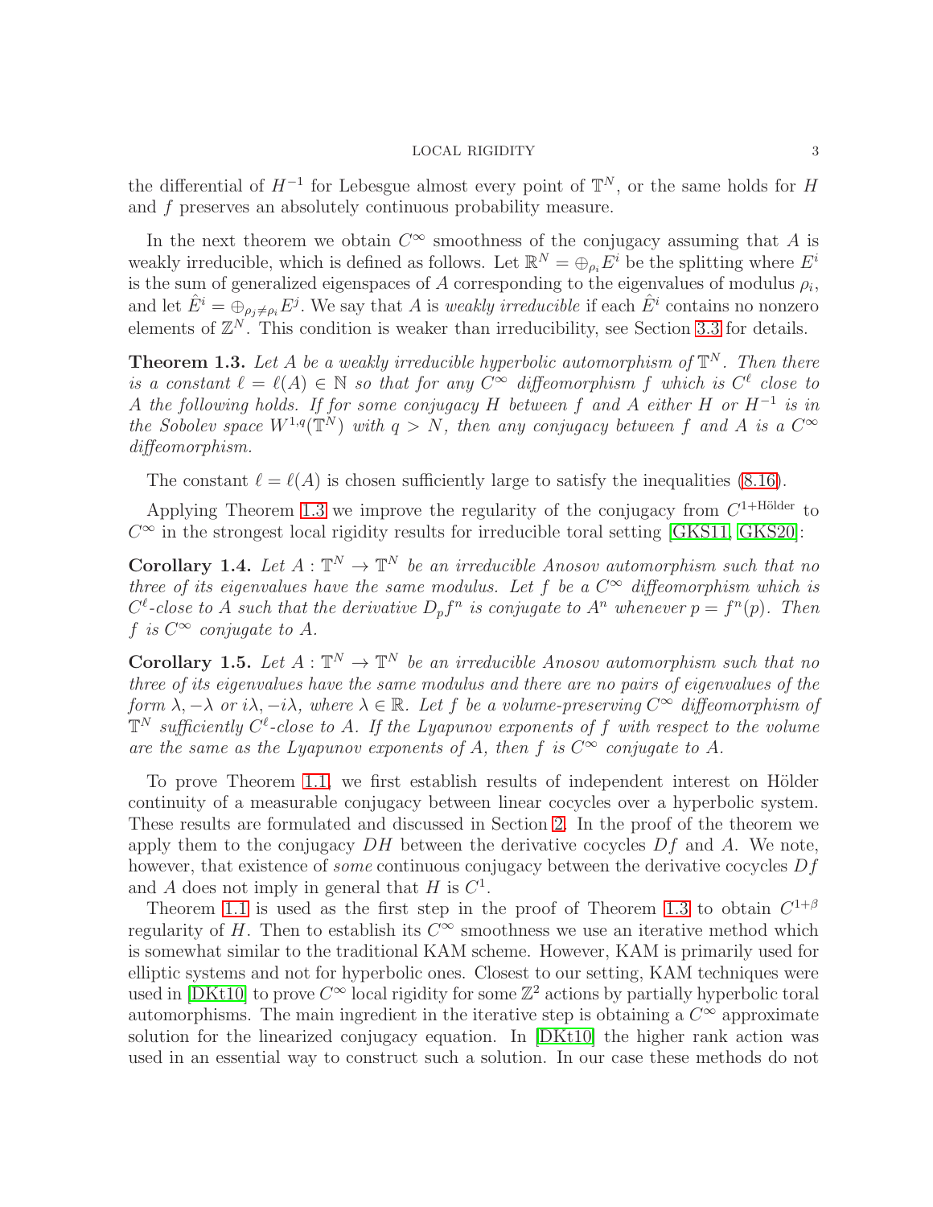the differential of $H^{-1}$ for Lebesgue almost every point of $\mathbb{T}^N$, or the same holds for $H$ and $f$ preserves an absolutely continuous probability measure.

In the next theorem we obtain $C^\infty$ smoothness of the conjugacy assuming that $A$ is weakly irreducible, which is defined as follows. Let $\mathbb{R}^N = \oplus_{\rho_i} E^i$ be the splitting where $E^i$ is the sum of generalized eigenspaces of $A$ corresponding to the eigenvalues of modulus $\rho_i$, and let $\hat{E}^i = \oplus_{\rho_j \neq \rho_i} E^j$. We say that $A$ is *weakly irreducible* if each $\hat{E}^i$ contains no nonzero elements of $\mathbb{Z}^N$. This condition is weaker than irreducibility, see Section 3.3 for details.

**Theorem 1.3.** *Let $A$ be a weakly irreducible hyperbolic automorphism of $\mathbb{T}^N$. Then there is a constant $\ell = \ell(A) \in \mathbb{N}$ so that for any $C^\infty$ diffeomorphism $f$ which is $C^\ell$ close to $A$ the following holds. If for some conjugacy $H$ between $f$ and $A$ either $H$ or $H^{-1}$ is in the Sobolev space $W^{1,q}(\mathbb{T}^N)$ with $q > N$, then any conjugacy between $f$ and $A$ is a $C^\infty$ diffeomorphism.*

The constant $\ell = \ell(A)$ is chosen sufficiently large to satisfy the inequalities (8.16).

Applying Theorem 1.3 we improve the regularity of the conjugacy from $C^{1+\text{Hölder}}$ to $C^\infty$ in the strongest local rigidity results for irreducible toral setting [GKS11, GKS20]:

**Corollary 1.4.** *Let $A : \mathbb{T}^N \to \mathbb{T}^N$ be an irreducible Anosov automorphism such that no three of its eigenvalues have the same modulus. Let $f$ be a $C^\infty$ diffeomorphism which is $C^\ell$-close to $A$ such that the derivative $D_p f^n$ is conjugate to $A^n$ whenever $p = f^n(p)$. Then $f$ is $C^\infty$ conjugate to $A$.*

**Corollary 1.5.** *Let $A : \mathbb{T}^N \to \mathbb{T}^N$ be an irreducible Anosov automorphism such that no three of its eigenvalues have the same modulus and there are no pairs of eigenvalues of the form $\lambda, -\lambda$ or $i\lambda, -i\lambda$, where $\lambda \in \mathbb{R}$. Let $f$ be a volume-preserving $C^\infty$ diffeomorphism of $\mathbb{T}^N$ sufficiently $C^\ell$-close to $A$. If the Lyapunov exponents of $f$ with respect to the volume are the same as the Lyapunov exponents of $A$, then $f$ is $C^\infty$ conjugate to $A$.*

To prove Theorem 1.1, we first establish results of independent interest on Hölder continuity of a measurable conjugacy between linear cocycles over a hyperbolic system. These results are formulated and discussed in Section 2. In the proof of the theorem we apply them to the conjugacy $DH$ between the derivative cocycles $Df$ and $A$. We note, however, that existence of *some* continuous conjugacy between the derivative cocycles $Df$ and $A$ does not imply in general that $H$ is $C^1$.

Theorem 1.1 is used as the first step in the proof of Theorem 1.3 to obtain $C^{1+\beta}$ regularity of $H$. Then to establish its $C^\infty$ smoothness we use an iterative method which is somewhat similar to the traditional KAM scheme. However, KAM is primarily used for elliptic systems and not for hyperbolic ones. Closest to our setting, KAM techniques were used in [DKt10] to prove $C^\infty$ local rigidity for some $\mathbb{Z}^2$ actions by partially hyperbolic toral automorphisms. The main ingredient in the iterative step is obtaining a $C^\infty$ approximate solution for the linearized conjugacy equation. In [DKt10] the higher rank action was used in an essential way to construct such a solution. In our case these methods do not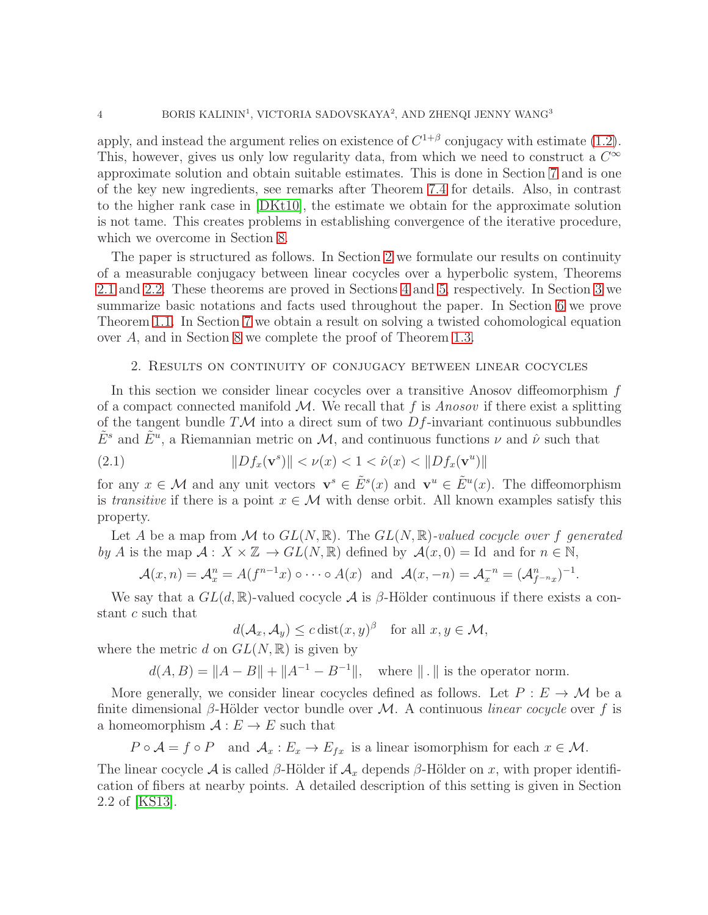apply, and instead the argument relies on existence of $C^{1+\beta}$ conjugacy with estimate (1.2). This, however, gives us only low regularity data, from which we need to construct a $C^\infty$ approximate solution and obtain suitable estimates. This is done in Section 7 and is one of the key new ingredients, see remarks after Theorem 7.4 for details. Also, in contrast to the higher rank case in [DKt10], the estimate we obtain for the approximate solution is not tame. This creates problems in establishing convergence of the iterative procedure, which we overcome in Section 8.

The paper is structured as follows. In Section 2 we formulate our results on continuity of a measurable conjugacy between linear cocycles over a hyperbolic system, Theorems 2.1 and 2.2. These theorems are proved in Sections 4 and 5, respectively. In Section 3 we summarize basic notations and facts used throughout the paper. In Section 6 we prove Theorem 1.1. In Section 7 we obtain a result on solving a twisted cohomological equation over $A$, and in Section 8 we complete the proof of Theorem 1.3.

## 2. Results on continuity of conjugacy between linear cocycles

In this section we consider linear cocycles over a transitive Anosov diffeomorphism $f$ of a compact connected manifold $\mathcal{M}$. We recall that $f$ is *Anosov* if there exist a splitting of the tangent bundle $T\mathcal{M}$ into a direct sum of two $Df$-invariant continuous subbundles $\tilde{E}^s$ and $\tilde{E}^u$, a Riemannian metric on $\mathcal{M}$, and continuous functions $\nu$ and $\hat{\nu}$ such that

$$\|Df_x(\mathbf{v}^s)\| < \nu(x) < 1 < \hat{\nu}(x) < \|Df_x(\mathbf{v}^u)\| \tag{2.1}$$

for any $x \in \mathcal{M}$ and any unit vectors $\mathbf{v}^s \in \tilde{E}^s(x)$ and $\mathbf{v}^u \in \tilde{E}^u(x)$. The diffeomorphism is *transitive* if there is a point $x \in \mathcal{M}$ with dense orbit. All known examples satisfy this property.

Let $A$ be a map from $\mathcal{M}$ to $GL(N,\mathbb{R})$. The *$GL(N,\mathbb{R})$-valued cocycle over $f$ generated by $A$* is the map $\mathcal{A} : X \times \mathbb{Z} \to GL(N,\mathbb{R})$ defined by $\mathcal{A}(x,0) = \mathrm{Id}$ and for $n \in \mathbb{N}$,

$$\mathcal{A}(x,n) = \mathcal{A}_x^n = A(f^{n-1}x) \circ \cdots \circ A(x) \quad \text{and} \quad \mathcal{A}(x,-n) = \mathcal{A}_x^{-n} = (\mathcal{A}_{f^{-n}x}^n)^{-1}.$$

We say that a $GL(d,\mathbb{R})$-valued cocycle $\mathcal{A}$ is $\beta$-Hölder continuous if there exists a constant $c$ such that

$$d(\mathcal{A}_x, \mathcal{A}_y) \le c \,\mathrm{dist}(x,y)^\beta \quad \text{for all } x, y \in \mathcal{M},$$

where the metric $d$ on $GL(N,\mathbb{R})$ is given by

$$d(A,B) = \|A - B\| + \|A^{-1} - B^{-1}\|, \quad \text{where } \|\,.\,\| \text{ is the operator norm.}$$

More generally, we consider linear cocycles defined as follows. Let $P : E \to \mathcal{M}$ be a finite dimensional $\beta$-Hölder vector bundle over $\mathcal{M}$. A continuous *linear cocycle* over $f$ is a homeomorphism $\mathcal{A} : E \to E$ such that

$$P \circ \mathcal{A} = f \circ P \quad \text{and} \quad \mathcal{A}_x : E_x \to E_{fx} \text{ is a linear isomorphism for each } x \in \mathcal{M}.$$

The linear cocycle $\mathcal{A}$ is called $\beta$-Hölder if $\mathcal{A}_x$ depends $\beta$-Hölder on $x$, with proper identification of fibers at nearby points. A detailed description of this setting is given in Section 2.2 of [KS13].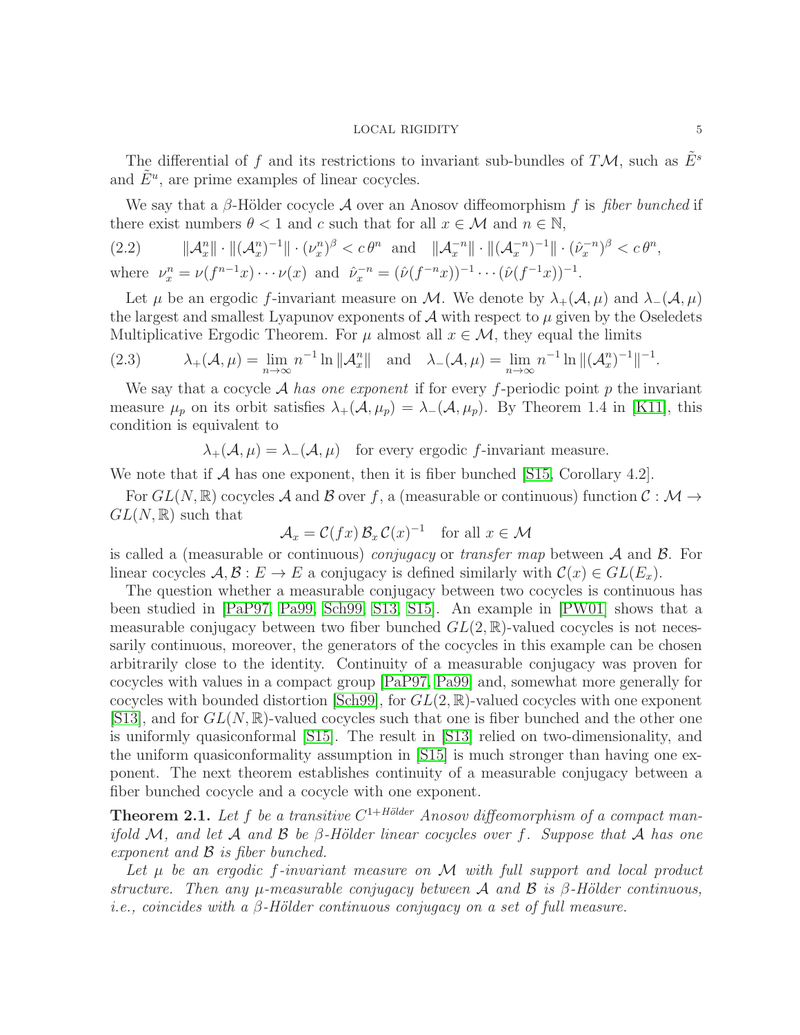The differential of $f$ and its restrictions to invariant sub-bundles of $T\mathcal{M}$, such as $\tilde{E}^s$ and $\tilde{E}^u$, are prime examples of linear cocycles.

We say that a $\beta$-Hölder cocycle $\mathcal{A}$ over an Anosov diffeomorphism $f$ is *fiber bunched* if there exist numbers $\theta < 1$ and $c$ such that for all $x \in \mathcal{M}$ and $n \in \mathbb{N}$,

$$\|\mathcal{A}_x^n\| \cdot \|(\mathcal{A}_x^n)^{-1}\| \cdot (\nu_x^n)^\beta < c\,\theta^n \quad \text{and} \quad \|\mathcal{A}_x^{-n}\| \cdot \|(\mathcal{A}_x^{-n})^{-1}\| \cdot (\hat{\nu}_x^{-n})^\beta < c\,\theta^n, \tag{2.2}$$

where $\nu_x^n = \nu(f^{n-1}x) \cdots \nu(x)$ and $\hat{\nu}_x^{-n} = (\hat{\nu}(f^{-n}x))^{-1} \cdots (\hat{\nu}(f^{-1}x))^{-1}$.

Let $\mu$ be an ergodic $f$-invariant measure on $\mathcal{M}$. We denote by $\lambda_+(\mathcal{A}, \mu)$ and $\lambda_-(\mathcal{A}, \mu)$ the largest and smallest Lyapunov exponents of $\mathcal{A}$ with respect to $\mu$ given by the Oseledets Multiplicative Ergodic Theorem. For $\mu$ almost all $x \in \mathcal{M}$, they equal the limits

$$\lambda_+(\mathcal{A}, \mu) = \lim_{n\to\infty} n^{-1} \ln \|\mathcal{A}_x^n\| \quad \text{and} \quad \lambda_-(\mathcal{A}, \mu) = \lim_{n\to\infty} n^{-1} \ln \|(\mathcal{A}_x^n)^{-1}\|^{-1}. \tag{2.3}$$

We say that a cocycle $\mathcal{A}$ *has one exponent* if for every $f$-periodic point $p$ the invariant measure $\mu_p$ on its orbit satisfies $\lambda_+(\mathcal{A}, \mu_p) = \lambda_-(\mathcal{A}, \mu_p)$. By Theorem 1.4 in [K11], this condition is equivalent to

$$\lambda_+(\mathcal{A}, \mu) = \lambda_-(\mathcal{A}, \mu) \quad \text{for every ergodic } f\text{-invariant measure.}$$

We note that if $\mathcal{A}$ has one exponent, then it is fiber bunched [S15, Corollary 4.2].

For $GL(N, \mathbb{R})$ cocycles $\mathcal{A}$ and $\mathcal{B}$ over $f$, a (measurable or continuous) function $\mathcal{C} : \mathcal{M} \to GL(N, \mathbb{R})$ such that

$$\mathcal{A}_x = \mathcal{C}(fx)\, \mathcal{B}_x\, \mathcal{C}(x)^{-1} \quad \text{for all } x \in \mathcal{M}$$

is called a (measurable or continuous) *conjugacy* or *transfer map* between $\mathcal{A}$ and $\mathcal{B}$. For linear cocycles $\mathcal{A}, \mathcal{B} : E \to E$ a conjugacy is defined similarly with $\mathcal{C}(x) \in GL(E_x)$.

The question whether a measurable conjugacy between two cocycles is continuous has been studied in [PaP97, Pa99, Sch99, S13, S15]. An example in [PW01] shows that a measurable conjugacy between two fiber bunched $GL(2, \mathbb{R})$-valued cocycles is not necessarily continuous, moreover, the generators of the cocycles in this example can be chosen arbitrarily close to the identity. Continuity of a measurable conjugacy was proven for cocycles with values in a compact group [PaP97, Pa99] and, somewhat more generally for cocycles with bounded distortion [Sch99], for $GL(2, \mathbb{R})$-valued cocycles with one exponent [S13], and for $GL(N, \mathbb{R})$-valued cocycles such that one is fiber bunched and the other one is uniformly quasiconformal [S15]. The result in [S13] relied on two-dimensionality, and the uniform quasiconformality assumption in [S15] is much stronger than having one exponent. The next theorem establishes continuity of a measurable conjugacy between a fiber bunched cocycle and a cocycle with one exponent.

**Theorem 2.1.** *Let $f$ be a transitive $C^{1+\text{Hölder}}$ Anosov diffeomorphism of a compact manifold $\mathcal{M}$, and let $\mathcal{A}$ and $\mathcal{B}$ be $\beta$-Hölder linear cocycles over $f$. Suppose that $\mathcal{A}$ has one exponent and $\mathcal{B}$ is fiber bunched.*

*Let $\mu$ be an ergodic $f$-invariant measure on $\mathcal{M}$ with full support and local product structure. Then any $\mu$-measurable conjugacy between $\mathcal{A}$ and $\mathcal{B}$ is $\beta$-Hölder continuous, i.e., coincides with a $\beta$-Hölder continuous conjugacy on a set of full measure.*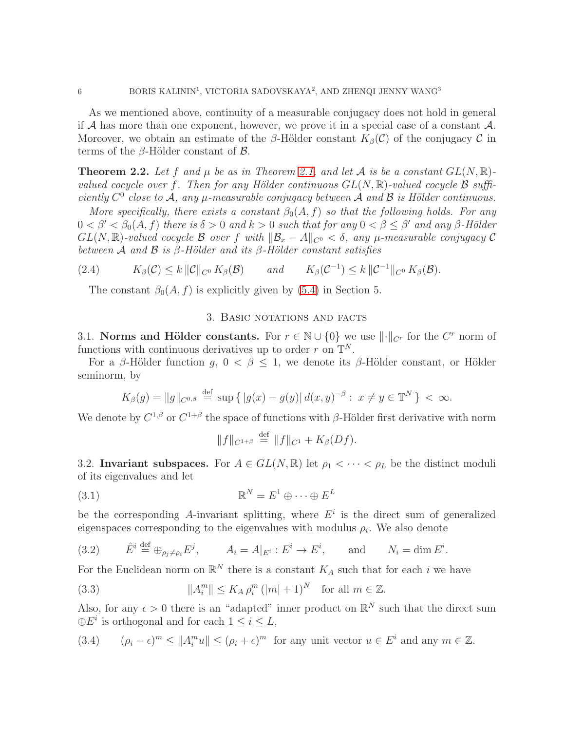As we mentioned above, continuity of a measurable conjugacy does not hold in general if $\mathcal{A}$ has more than one exponent, however, we prove it in a special case of a constant $\mathcal{A}$. Moreover, we obtain an estimate of the $\beta$-Hölder constant $K_\beta(\mathcal{C})$ of the conjugacy $\mathcal{C}$ in terms of the $\beta$-Hölder constant of $\mathcal{B}$.

**Theorem 2.2.** *Let $f$ and $\mu$ be as in Theorem 2.1, and let $\mathcal{A}$ is be a constant $GL(N,\mathbb{R})$-valued cocycle over $f$. Then for any Hölder continuous $GL(N,\mathbb{R})$-valued cocycle $\mathcal{B}$ sufficiently $C^0$ close to $\mathcal{A}$, any $\mu$-measurable conjugacy between $\mathcal{A}$ and $\mathcal{B}$ is Hölder continuous.*

*More specifically, there exists a constant $\beta_0(A,f)$ so that the following holds. For any $0<\beta'<\beta_0(A,f)$ there is $\delta>0$ and $k>0$ such that for any $0<\beta\le\beta'$ and any $\beta$-Hölder $GL(N,\mathbb{R})$-valued cocycle $\mathcal{B}$ over $f$ with $\|\mathcal{B}_x - A\|_{C^0}<\delta$, any $\mu$-measurable conjugacy $\mathcal{C}$ between $\mathcal{A}$ and $\mathcal{B}$ is $\beta$-Hölder and its $\beta$-Hölder constant satisfies*

$$K_\beta(\mathcal{C}) \le k\,\|\mathcal{C}\|_{C^0}\,K_\beta(\mathcal{B}) \qquad \text{and} \qquad K_\beta(\mathcal{C}^{-1}) \le k\,\|\mathcal{C}^{-1}\|_{C^0}\,K_\beta(\mathcal{B}). \tag{2.4}$$

The constant $\beta_0(A,f)$ is explicitly given by (5.4) in Section 5.

## 3. Basic notations and facts

**3.1. Norms and Hölder constants.** For $r\in\mathbb{N}\cup\{0\}$ we use $\|\cdot\|_{C^r}$ for the $C^r$ norm of functions with continuous derivatives up to order $r$ on $\mathbb{T}^N$.

For a $\beta$-Hölder function $g$, $0<\beta\le 1$, we denote its $\beta$-Hölder constant, or Hölder seminorm, by

$$K_\beta(g) = \|g\|_{C^{0,\beta}} \overset{\text{def}}{=} \sup\{\, |g(x)-g(y)|\, d(x,y)^{-\beta} :\ x\neq y \in \mathbb{T}^N \,\} < \infty.$$

We denote by $C^{1,\beta}$ or $C^{1+\beta}$ the space of functions with $\beta$-Hölder first derivative with norm

$$\|f\|_{C^{1+\beta}} \overset{\text{def}}{=} \|f\|_{C^1} + K_\beta(Df).$$

**3.2. Invariant subspaces.** For $A\in GL(N,\mathbb{R})$ let $\rho_1<\dots<\rho_L$ be the distinct moduli of its eigenvalues and let

$$\mathbb{R}^N = E^1\oplus\cdots\oplus E^L \tag{3.1}$$

be the corresponding $A$-invariant splitting, where $E^i$ is the direct sum of generalized eigenspaces corresponding to the eigenvalues with modulus $\rho_i$. We also denote

$$\hat{E}^i \overset{\text{def}}{=} \oplus_{\rho_j\neq\rho_i} E^j, \qquad A_i = A|_{E^i} : E^i\to E^i, \qquad \text{and} \qquad N_i = \dim E^i. \tag{3.2}$$

For the Euclidean norm on $\mathbb{R}^N$ there is a constant $K_A$ such that for each $i$ we have

$$\|A_i^m\| \le K_A\,\rho_i^m\,(|m|+1)^N \quad \text{for all } m\in\mathbb{Z}. \tag{3.3}$$

Also, for any $\epsilon>0$ there is an "adapted" inner product on $\mathbb{R}^N$ such that the direct sum $\oplus E^i$ is orthogonal and for each $1\le i\le L$,

$$(\rho_i-\epsilon)^m \le \|A_i^m u\| \le (\rho_i+\epsilon)^m \ \text{ for any unit vector } u\in E^i \text{ and any } m\in\mathbb{Z}. \tag{3.4}$$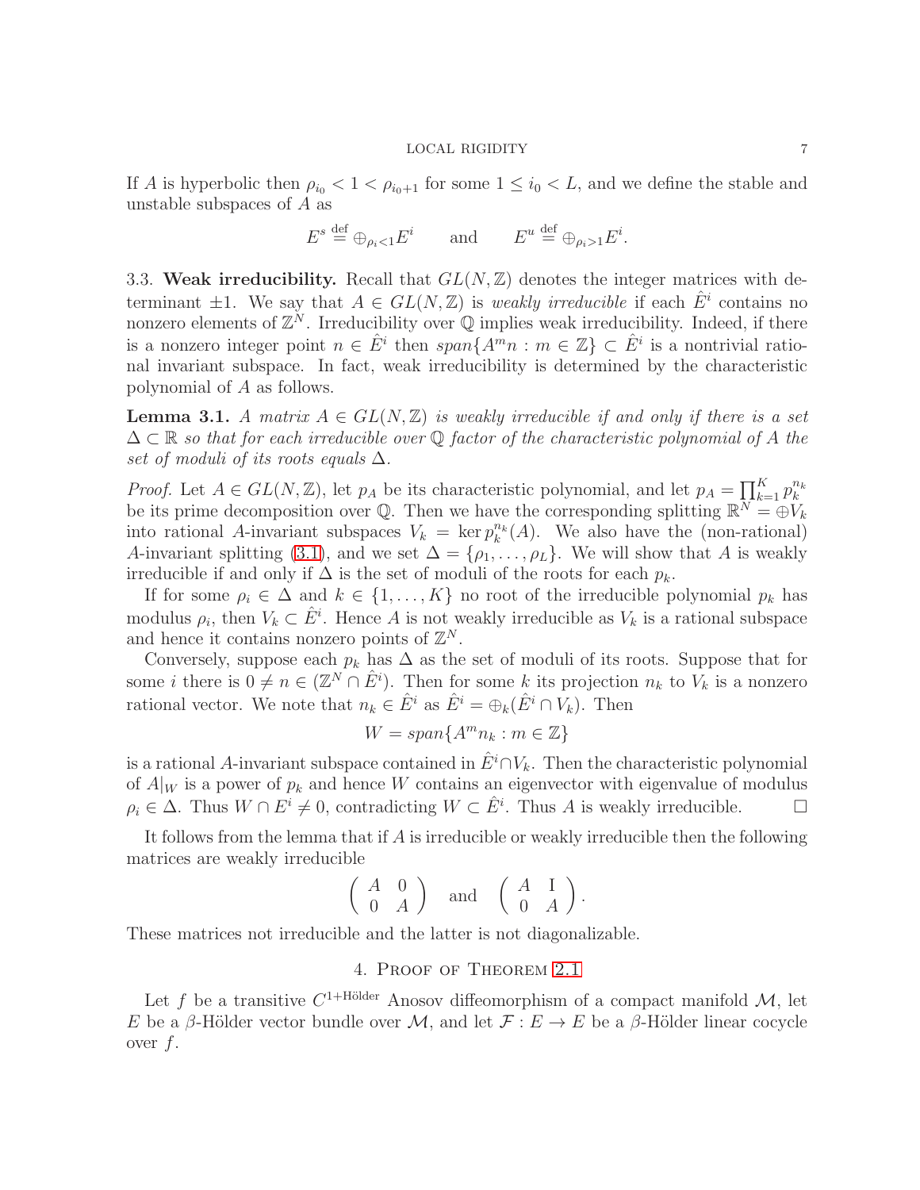If $A$ is hyperbolic then $\rho_{i_0} < 1 < \rho_{i_0+1}$ for some $1 \le i_0 < L$, and we define the stable and unstable subspaces of $A$ as

$$E^s \stackrel{\text{def}}{=} \oplus_{\rho_i<1} E^i \qquad \text{and} \qquad E^u \stackrel{\text{def}}{=} \oplus_{\rho_i>1} E^i.$$

3.3. **Weak irreducibility.** Recall that $GL(N,\mathbb{Z})$ denotes the integer matrices with determinant $\pm 1$. We say that $A \in GL(N,\mathbb{Z})$ is *weakly irreducible* if each $\hat{E}^i$ contains no nonzero elements of $\mathbb{Z}^N$. Irreducibility over $\mathbb{Q}$ implies weak irreducibility. Indeed, if there is a nonzero integer point $n \in \hat{E}^i$ then $span\{A^m n : m \in \mathbb{Z}\} \subset \hat{E}^i$ is a nontrivial rational invariant subspace. In fact, weak irreducibility is determined by the characteristic polynomial of $A$ as follows.

**Lemma 3.1.** *A matrix $A \in GL(N,\mathbb{Z})$ is weakly irreducible if and only if there is a set $\Delta \subset \mathbb{R}$ so that for each irreducible over $\mathbb{Q}$ factor of the characteristic polynomial of $A$ the set of moduli of its roots equals $\Delta$.*

*Proof.* Let $A \in GL(N,\mathbb{Z})$, let $p_A$ be its characteristic polynomial, and let $p_A = \prod_{k=1}^K p_k^{n_k}$ be its prime decomposition over $\mathbb{Q}$. Then we have the corresponding splitting $\mathbb{R}^N = \oplus V_k$ into rational $A$-invariant subspaces $V_k = \ker p_k^{n_k}(A)$. We also have the (non-rational) $A$-invariant splitting (3.1), and we set $\Delta = \{\rho_1, \dots, \rho_L\}$. We will show that $A$ is weakly irreducible if and only if $\Delta$ is the set of moduli of the roots for each $p_k$.

If for some $\rho_i \in \Delta$ and $k \in \{1, \dots, K\}$ no root of the irreducible polynomial $p_k$ has modulus $\rho_i$, then $V_k \subset \hat{E}^i$. Hence $A$ is not weakly irreducible as $V_k$ is a rational subspace and hence it contains nonzero points of $\mathbb{Z}^N$.

Conversely, suppose each $p_k$ has $\Delta$ as the set of moduli of its roots. Suppose that for some $i$ there is $0 \ne n \in (\mathbb{Z}^N \cap \hat{E}^i)$. Then for some $k$ its projection $n_k$ to $V_k$ is a nonzero rational vector. We note that $n_k \in \hat{E}^i$ as $\hat{E}^i = \oplus_k(\hat{E}^i \cap V_k)$. Then

$$W = span\{A^m n_k : m \in \mathbb{Z}\}$$

is a rational $A$-invariant subspace contained in $\hat{E}^i \cap V_k$. Then the characteristic polynomial of $A|_W$ is a power of $p_k$ and hence $W$ contains an eigenvector with eigenvalue of modulus $\rho_i \in \Delta$. Thus $W \cap E^i \ne 0$, contradicting $W \subset \hat{E}^i$. Thus $A$ is weakly irreducible. $\square$

It follows from the lemma that if $A$ is irreducible or weakly irreducible then the following matrices are weakly irreducible

$$\begin{pmatrix} A & 0 \\ 0 & A \end{pmatrix} \quad \text{and} \quad \begin{pmatrix} A & \mathrm{I} \\ 0 & A \end{pmatrix}.$$

These matrices not irreducible and the latter is not diagonalizable.

## 4. Proof of Theorem 2.1

Let $f$ be a transitive $C^{1+\text{Hölder}}$ Anosov diffeomorphism of a compact manifold $\mathcal{M}$, let $E$ be a $\beta$-Hölder vector bundle over $\mathcal{M}$, and let $\mathcal{F} : E \to E$ be a $\beta$-Hölder linear cocycle over $f$.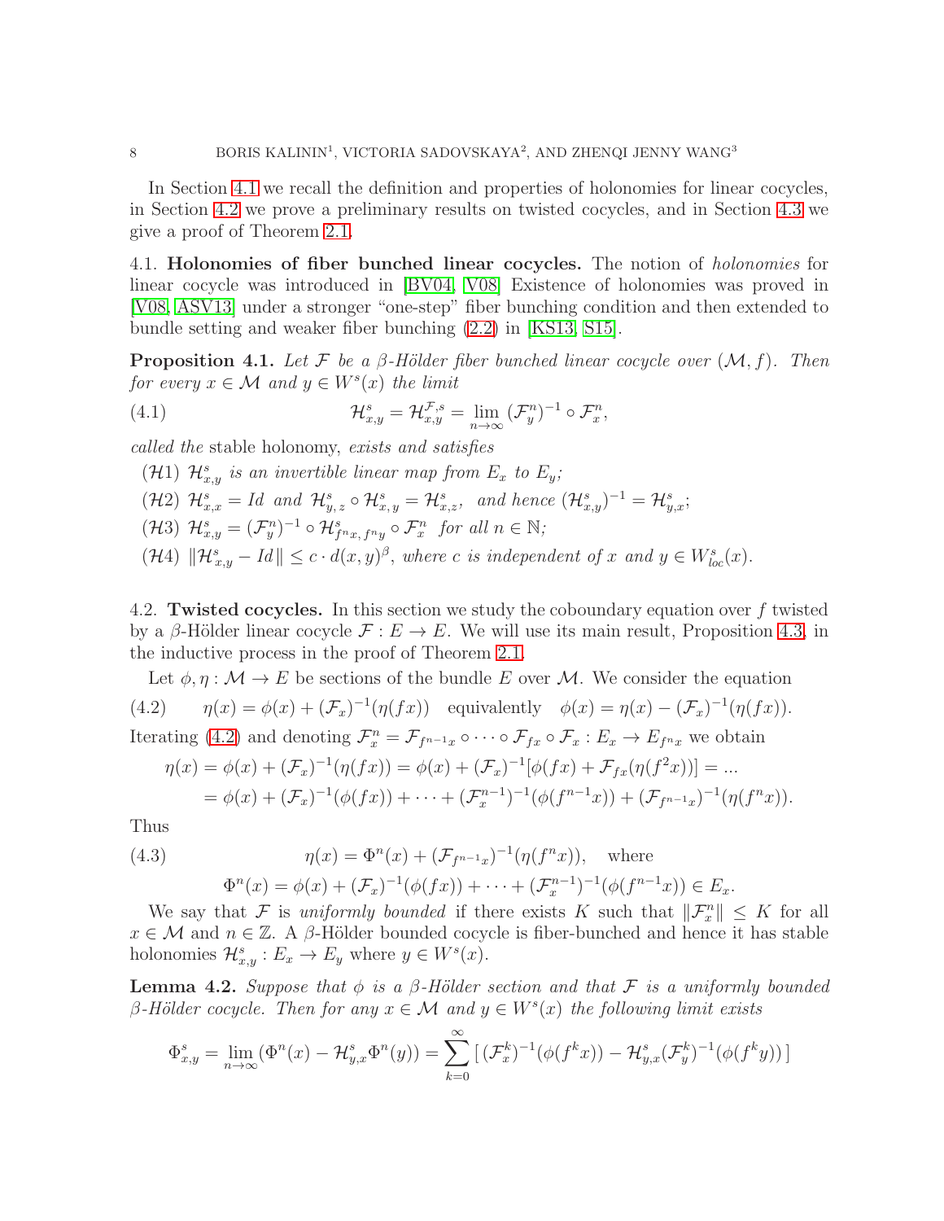In Section 4.1 we recall the definition and properties of holonomies for linear cocycles, in Section 4.2 we prove a preliminary results on twisted cocycles, and in Section 4.3 we give a proof of Theorem 2.1.

**4.1. Holonomies of fiber bunched linear cocycles.** The notion of *holonomies* for linear cocycle was introduced in [BV04, V08] Existence of holonomies was proved in [V08, ASV13] under a stronger "one-step" fiber bunching condition and then extended to bundle setting and weaker fiber bunching (2.2) in [KS13, S15].

**Proposition 4.1.** *Let $\mathcal{F}$ be a $\beta$-Hölder fiber bunched linear cocycle over $(\mathcal{M}, f)$. Then for every $x \in \mathcal{M}$ and $y \in W^s(x)$ the limit*

$$\mathcal{H}^s_{x,y} = \mathcal{H}^{\mathcal{F},s}_{x,y} = \lim_{n\to\infty} (\mathcal{F}^n_y)^{-1} \circ \mathcal{F}^n_x, \tag{4.1}$$

*called the* stable holonomy, *exists and satisfies*

- $(\mathcal{H}1)$ *$\mathcal{H}^s_{x,y}$ is an invertible linear map from $E_x$ to $E_y$;*
- $(\mathcal{H}2)$ *$\mathcal{H}^s_{x,x} = Id$ and $\mathcal{H}^s_{y,z} \circ \mathcal{H}^s_{x,y} = \mathcal{H}^s_{x,z}$, and hence $(\mathcal{H}^s_{x,y})^{-1} = \mathcal{H}^s_{y,x}$;*
- $(\mathcal{H}3)$ *$\mathcal{H}^s_{x,y} = (\mathcal{F}^n_y)^{-1} \circ \mathcal{H}^s_{f^n x, f^n y} \circ \mathcal{F}^n_x$ for all $n \in \mathbb{N}$;*
- $(\mathcal{H}4)$ *$\|\mathcal{H}^s_{x,y} - Id\| \le c \cdot d(x,y)^\beta$, where $c$ is independent of $x$ and $y \in W^s_{loc}(x)$.*

**4.2. Twisted cocycles.** In this section we study the coboundary equation over $f$ twisted by a $\beta$-Hölder linear cocycle $\mathcal{F} : E \to E$. We will use its main result, Proposition 4.3, in the inductive process in the proof of Theorem 2.1.

Let $\phi, \eta : \mathcal{M} \to E$ be sections of the bundle $E$ over $\mathcal{M}$. We consider the equation

$$\eta(x) = \phi(x) + (\mathcal{F}_x)^{-1}(\eta(fx)) \quad \text{equivalently} \quad \phi(x) = \eta(x) - (\mathcal{F}_x)^{-1}(\eta(fx)). \tag{4.2}$$

Iterating (4.2) and denoting $\mathcal{F}^n_x = \mathcal{F}_{f^{n-1}x} \circ \cdots \circ \mathcal{F}_{fx} \circ \mathcal{F}_x : E_x \to E_{f^n x}$ we obtain

$$\begin{aligned}
\eta(x) &= \phi(x) + (\mathcal{F}_x)^{-1}(\eta(fx)) = \phi(x) + (\mathcal{F}_x)^{-1}[\phi(fx) + \mathcal{F}_{fx}(\eta(f^2 x))] = \ldots \\
&= \phi(x) + (\mathcal{F}_x)^{-1}(\phi(fx)) + \cdots + (\mathcal{F}^{n-1}_x)^{-1}(\phi(f^{n-1}x)) + (\mathcal{F}_{f^{n-1}x})^{-1}(\eta(f^n x)).
\end{aligned}$$

Thus

$$\eta(x) = \Phi^n(x) + (\mathcal{F}_{f^{n-1}x})^{-1}(\eta(f^n x)), \quad \text{where} \tag{4.3}$$

$$\Phi^n(x) = \phi(x) + (\mathcal{F}_x)^{-1}(\phi(fx)) + \cdots + (\mathcal{F}^{n-1}_x)^{-1}(\phi(f^{n-1}x)) \in E_x.$$

We say that $\mathcal{F}$ is *uniformly bounded* if there exists $K$ such that $\|\mathcal{F}^n_x\| \le K$ for all $x \in \mathcal{M}$ and $n \in \mathbb{Z}$. A $\beta$-Hölder bounded cocycle is fiber-bunched and hence it has stable holonomies $\mathcal{H}^s_{x,y} : E_x \to E_y$ where $y \in W^s(x)$.

**Lemma 4.2.** *Suppose that $\phi$ is a $\beta$-Hölder section and that $\mathcal{F}$ is a uniformly bounded $\beta$-Hölder cocycle. Then for any $x \in \mathcal{M}$ and $y \in W^s(x)$ the following limit exists*

$$\Phi^s_{x,y} = \lim_{n\to\infty} (\Phi^n(x) - \mathcal{H}^s_{y,x}\Phi^n(y)) = \sum_{k=0}^{\infty} \left[ (\mathcal{F}^k_x)^{-1}(\phi(f^k x)) - \mathcal{H}^s_{y,x}(\mathcal{F}^k_y)^{-1}(\phi(f^k y)) \right]$$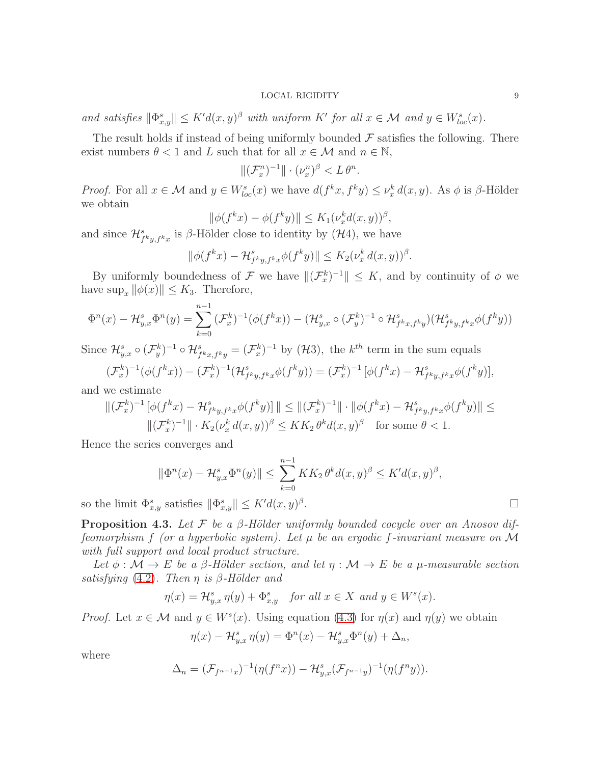*and satisfies* $\|\Phi^s_{x,y}\| \le K' d(x,y)^\beta$ *with uniform* $K'$ *for all* $x \in \mathcal{M}$ *and* $y \in W^s_{loc}(x)$.

The result holds if instead of being uniformly bounded $\mathcal{F}$ satisfies the following. There exist numbers $\theta < 1$ and $L$ such that for all $x \in \mathcal{M}$ and $n \in \mathbb{N}$,

$$\|(\mathcal{F}^n_x)^{-1}\| \cdot (\nu^n_x)^\beta < L\, \theta^n.$$

*Proof.* For all $x \in \mathcal{M}$ and $y \in W^s_{loc}(x)$ we have $d(f^k x, f^k y) \le \nu^k_x\, d(x,y)$. As $\phi$ is $\beta$-Hölder we obtain

$$\|\phi(f^k x) - \phi(f^k y)\| \le K_1(\nu^k_x d(x,y))^\beta,$$

and since $\mathcal{H}^s_{f^k y, f^k x}$ is $\beta$-Hölder close to identity by $(\mathcal{H}4)$, we have

$$\|\phi(f^k x) - \mathcal{H}^s_{f^k y, f^k x}\phi(f^k y)\| \le K_2(\nu^k_x\, d(x,y))^\beta.$$

By uniformly boundedness of $\mathcal{F}$ we have $\|(\mathcal{F}^k_x)^{-1}\| \le K$, and by continuity of $\phi$ we have $\sup_x \|\phi(x)\| \le K_3$. Therefore,

$$\Phi^n(x) - \mathcal{H}^s_{y,x}\Phi^n(y) = \sum_{k=0}^{n-1} (\mathcal{F}^k_x)^{-1}(\phi(f^k x)) - (\mathcal{H}^s_{y,x} \circ (\mathcal{F}^k_y)^{-1} \circ \mathcal{H}^s_{f^k x, f^k y})(\mathcal{H}^s_{f^k y, f^k x}\phi(f^k y))$$

Since $\mathcal{H}^s_{y,x} \circ (\mathcal{F}^k_y)^{-1} \circ \mathcal{H}^s_{f^k x, f^k y} = (\mathcal{F}^k_x)^{-1}$ by $(\mathcal{H}3)$, the $k^{th}$ term in the sum equals

$$(\mathcal{F}^k_x)^{-1}(\phi(f^k x)) - (\mathcal{F}^k_x)^{-1}(\mathcal{H}^s_{f^k y, f^k x}\phi(f^k y)) = (\mathcal{F}^k_x)^{-1}\,[\phi(f^k x) - \mathcal{H}^s_{f^k y, f^k x}\phi(f^k y)],$$

and we estimate

$$\|(\mathcal{F}^k_x)^{-1}\,[\phi(f^k x) - \mathcal{H}^s_{f^k y, f^k x}\phi(f^k y)]\,\| \le \|(\mathcal{F}^k_x)^{-1}\| \cdot \|\phi(f^k x) - \mathcal{H}^s_{f^k y, f^k x}\phi(f^k y)\| \le$$
$$\|(\mathcal{F}^k_x)^{-1}\| \cdot K_2(\nu^k_x\, d(x,y))^\beta \le K K_2\, \theta^k d(x,y)^\beta \quad \text{for some } \theta < 1.$$

Hence the series converges and

$$\|\Phi^n(x) - \mathcal{H}^s_{y,x}\Phi^n(y)\| \le \sum_{k=0}^{n-1} K K_2\, \theta^k d(x,y)^\beta \le K' d(x,y)^\beta,$$

so the limit $\Phi^s_{x,y}$ satisfies $\|\Phi^s_{x,y}\| \le K' d(x,y)^\beta$. $\square$

**Proposition 4.3.** *Let* $\mathcal{F}$ *be a* $\beta$*-Hölder uniformly bounded cocycle over an Anosov diffeomorphism* $f$ *(or a hyperbolic system). Let* $\mu$ *be an ergodic* $f$*-invariant measure on* $\mathcal{M}$ *with full support and local product structure.*

*Let* $\phi : \mathcal{M} \to E$ *be a* $\beta$*-Hölder section, and let* $\eta : \mathcal{M} \to E$ *be a* $\mu$*-measurable section satisfying* (4.2)*. Then* $\eta$ *is* $\beta$*-Hölder and*

$$\eta(x) = \mathcal{H}^s_{y,x}\, \eta(y) + \Phi^s_{x,y} \quad \textit{for all } x \in X \textit{ and } y \in W^s(x).$$

*Proof.* Let $x \in \mathcal{M}$ and $y \in W^s(x)$. Using equation (4.3) for $\eta(x)$ and $\eta(y)$ we obtain

$$\eta(x) - \mathcal{H}^s_{y,x}\, \eta(y) = \Phi^n(x) - \mathcal{H}^s_{y,x}\Phi^n(y) + \Delta_n,$$

where

$$\Delta_n = (\mathcal{F}_{f^{n-1}x})^{-1}(\eta(f^n x)) - \mathcal{H}^s_{y,x}(\mathcal{F}_{f^{n-1}y})^{-1}(\eta(f^n y)).$$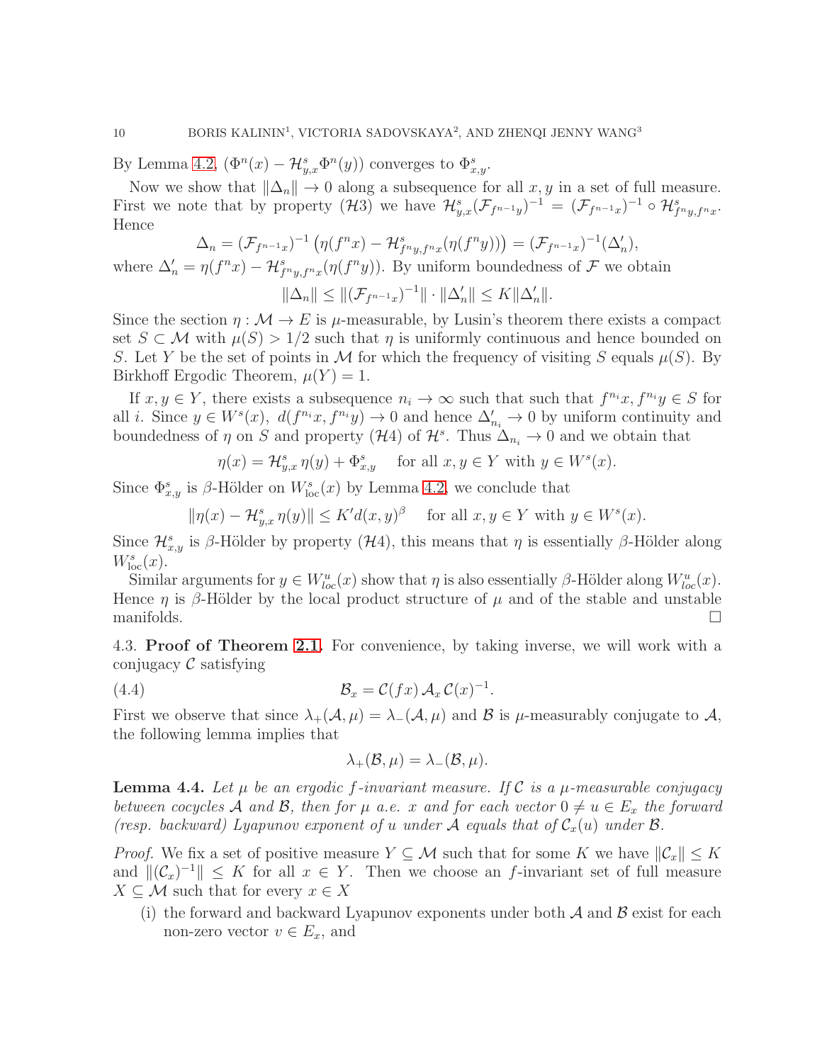By Lemma 4.2, $(\Phi^n(x) - \mathcal{H}^s_{y,x}\Phi^n(y))$ converges to $\Phi^s_{x,y}$.

Now we show that $\|\Delta_n\| \to 0$ along a subsequence for all $x, y$ in a set of full measure. First we note that by property $(\mathcal{H}3)$ we have $\mathcal{H}^s_{y,x}(\mathcal{F}_{f^{n-1}y})^{-1} = (\mathcal{F}_{f^{n-1}x})^{-1} \circ \mathcal{H}^s_{f^n y, f^n x}$. Hence

$$\Delta_n = (\mathcal{F}_{f^{n-1}x})^{-1}\left(\eta(f^n x) - \mathcal{H}^s_{f^n y, f^n x}(\eta(f^n y))\right) = (\mathcal{F}_{f^{n-1}x})^{-1}(\Delta'_n),$$

where $\Delta'_n = \eta(f^n x) - \mathcal{H}^s_{f^n y, f^n x}(\eta(f^n y))$. By uniform boundedness of $\mathcal{F}$ we obtain

$$\|\Delta_n\| \le \|(\mathcal{F}_{f^{n-1}x})^{-1}\| \cdot \|\Delta'_n\| \le K\|\Delta'_n\|.$$

Since the section $\eta : \mathcal{M} \to E$ is $\mu$-measurable, by Lusin's theorem there exists a compact set $S \subset \mathcal{M}$ with $\mu(S) > 1/2$ such that $\eta$ is uniformly continuous and hence bounded on $S$. Let $Y$ be the set of points in $\mathcal{M}$ for which the frequency of visiting $S$ equals $\mu(S)$. By Birkhoff Ergodic Theorem, $\mu(Y) = 1$.

If $x, y \in Y$, there exists a subsequence $n_i \to \infty$ such that such that $f^{n_i}x, f^{n_i}y \in S$ for all $i$. Since $y \in W^s(x)$, $d(f^{n_i}x, f^{n_i}y) \to 0$ and hence $\Delta'_{n_i} \to 0$ by uniform continuity and boundedness of $\eta$ on $S$ and property $(\mathcal{H}4)$ of $\mathcal{H}^s$. Thus $\Delta_{n_i} \to 0$ and we obtain that

$$\eta(x) = \mathcal{H}^s_{y,x}\,\eta(y) + \Phi^s_{x,y} \quad \text{ for all } x, y \in Y \text{ with } y \in W^s(x).$$

Since $\Phi^s_{x,y}$ is $\beta$-Hölder on $W^s_{\text{loc}}(x)$ by Lemma 4.2, we conclude that

$$\|\eta(x) - \mathcal{H}^s_{y,x}\,\eta(y)\| \le K' d(x,y)^\beta \quad \text{ for all } x, y \in Y \text{ with } y \in W^s(x).$$

Since $\mathcal{H}^s_{x,y}$ is $\beta$-Hölder by property $(\mathcal{H}4)$, this means that $\eta$ is essentially $\beta$-Hölder along $W^s_{\text{loc}}(x)$.

Similar arguments for $y \in W^u_{loc}(x)$ show that $\eta$ is also essentially $\beta$-Hölder along $W^u_{loc}(x)$. Hence $\eta$ is $\beta$-Hölder by the local product structure of $\mu$ and of the stable and unstable manifolds. $\square$

4.3. **Proof of Theorem 2.1.** For convenience, by taking inverse, we will work with a conjugacy $\mathcal{C}$ satisfying

$$\mathcal{B}_x = \mathcal{C}(fx)\,\mathcal{A}_x\,\mathcal{C}(x)^{-1}. \tag{4.4}$$

First we observe that since $\lambda_+(\mathcal{A}, \mu) = \lambda_-(\mathcal{A}, \mu)$ and $\mathcal{B}$ is $\mu$-measurably conjugate to $\mathcal{A}$, the following lemma implies that

$$\lambda_+(\mathcal{B}, \mu) = \lambda_-(\mathcal{B}, \mu).$$

**Lemma 4.4.** *Let $\mu$ be an ergodic $f$-invariant measure. If $\mathcal{C}$ is a $\mu$-measurable conjugacy between cocycles $\mathcal{A}$ and $\mathcal{B}$, then for $\mu$ a.e. $x$ and for each vector $0 \ne u \in E_x$ the forward (resp. backward) Lyapunov exponent of $u$ under $\mathcal{A}$ equals that of $\mathcal{C}_x(u)$ under $\mathcal{B}$.*

*Proof.* We fix a set of positive measure $Y \subseteq \mathcal{M}$ such that for some $K$ we have $\|\mathcal{C}_x\| \le K$ and $\|(\mathcal{C}_x)^{-1}\| \le K$ for all $x \in Y$. Then we choose an $f$-invariant set of full measure $X \subseteq \mathcal{M}$ such that for every $x \in X$

(i) the forward and backward Lyapunov exponents under both $\mathcal{A}$ and $\mathcal{B}$ exist for each non-zero vector $v \in E_x$, and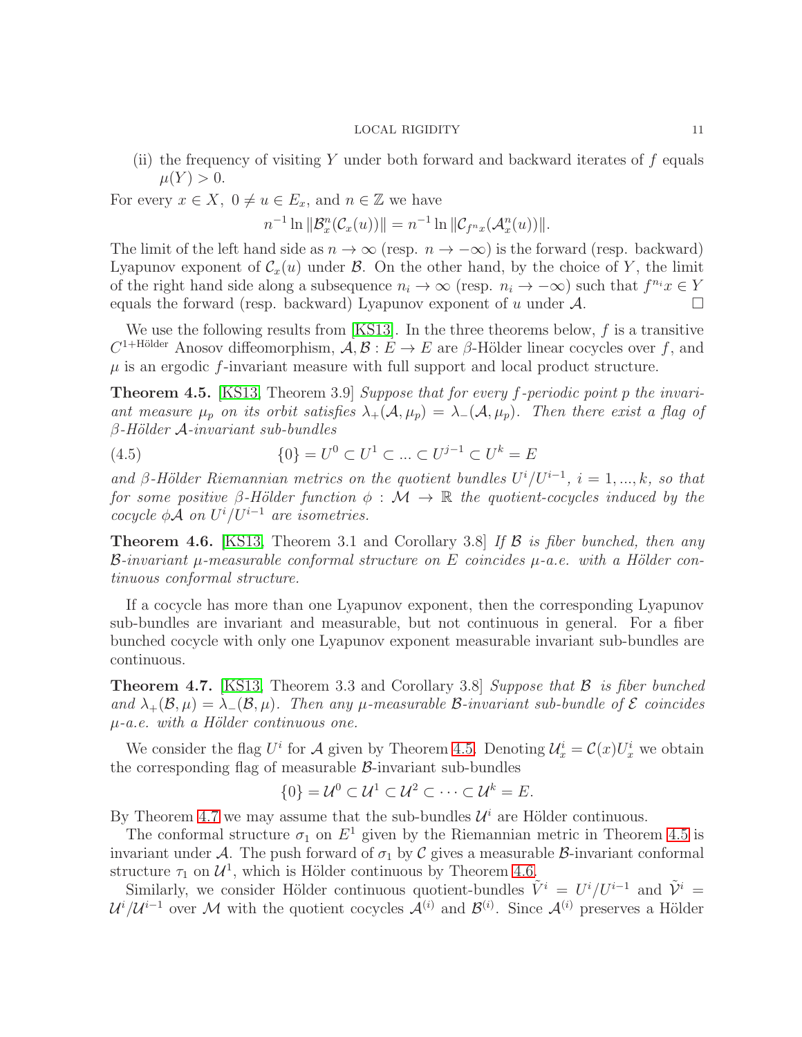(ii) the frequency of visiting $Y$ under both forward and backward iterates of $f$ equals $\mu(Y) > 0$.

For every $x \in X$, $0 \neq u \in E_x$, and $n \in \mathbb{Z}$ we have

$$n^{-1} \ln \|\mathcal{B}_x^n(\mathcal{C}_x(u))\| = n^{-1} \ln \|\mathcal{C}_{f^n x}(\mathcal{A}_x^n(u))\|.$$

The limit of the left hand side as $n \to \infty$ (resp. $n \to -\infty$) is the forward (resp. backward) Lyapunov exponent of $\mathcal{C}_x(u)$ under $\mathcal{B}$. On the other hand, by the choice of $Y$, the limit of the right hand side along a subsequence $n_i \to \infty$ (resp. $n_i \to -\infty$) such that $f^{n_i} x \in Y$ equals the forward (resp. backward) Lyapunov exponent of $u$ under $\mathcal{A}$. $\square$

We use the following results from [KS13]. In the three theorems below, $f$ is a transitive $C^{1+\text{Hölder}}$ Anosov diffeomorphism, $\mathcal{A}, \mathcal{B} : E \to E$ are $\beta$-Hölder linear cocycles over $f$, and $\mu$ is an ergodic $f$-invariant measure with full support and local product structure.

**Theorem 4.5.** [KS13, Theorem 3.9] *Suppose that for every $f$-periodic point $p$ the invariant measure $\mu_p$ on its orbit satisfies $\lambda_+(\mathcal{A}, \mu_p) = \lambda_-(\mathcal{A}, \mu_p)$. Then there exist a flag of $\beta$-Hölder $\mathcal{A}$-invariant sub-bundles*

$$\{0\} = U^0 \subset U^1 \subset ... \subset U^{j-1} \subset U^k = E \tag{4.5}$$

*and $\beta$-Hölder Riemannian metrics on the quotient bundles $U^i/U^{i-1}$, $i = 1, ..., k$, so that for some positive $\beta$-Hölder function $\phi : \mathcal{M} \to \mathbb{R}$ the quotient-cocycles induced by the cocycle $\phi\mathcal{A}$ on $U^i/U^{i-1}$ are isometries.*

**Theorem 4.6.** [KS13, Theorem 3.1 and Corollary 3.8] *If $\mathcal{B}$ is fiber bunched, then any $\mathcal{B}$-invariant $\mu$-measurable conformal structure on $E$ coincides $\mu$-a.e. with a Hölder continuous conformal structure.*

If a cocycle has more than one Lyapunov exponent, then the corresponding Lyapunov sub-bundles are invariant and measurable, but not continuous in general. For a fiber bunched cocycle with only one Lyapunov exponent measurable invariant sub-bundles are continuous.

**Theorem 4.7.** [KS13, Theorem 3.3 and Corollary 3.8] *Suppose that $\mathcal{B}$ is fiber bunched and $\lambda_+(\mathcal{B}, \mu) = \lambda_-(\mathcal{B}, \mu)$. Then any $\mu$-measurable $\mathcal{B}$-invariant sub-bundle of $\mathcal{E}$ coincides $\mu$-a.e. with a Hölder continuous one.*

We consider the flag $U^i$ for $\mathcal{A}$ given by Theorem 4.5. Denoting $\mathcal{U}_x^i = \mathcal{C}(x) U_x^i$ we obtain the corresponding flag of measurable $\mathcal{B}$-invariant sub-bundles

$$\{0\} = \mathcal{U}^0 \subset \mathcal{U}^1 \subset \mathcal{U}^2 \subset \cdots \subset \mathcal{U}^k = E.$$

By Theorem 4.7 we may assume that the sub-bundles $\mathcal{U}^i$ are Hölder continuous.

The conformal structure $\sigma_1$ on $E^1$ given by the Riemannian metric in Theorem 4.5 is invariant under $\mathcal{A}$. The push forward of $\sigma_1$ by $\mathcal{C}$ gives a measurable $\mathcal{B}$-invariant conformal structure $\tau_1$ on $\mathcal{U}^1$, which is Hölder continuous by Theorem 4.6.

Similarly, we consider Hölder continuous quotient-bundles $\tilde{V}^i = U^i/U^{i-1}$ and $\tilde{\mathcal{V}}^i = \mathcal{U}^i/\mathcal{U}^{i-1}$ over $\mathcal{M}$ with the quotient cocycles $\mathcal{A}^{(i)}$ and $\mathcal{B}^{(i)}$. Since $\mathcal{A}^{(i)}$ preserves a Hölder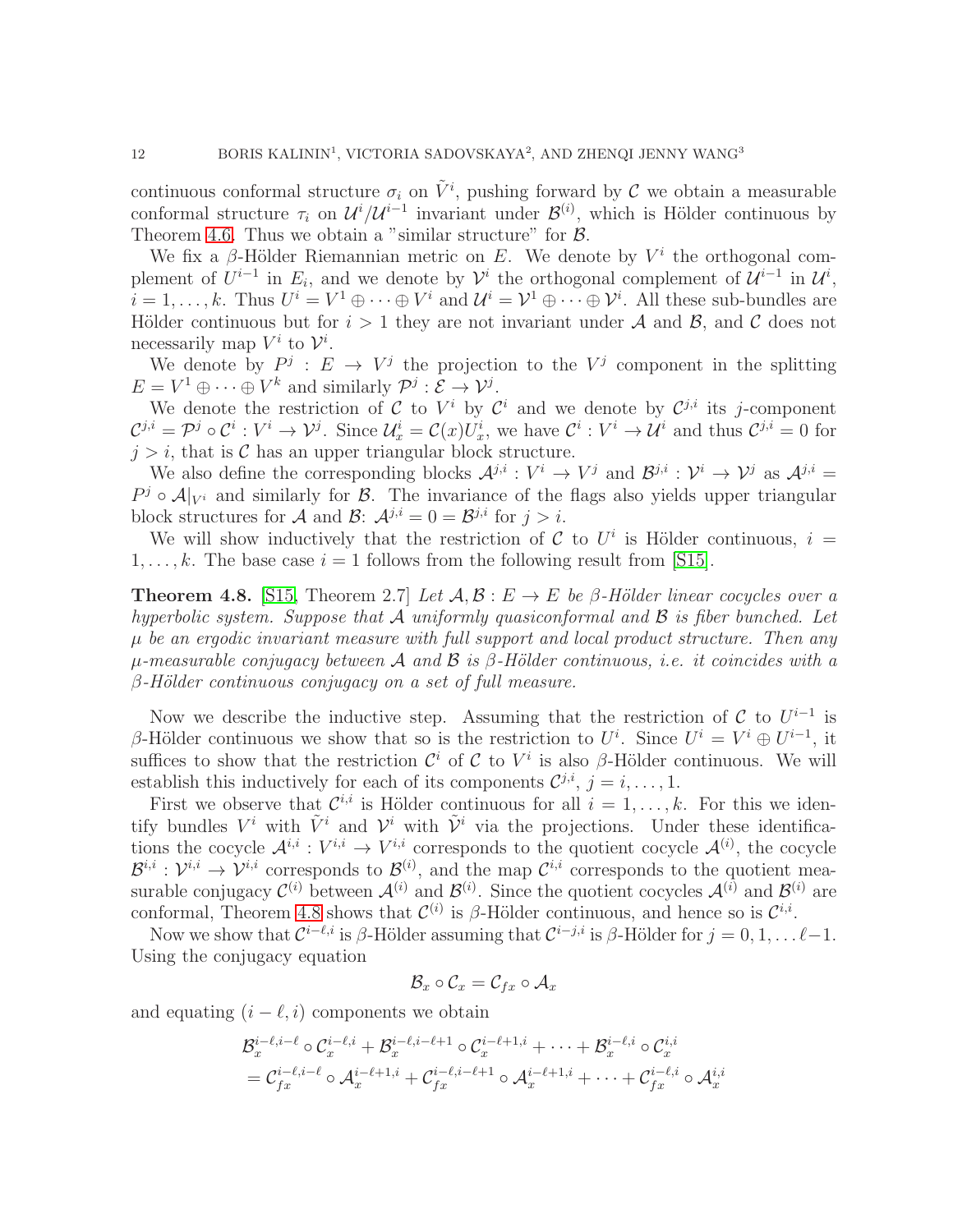continuous conformal structure $\sigma_i$ on $\tilde{V}^i$, pushing forward by $\mathcal{C}$ we obtain a measurable conformal structure $\tau_i$ on $\mathcal{U}^i/\mathcal{U}^{i-1}$ invariant under $\mathcal{B}^{(i)}$, which is Hölder continuous by Theorem 4.6. Thus we obtain a "similar structure" for $\mathcal{B}$.

We fix a $\beta$-Hölder Riemannian metric on $E$. We denote by $V^i$ the orthogonal complement of $U^{i-1}$ in $E_i$, and we denote by $\mathcal{V}^i$ the orthogonal complement of $\mathcal{U}^{i-1}$ in $\mathcal{U}^i$, $i = 1, \dots, k$. Thus $U^i = V^1 \oplus \cdots \oplus V^i$ and $\mathcal{U}^i = \mathcal{V}^1 \oplus \cdots \oplus \mathcal{V}^i$. All these sub-bundles are Hölder continuous but for $i > 1$ they are not invariant under $\mathcal{A}$ and $\mathcal{B}$, and $\mathcal{C}$ does not necessarily map $V^i$ to $\mathcal{V}^i$.

We denote by $P^j : E \to V^j$ the projection to the $V^j$ component in the splitting $E = V^1 \oplus \cdots \oplus V^k$ and similarly $\mathcal{P}^j : \mathcal{E} \to \mathcal{V}^j$.

We denote the restriction of $\mathcal{C}$ to $V^i$ by $\mathcal{C}^i$ and we denote by $\mathcal{C}^{j,i}$ its $j$-component $\mathcal{C}^{j,i} = \mathcal{P}^j \circ \mathcal{C}^i : V^i \to \mathcal{V}^j$. Since $\mathcal{U}^i_x = \mathcal{C}(x) U^i_x$, we have $\mathcal{C}^i : V^i \to \mathcal{U}^i$ and thus $\mathcal{C}^{j,i} = 0$ for $j > i$, that is $\mathcal{C}$ has an upper triangular block structure.

We also define the corresponding blocks $\mathcal{A}^{j,i} : V^i \to V^j$ and $\mathcal{B}^{j,i} : \mathcal{V}^i \to \mathcal{V}^j$ as $\mathcal{A}^{j,i} = P^j \circ \mathcal{A}|_{V^i}$ and similarly for $\mathcal{B}$. The invariance of the flags also yields upper triangular block structures for $\mathcal{A}$ and $\mathcal{B}$: $\mathcal{A}^{j,i} = 0 = \mathcal{B}^{j,i}$ for $j > i$.

We will show inductively that the restriction of $\mathcal{C}$ to $U^i$ is Hölder continuous, $i = 1, \dots, k$. The base case $i = 1$ follows from the following result from [S15].

**Theorem 4.8.** [S15, Theorem 2.7] *Let $\mathcal{A}, \mathcal{B} : E \to E$ be $\beta$-Hölder linear cocycles over a hyperbolic system. Suppose that $\mathcal{A}$ uniformly quasiconformal and $\mathcal{B}$ is fiber bunched. Let $\mu$ be an ergodic invariant measure with full support and local product structure. Then any $\mu$-measurable conjugacy between $\mathcal{A}$ and $\mathcal{B}$ is $\beta$-Hölder continuous, i.e. it coincides with a $\beta$-Hölder continuous conjugacy on a set of full measure.*

Now we describe the inductive step. Assuming that the restriction of $\mathcal{C}$ to $U^{i-1}$ is $\beta$-Hölder continuous we show that so is the restriction to $U^i$. Since $U^i = V^i \oplus U^{i-1}$, it suffices to show that the restriction $\mathcal{C}^i$ of $\mathcal{C}$ to $V^i$ is also $\beta$-Hölder continuous. We will establish this inductively for each of its components $\mathcal{C}^{j,i}$, $j = i, \dots, 1$.

First we observe that $\mathcal{C}^{i,i}$ is Hölder continuous for all $i = 1, \dots, k$. For this we identify bundles $V^i$ with $\tilde{V}^i$ and $\mathcal{V}^i$ with $\tilde{\mathcal{V}}^i$ via the projections. Under these identifications the cocycle $\mathcal{A}^{i,i} : V^{i,i} \to V^{i,i}$ corresponds to the quotient cocycle $\mathcal{A}^{(i)}$, the cocycle $\mathcal{B}^{i,i} : \mathcal{V}^{i,i} \to \mathcal{V}^{i,i}$ corresponds to $\mathcal{B}^{(i)}$, and the map $\mathcal{C}^{i,i}$ corresponds to the quotient measurable conjugacy $\mathcal{C}^{(i)}$ between $\mathcal{A}^{(i)}$ and $\mathcal{B}^{(i)}$. Since the quotient cocycles $\mathcal{A}^{(i)}$ and $\mathcal{B}^{(i)}$ are conformal, Theorem 4.8 shows that $\mathcal{C}^{(i)}$ is $\beta$-Hölder continuous, and hence so is $\mathcal{C}^{i,i}$.

Now we show that $\mathcal{C}^{i-\ell,i}$ is $\beta$-Hölder assuming that $\mathcal{C}^{i-j,i}$ is $\beta$-Hölder for $j = 0, 1, \dots \ell-1$. Using the conjugacy equation

$$\mathcal{B}_x \circ \mathcal{C}_x = \mathcal{C}_{fx} \circ \mathcal{A}_x$$

and equating $(i-\ell, i)$ components we obtain

$$\begin{aligned} &\mathcal{B}_x^{i-\ell,i-\ell} \circ \mathcal{C}_x^{i-\ell,i} + \mathcal{B}_x^{i-\ell,i-\ell+1} \circ \mathcal{C}_x^{i-\ell+1,i} + \cdots + \mathcal{B}_x^{i-\ell,i} \circ \mathcal{C}_x^{i,i} \\ &= \mathcal{C}_{fx}^{i-\ell,i-\ell} \circ \mathcal{A}_x^{i-\ell+1,i} + \mathcal{C}_{fx}^{i-\ell,i-\ell+1} \circ \mathcal{A}_x^{i-\ell+1,i} + \cdots + \mathcal{C}_{fx}^{i-\ell,i} \circ \mathcal{A}_x^{i,i} \end{aligned}$$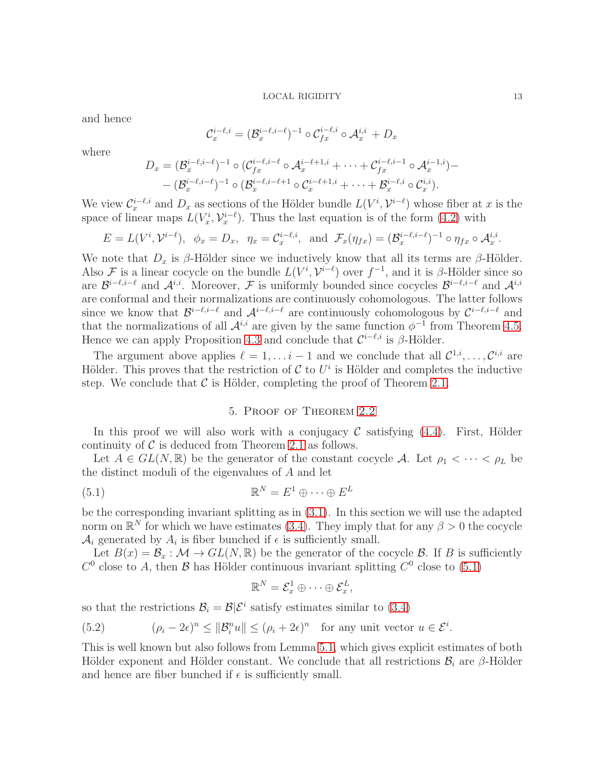and hence

$$\mathcal{C}_x^{i-\ell,i} = (\mathcal{B}_x^{i-\ell,i-\ell})^{-1} \circ \mathcal{C}_{fx}^{i-\ell,i} \circ \mathcal{A}_x^{i,i} + D_x$$

where

$$\begin{aligned} D_x = (\mathcal{B}_x^{i-\ell,i-\ell})^{-1} \circ (\mathcal{C}_{fx}^{i-\ell,i-\ell} \circ \mathcal{A}_x^{i-\ell+1,i} + \cdots + \mathcal{C}_{fx}^{i-\ell,i-1} \circ \mathcal{A}_x^{i-1,i}) - \\ - (\mathcal{B}_x^{i-\ell,i-\ell})^{-1} \circ (\mathcal{B}_x^{i-\ell,i-\ell+1} \circ \mathcal{C}_x^{i-\ell+1,i} + \cdots + \mathcal{B}_x^{i-\ell,i} \circ \mathcal{C}_x^{i,i}). \end{aligned}$$

We view $\mathcal{C}_x^{i-\ell,i}$ and $D_x$ as sections of the Hölder bundle $L(V^i, \mathcal{V}^{i-\ell})$ whose fiber at $x$ is the space of linear maps $L(V_x^i, \mathcal{V}_x^{i-\ell})$. Thus the last equation is of the form (4.2) with

$$E = L(V^i, \mathcal{V}^{i-\ell}), \quad \phi_x = D_x, \quad \eta_x = \mathcal{C}_x^{i-\ell,i}, \quad \text{and} \quad \mathcal{F}_x(\eta_{fx}) = (\mathcal{B}_x^{i-\ell,i-\ell})^{-1} \circ \eta_{fx} \circ \mathcal{A}_x^{i,i}.$$

We note that $D_x$ is $\beta$-Hölder since we inductively know that all its terms are $\beta$-Hölder. Also $\mathcal{F}$ is a linear cocycle on the bundle $L(V^i, \mathcal{V}^{i-\ell})$ over $f^{-1}$, and it is $\beta$-Hölder since so are $\mathcal{B}^{i-\ell,i-\ell}$ and $\mathcal{A}^{i,i}$. Moreover, $\mathcal{F}$ is uniformly bounded since cocycles $\mathcal{B}^{i-\ell,i-\ell}$ and $\mathcal{A}^{i,i}$ are conformal and their normalizations are continuously cohomologous. The latter follows since we know that $\mathcal{B}^{i-\ell,i-\ell}$ and $\mathcal{A}^{i-\ell,i-\ell}$ are continuously cohomologous by $\mathcal{C}^{i-\ell,i-\ell}$ and that the normalizations of all $\mathcal{A}^{i,i}$ are given by the same function $\phi^{-1}$ from Theorem 4.5. Hence we can apply Proposition 4.3 and conclude that $\mathcal{C}^{i-\ell,i}$ is $\beta$-Hölder.

The argument above applies $\ell = 1, \dots i-1$ and we conclude that all $\mathcal{C}^{1,i}, \dots, \mathcal{C}^{i,i}$ are Hölder. This proves that the restriction of $\mathcal{C}$ to $U^i$ is Hölder and completes the inductive step. We conclude that $\mathcal{C}$ is Hölder, completing the proof of Theorem 2.1.

## 5. Proof of Theorem 2.2

In this proof we will also work with a conjugacy $\mathcal{C}$ satisfying (4.4). First, Hölder continuity of $\mathcal{C}$ is deduced from Theorem 2.1 as follows.

Let $A \in GL(N, \mathbb{R})$ be the generator of the constant cocycle $\mathcal{A}$. Let $\rho_1 < \cdots < \rho_L$ be the distinct moduli of the eigenvalues of $A$ and let

$$\mathbb{R}^N = E^1 \oplus \cdots \oplus E^L \tag{5.1}$$

be the corresponding invariant splitting as in (3.1). In this section we will use the adapted norm on $\mathbb{R}^N$ for which we have estimates (3.4). They imply that for any $\beta > 0$ the cocycle $\mathcal{A}_i$ generated by $A_i$ is fiber bunched if $\epsilon$ is sufficiently small.

Let $B(x) = \mathcal{B}_x : \mathcal{M} \to GL(N, \mathbb{R})$ be the generator of the cocycle $\mathcal{B}$. If $B$ is sufficiently $C^0$ close to $A$, then $\mathcal{B}$ has Hölder continuous invariant splitting $C^0$ close to (5.1)

$$\mathbb{R}^N = \mathcal{E}_x^1 \oplus \cdots \oplus \mathcal{E}_x^L,$$

so that the restrictions $\mathcal{B}_i = \mathcal{B}|\mathcal{E}^i$ satisfy estimates similar to (3.4)

$$(\rho_i - 2\epsilon)^n \leq \|\mathcal{B}_i^n u\| \leq (\rho_i + 2\epsilon)^n \quad \text{for any unit vector } u \in \mathcal{E}^i. \tag{5.2}$$

This is well known but also follows from Lemma 5.1, which gives explicit estimates of both Hölder exponent and Hölder constant. We conclude that all restrictions $\mathcal{B}_i$ are $\beta$-Hölder and hence are fiber bunched if $\epsilon$ is sufficiently small.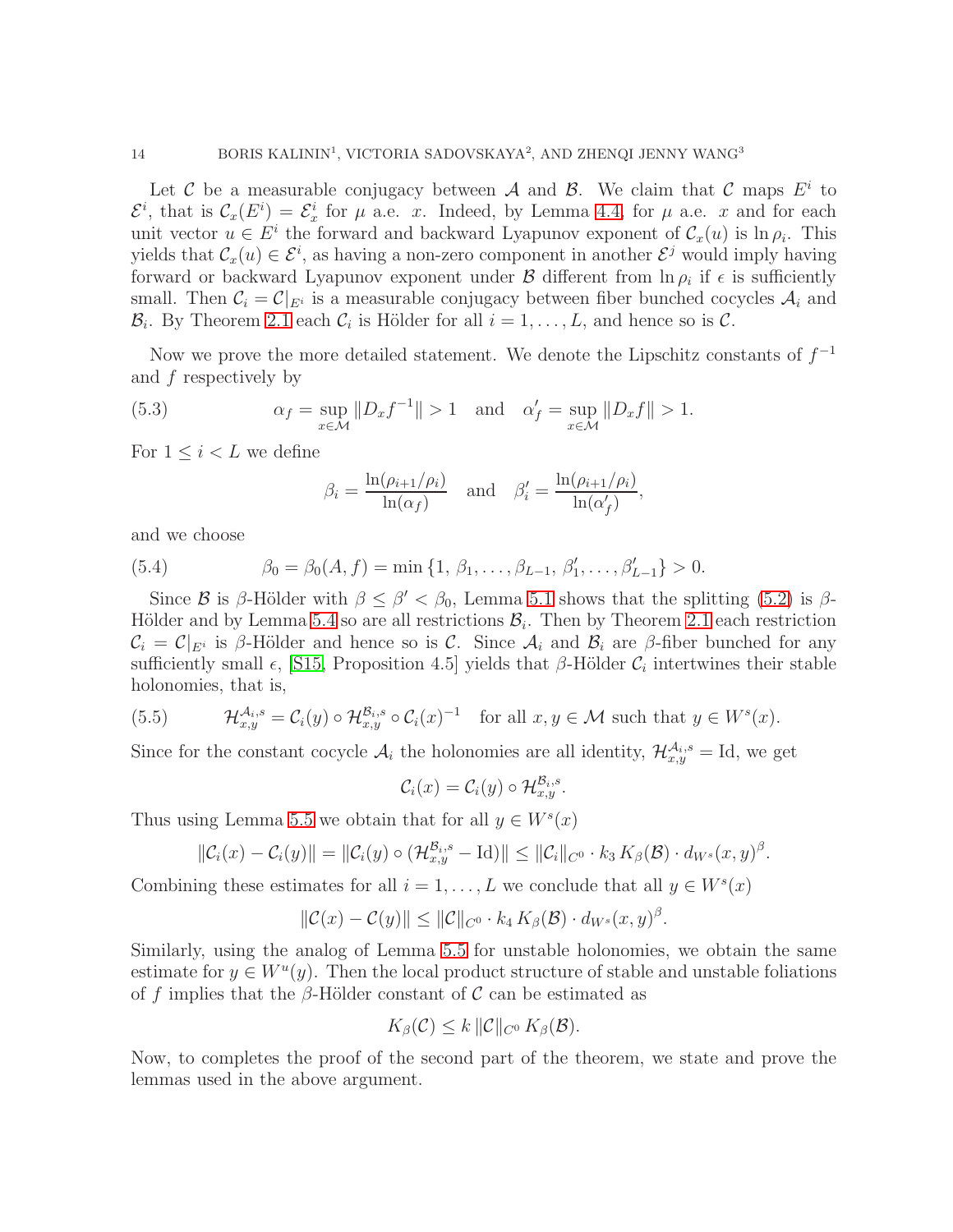Let $\mathcal{C}$ be a measurable conjugacy between $\mathcal{A}$ and $\mathcal{B}$. We claim that $\mathcal{C}$ maps $E^i$ to $\mathcal{E}^i$, that is $\mathcal{C}_x(E^i) = \mathcal{E}^i_x$ for $\mu$ a.e. $x$. Indeed, by Lemma 4.4, for $\mu$ a.e. $x$ and for each unit vector $u \in E^i$ the forward and backward Lyapunov exponent of $\mathcal{C}_x(u)$ is $\ln \rho_i$. This yields that $\mathcal{C}_x(u) \in \mathcal{E}^i$, as having a non-zero component in another $\mathcal{E}^j$ would imply having forward or backward Lyapunov exponent under $\mathcal{B}$ different from $\ln \rho_i$ if $\epsilon$ is sufficiently small. Then $\mathcal{C}_i = \mathcal{C}|_{E^i}$ is a measurable conjugacy between fiber bunched cocycles $\mathcal{A}_i$ and $\mathcal{B}_i$. By Theorem 2.1 each $\mathcal{C}_i$ is Hölder for all $i = 1, \dots, L$, and hence so is $\mathcal{C}$.

Now we prove the more detailed statement. We denote the Lipschitz constants of $f^{-1}$ and $f$ respectively by

$$\alpha_f = \sup_{x\in\mathcal{M}} \|D_x f^{-1}\| > 1 \quad \text{and} \quad \alpha'_f = \sup_{x\in\mathcal{M}} \|D_x f\| > 1. \tag{5.3}$$

For $1 \le i < L$ we define

$$\beta_i = \frac{\ln(\rho_{i+1}/\rho_i)}{\ln(\alpha_f)} \quad \text{and} \quad \beta'_i = \frac{\ln(\rho_{i+1}/\rho_i)}{\ln(\alpha'_f)},$$

and we choose

$$\beta_0 = \beta_0(A, f) = \min\{1,\, \beta_1, \dots, \beta_{L-1},\, \beta'_1, \dots, \beta'_{L-1}\} > 0. \tag{5.4}$$

Since $\mathcal{B}$ is $\beta$-Hölder with $\beta \le \beta' < \beta_0$, Lemma 5.1 shows that the splitting (5.2) is $\beta$-Hölder and by Lemma 5.4 so are all restrictions $\mathcal{B}_i$. Then by Theorem 2.1 each restriction $\mathcal{C}_i = \mathcal{C}|_{E^i}$ is $\beta$-Hölder and hence so is $\mathcal{C}$. Since $\mathcal{A}_i$ and $\mathcal{B}_i$ are $\beta$-fiber bunched for any sufficiently small $\epsilon$, [S15, Proposition 4.5] yields that $\beta$-Hölder $\mathcal{C}_i$ intertwines their stable holonomies, that is,

$$\mathcal{H}^{\mathcal{A}_i,s}_{x,y} = \mathcal{C}_i(y) \circ \mathcal{H}^{\mathcal{B}_i,s}_{x,y} \circ \mathcal{C}_i(x)^{-1} \quad \text{for all } x, y \in \mathcal{M} \text{ such that } y \in W^s(x). \tag{5.5}$$

Since for the constant cocycle $\mathcal{A}_i$ the holonomies are all identity, $\mathcal{H}^{\mathcal{A}_i,s}_{x,y} = \text{Id}$, we get

$$\mathcal{C}_i(x) = \mathcal{C}_i(y) \circ \mathcal{H}^{\mathcal{B}_i,s}_{x,y}.$$

Thus using Lemma 5.5 we obtain that for all $y \in W^s(x)$

$$\|\mathcal{C}_i(x) - \mathcal{C}_i(y)\| = \|\mathcal{C}_i(y) \circ (\mathcal{H}^{\mathcal{B}_i,s}_{x,y} - \text{Id})\| \le \|\mathcal{C}_i\|_{C^0} \cdot k_3\, K_\beta(\mathcal{B}) \cdot d_{W^s}(x,y)^\beta.$$

Combining these estimates for all $i = 1, \dots, L$ we conclude that all $y \in W^s(x)$

$$\|\mathcal{C}(x) - \mathcal{C}(y)\| \le \|\mathcal{C}\|_{C^0} \cdot k_4\, K_\beta(\mathcal{B}) \cdot d_{W^s}(x,y)^\beta.$$

Similarly, using the analog of Lemma 5.5 for unstable holonomies, we obtain the same estimate for $y \in W^u(y)$. Then the local product structure of stable and unstable foliations of $f$ implies that the $\beta$-Hölder constant of $\mathcal{C}$ can be estimated as

$$K_\beta(\mathcal{C}) \le k\, \|\mathcal{C}\|_{C^0}\, K_\beta(\mathcal{B}).$$

Now, to completes the proof of the second part of the theorem, we state and prove the lemmas used in the above argument.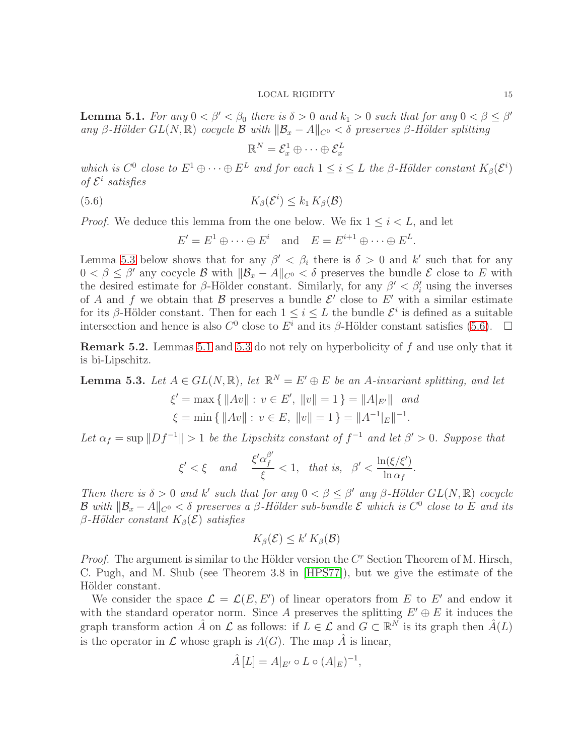**Lemma 5.1.** *For any $0 < \beta' < \beta_0$ there is $\delta > 0$ and $k_1 > 0$ such that for any $0 < \beta \le \beta'$ any $\beta$-Hölder $GL(N, \mathbb{R})$ cocycle $\mathcal{B}$ with $\|\mathcal{B}_x - A\|_{C^0} < \delta$ preserves $\beta$-Hölder splitting*

$$\mathbb{R}^N = \mathcal{E}^1_x \oplus \cdots \oplus \mathcal{E}^L_x$$

*which is $C^0$ close to $E^1 \oplus \cdots \oplus E^L$ and for each $1 \le i \le L$ the $\beta$-Hölder constant $K_\beta(\mathcal{E}^i)$ of $\mathcal{E}^i$ satisfies*

$$K_\beta(\mathcal{E}^i) \le k_1 \, K_\beta(\mathcal{B}) \tag{5.6}$$

*Proof.* We deduce this lemma from the one below. We fix $1 \le i < L$, and let

$$E' = E^1 \oplus \cdots \oplus E^i \quad \text{and} \quad E = E^{i+1} \oplus \cdots \oplus E^L.$$

Lemma 5.3 below shows that for any $\beta' < \beta_i$ there is $\delta > 0$ and $k'$ such that for any $0 < \beta \le \beta'$ any cocycle $\mathcal{B}$ with $\|\mathcal{B}_x - A\|_{C^0} < \delta$ preserves the bundle $\mathcal{E}$ close to $E$ with the desired estimate for $\beta$-Hölder constant. Similarly, for any $\beta' < \beta'_i$ using the inverses of $A$ and $f$ we obtain that $\mathcal{B}$ preserves a bundle $\mathcal{E}'$ close to $E'$ with a similar estimate for its $\beta$-Hölder constant. Then for each $1 \le i \le L$ the bundle $\mathcal{E}^i$ is defined as a suitable intersection and hence is also $C^0$ close to $E^i$ and its $\beta$-Hölder constant satisfies (5.6). $\square$

**Remark 5.2.** Lemmas 5.1 and 5.3 do not rely on hyperbolicity of $f$ and use only that it is bi-Lipschitz.

**Lemma 5.3.** *Let $A \in GL(N, \mathbb{R})$, let $\mathbb{R}^N = E' \oplus E$ be an $A$-invariant splitting, and let*

$$\xi' = \max \{ \|Av\| : v \in E', \ \|v\| = 1 \} = \|A|_{E'}\| \quad \text{and}$$
$$\xi = \min \{ \|Av\| : v \in E, \ \|v\| = 1 \} = \|A^{-1}|_E\|^{-1}.$$

*Let $\alpha_f = \sup \|Df^{-1}\| > 1$ be the Lipschitz constant of $f^{-1}$ and let $\beta' > 0$. Suppose that*

$$\xi' < \xi \quad \text{and} \quad \frac{\xi' \alpha_f^{\beta'}}{\xi} < 1, \quad \text{that is,} \quad \beta' < \frac{\ln(\xi/\xi')}{\ln \alpha_f}.$$

*Then there is $\delta > 0$ and $k'$ such that for any $0 < \beta \le \beta'$ any $\beta$-Hölder $GL(N, \mathbb{R})$ cocycle $\mathcal{B}$ with $\|\mathcal{B}_x - A\|_{C^0} < \delta$ preserves a $\beta$-Hölder sub-bundle $\mathcal{E}$ which is $C^0$ close to $E$ and its $\beta$-Hölder constant $K_\beta(\mathcal{E})$ satisfies*

$$K_\beta(\mathcal{E}) \le k' \, K_\beta(\mathcal{B})$$

*Proof.* The argument is similar to the Hölder version the $C^r$ Section Theorem of M. Hirsch, C. Pugh, and M. Shub (see Theorem 3.8 in [HPS77]), but we give the estimate of the Hölder constant.

We consider the space $\mathcal{L} = \mathcal{L}(E, E')$ of linear operators from $E$ to $E'$ and endow it with the standard operator norm. Since $A$ preserves the splitting $E' \oplus E$ it induces the graph transform action $\hat{A}$ on $\mathcal{L}$ as follows: if $L \in \mathcal{L}$ and $G \subset \mathbb{R}^N$ is its graph then $\hat{A}(L)$ is the operator in $\mathcal{L}$ whose graph is $A(G)$. The map $\hat{A}$ is linear,

$$\hat{A}\,[L] = A|_{E'} \circ L \circ (A|_E)^{-1},$$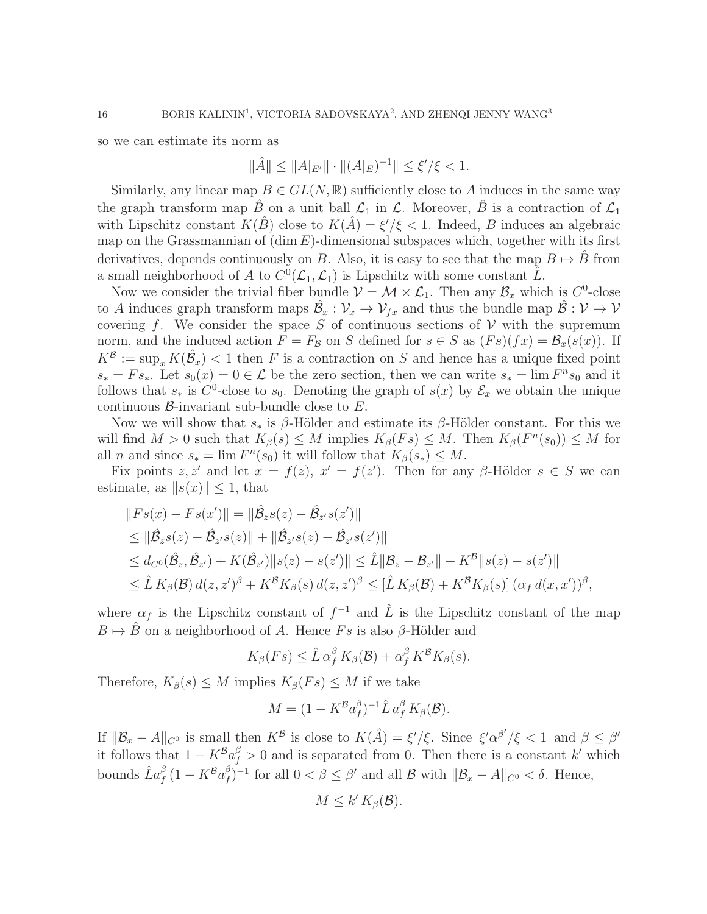so we can estimate its norm as

$$\|\hat{A}\| \le \|A|_{E'}\| \cdot \|(A|_E)^{-1}\| \le \xi'/\xi < 1.$$

Similarly, any linear map $B \in GL(N, \mathbb{R})$ sufficiently close to $A$ induces in the same way the graph transform map $\hat{B}$ on a unit ball $\mathcal{L}_1$ in $\mathcal{L}$. Moreover, $\hat{B}$ is a contraction of $\mathcal{L}_1$ with Lipschitz constant $K(\hat{B})$ close to $K(\hat{A}) = \xi'/\xi < 1$. Indeed, $B$ induces an algebraic map on the Grassmannian of $(\dim E)$-dimensional subspaces which, together with its first derivatives, depends continuously on $B$. Also, it is easy to see that the map $B \mapsto \hat{B}$ from a small neighborhood of $A$ to $C^0(\mathcal{L}_1, \mathcal{L}_1)$ is Lipschitz with some constant $\hat{L}$.

Now we consider the trivial fiber bundle $\mathcal{V} = \mathcal{M} \times \mathcal{L}_1$. Then any $\mathcal{B}_x$ which is $C^0$-close to $A$ induces graph transform maps $\hat{\mathcal{B}}_x : \mathcal{V}_x \to \mathcal{V}_{fx}$ and thus the bundle map $\hat{\mathcal{B}} : \mathcal{V} \to \mathcal{V}$ covering $f$. We consider the space $S$ of continuous sections of $\mathcal{V}$ with the supremum norm, and the induced action $F = F_{\mathcal{B}}$ on $S$ defined for $s \in S$ as $(Fs)(fx) = \mathcal{B}_x(s(x))$. If $K^{\mathcal{B}} := \sup_x K(\hat{\mathcal{B}}_x) < 1$ then $F$ is a contraction on $S$ and hence has a unique fixed point $s_* = Fs_*$. Let $s_0(x) = 0 \in \mathcal{L}$ be the zero section, then we can write $s_* = \lim F^n s_0$ and it follows that $s_*$ is $C^0$-close to $s_0$. Denoting the graph of $s(x)$ by $\mathcal{E}_x$ we obtain the unique continuous $\mathcal{B}$-invariant sub-bundle close to $E$.

Now we will show that $s_*$ is $\beta$-Hölder and estimate its $\beta$-Hölder constant. For this we will find $M > 0$ such that $K_\beta(s) \le M$ implies $K_\beta(Fs) \le M$. Then $K_\beta(F^n(s_0)) \le M$ for all $n$ and since $s_* = \lim F^n(s_0)$ it will follow that $K_\beta(s_*) \le M$.

Fix points $z, z'$ and let $x = f(z)$, $x' = f(z')$. Then for any $\beta$-Hölder $s \in S$ we can estimate, as $\|s(x)\| \le 1$, that

$$\begin{aligned}
&\|Fs(x) - Fs(x')\| = \|\hat{\mathcal{B}}_z s(z) - \hat{\mathcal{B}}_{z'} s(z')\| \\
&\le \|\hat{\mathcal{B}}_z s(z) - \hat{\mathcal{B}}_{z'} s(z)\| + \|\hat{\mathcal{B}}_{z'} s(z) - \hat{\mathcal{B}}_{z'} s(z')\| \\
&\le d_{C^0}(\hat{\mathcal{B}}_z, \hat{\mathcal{B}}_{z'}) + K(\hat{\mathcal{B}}_{z'}) \|s(z) - s(z')\| \le \hat{L} \|\mathcal{B}_z - \mathcal{B}_{z'}\| + K^{\mathcal{B}} \|s(z) - s(z')\| \\
&\le \hat{L}\, K_\beta(\mathcal{B})\, d(z, z')^\beta + K^{\mathcal{B}} K_\beta(s)\, d(z, z')^\beta \le [\hat{L}\, K_\beta(\mathcal{B}) + K^{\mathcal{B}} K_\beta(s)]\, (\alpha_f\, d(x, x'))^\beta,
\end{aligned}$$

where $\alpha_f$ is the Lipschitz constant of $f^{-1}$ and $\hat{L}$ is the Lipschitz constant of the map $B \mapsto \hat{B}$ on a neighborhood of $A$. Hence $Fs$ is also $\beta$-Hölder and

$$K_\beta(Fs) \le \hat{L}\, \alpha_f^\beta\, K_\beta(\mathcal{B}) + \alpha_f^\beta\, K^{\mathcal{B}} K_\beta(s).$$

Therefore, $K_\beta(s) \le M$ implies $K_\beta(Fs) \le M$ if we take

$$M = (1 - K^{\mathcal{B}} a_f^\beta)^{-1} \hat{L}\, a_f^\beta\, K_\beta(\mathcal{B}).$$

If $\|\mathcal{B}_x - A\|_{C^0}$ is small then $K^{\mathcal{B}}$ is close to $K(\hat{A}) = \xi'/\xi$. Since $\xi' \alpha^{\beta'}/\xi < 1$ and $\beta \le \beta'$ it follows that $1 - K^{\mathcal{B}} a_f^\beta > 0$ and is separated from 0. Then there is a constant $k'$ which bounds $\hat{L} a_f^\beta\, (1 - K^{\mathcal{B}} a_f^\beta)^{-1}$ for all $0 < \beta \le \beta'$ and all $\mathcal{B}$ with $\|\mathcal{B}_x - A\|_{C^0} < \delta$. Hence,

$$M \le k'\, K_\beta(\mathcal{B}).$$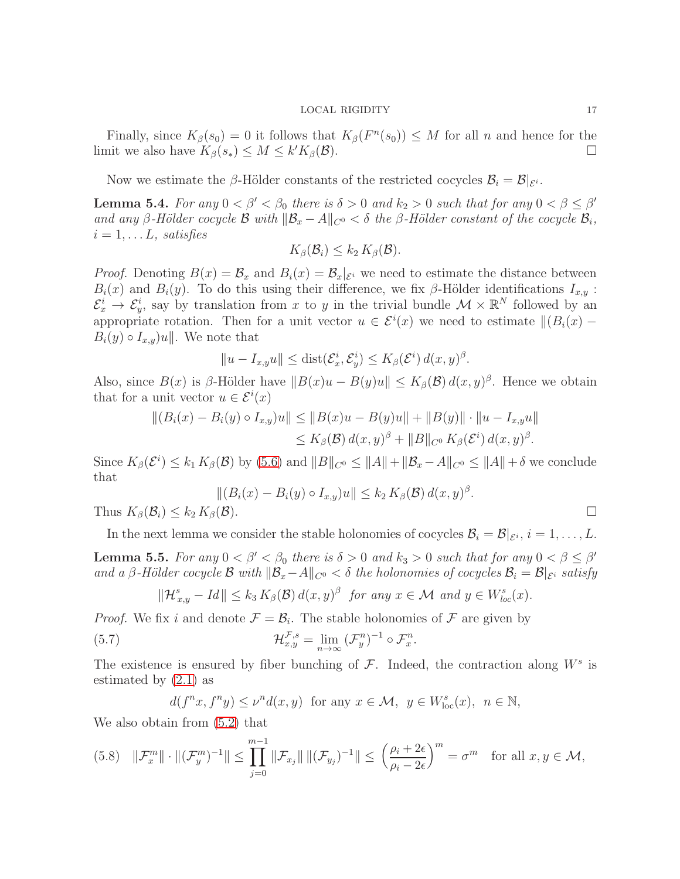Finally, since $K_\beta(s_0) = 0$ it follows that $K_\beta(F^n(s_0)) \le M$ for all $n$ and hence for the limit we also have $K_\beta(s_*) \le M \le k' K_\beta(\mathcal{B})$. $\square$

Now we estimate the $\beta$-Hölder constants of the restricted cocycles $\mathcal{B}_i = \mathcal{B}|_{\mathcal{E}^i}$.

**Lemma 5.4.** *For any $0 < \beta' < \beta_0$ there is $\delta > 0$ and $k_2 > 0$ such that for any $0 < \beta \le \beta'$ and any $\beta$-Hölder cocycle $\mathcal{B}$ with $\|\mathcal{B}_x - A\|_{C^0} < \delta$ the $\beta$-Hölder constant of the cocycle $\mathcal{B}_i$, $i = 1, \dots L$, satisfies*

$$K_\beta(\mathcal{B}_i) \le k_2 \, K_\beta(\mathcal{B}).$$

*Proof.* Denoting $B(x) = \mathcal{B}_x$ and $B_i(x) = \mathcal{B}_x|_{\mathcal{E}^i}$ we need to estimate the distance between $B_i(x)$ and $B_i(y)$. To do this using their difference, we fix $\beta$-Hölder identifications $I_{x,y} : \mathcal{E}^i_x \to \mathcal{E}^i_y$, say by translation from $x$ to $y$ in the trivial bundle $\mathcal{M} \times \mathbb{R}^N$ followed by an appropriate rotation. Then for a unit vector $u \in \mathcal{E}^i(x)$ we need to estimate $\|(B_i(x) - B_i(y) \circ I_{x,y})u\|$. We note that

$$\|u - I_{x,y} u\| \le \text{dist}(\mathcal{E}^i_x, \mathcal{E}^i_y) \le K_\beta(\mathcal{E}^i) \, d(x,y)^\beta.$$

Also, since $B(x)$ is $\beta$-Hölder have $\|B(x)u - B(y)u\| \le K_\beta(\mathcal{B}) \, d(x,y)^\beta$. Hence we obtain that for a unit vector $u \in \mathcal{E}^i(x)$

$$\begin{aligned}
\|(B_i(x) - B_i(y) \circ I_{x,y})u\| &\le \|B(x)u - B(y)u\| + \|B(y)\| \cdot \|u - I_{x,y}u\| \\
&\le K_\beta(\mathcal{B}) \, d(x,y)^\beta + \|B\|_{C^0} \, K_\beta(\mathcal{E}^i) \, d(x,y)^\beta.
\end{aligned}$$

Since $K_\beta(\mathcal{E}^i) \le k_1 \, K_\beta(\mathcal{B})$ by (5.6) and $\|B\|_{C^0} \le \|A\| + \|\mathcal{B}_x - A\|_{C^0} \le \|A\| + \delta$ we conclude that

$$\|(B_i(x) - B_i(y) \circ I_{x,y})u\| \le k_2 \, K_\beta(\mathcal{B}) \, d(x,y)^\beta.$$

Thus $K_\beta(\mathcal{B}_i) \le k_2 \, K_\beta(\mathcal{B})$. $\square$

In the next lemma we consider the stable holonomies of cocycles $\mathcal{B}_i = \mathcal{B}|_{\mathcal{E}^i}$, $i = 1, \dots, L$.

**Lemma 5.5.** *For any $0 < \beta' < \beta_0$ there is $\delta > 0$ and $k_3 > 0$ such that for any $0 < \beta \le \beta'$ and a $\beta$-Hölder cocycle $\mathcal{B}$ with $\|\mathcal{B}_x - A\|_{C^0} < \delta$ the holonomies of cocycles $\mathcal{B}_i = \mathcal{B}|_{\mathcal{E}^i}$ satisfy*

$$\|\mathcal{H}^s_{x,y} - Id\| \le k_3 \, K_\beta(\mathcal{B}) \, d(x,y)^\beta \quad \textit{for any } x \in \mathcal{M} \textit{ and } y \in W^s_{loc}(x).$$

*Proof.* We fix $i$ and denote $\mathcal{F} = \mathcal{B}_i$. The stable holonomies of $\mathcal{F}$ are given by

$$\mathcal{H}^{\mathcal{F},s}_{x,y} = \lim_{n \to \infty} (\mathcal{F}^n_y)^{-1} \circ \mathcal{F}^n_x. \tag{5.7}$$

The existence is ensured by fiber bunching of $\mathcal{F}$. Indeed, the contraction along $W^s$ is estimated by (2.1) as

$$d(f^n x, f^n y) \le \nu^n d(x,y) \quad \text{for any } x \in \mathcal{M}, \;\; y \in W^s_{\text{loc}}(x), \;\; n \in \mathbb{N},$$

We also obtain from (5.2) that

$$\|\mathcal{F}^m_x\| \cdot \|(\mathcal{F}^m_y)^{-1}\| \le \prod_{j=0}^{m-1} \|\mathcal{F}_{x_j}\| \, \|(\mathcal{F}_{y_j})^{-1}\| \le \left( \frac{\rho_i + 2\epsilon}{\rho_i - 2\epsilon} \right)^m = \sigma^m \quad \text{for all } x, y \in \mathcal{M}, \tag{5.8}$$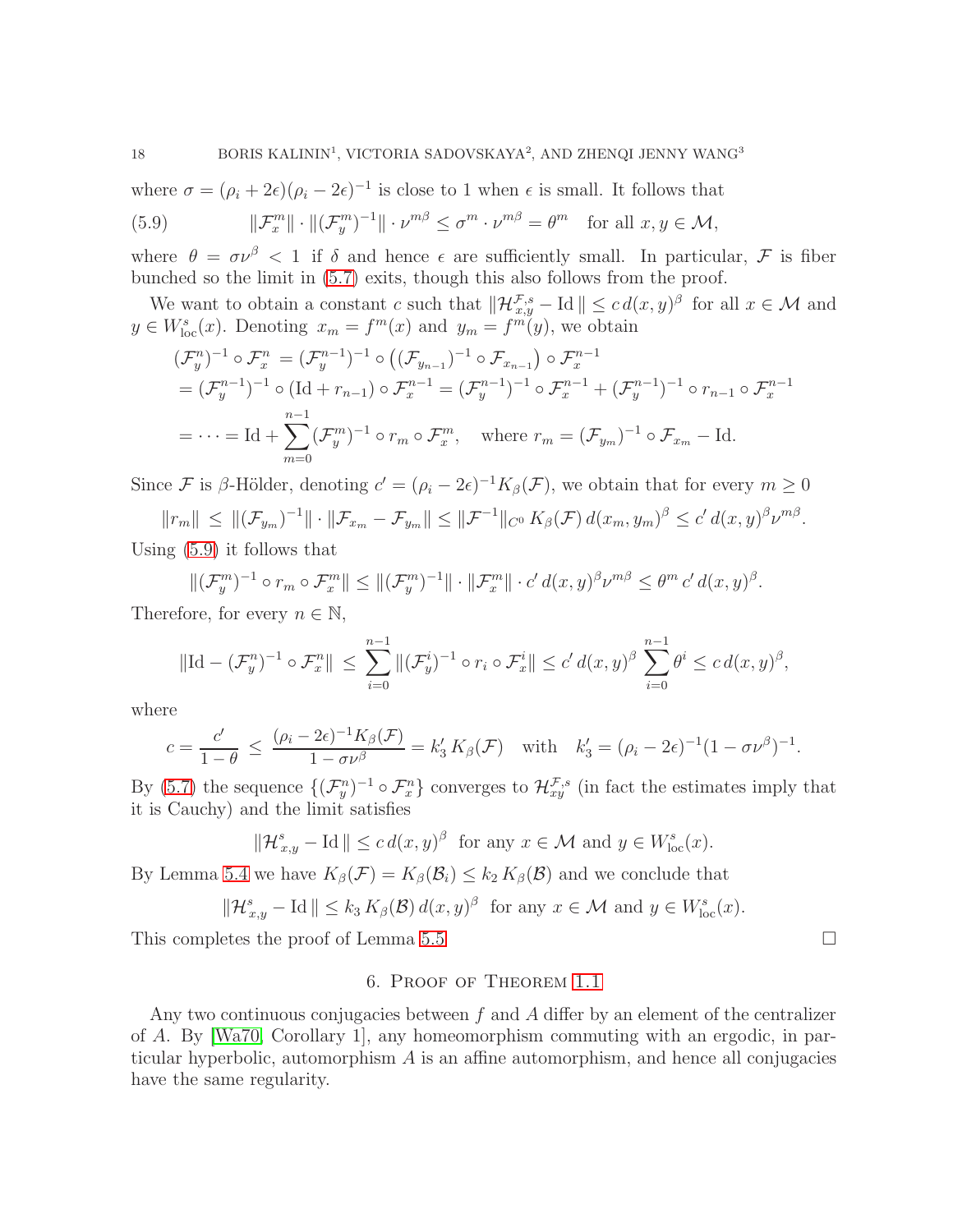where $\sigma = (\rho_i + 2\epsilon)(\rho_i - 2\epsilon)^{-1}$ is close to 1 when $\epsilon$ is small. It follows that

$$\|\mathcal{F}_x^m\| \cdot \|(\mathcal{F}_y^m)^{-1}\| \cdot \nu^{m\beta} \le \sigma^m \cdot \nu^{m\beta} = \theta^m \quad \text{for all } x, y \in \mathcal{M}, \tag{5.9}$$

where $\theta = \sigma \nu^\beta < 1$ if $\delta$ and hence $\epsilon$ are sufficiently small. In particular, $\mathcal{F}$ is fiber bunched so the limit in (5.7) exits, though this also follows from the proof.

We want to obtain a constant $c$ such that $\|\mathcal{H}^{\mathcal{F},s}_{x,y} - \mathrm{Id}\,\| \le c\, d(x,y)^\beta$ for all $x \in \mathcal{M}$ and $y \in W^s_{\mathrm{loc}}(x)$. Denoting $x_m = f^m(x)$ and $y_m = f^m(y)$, we obtain

$$\begin{aligned}
(\mathcal{F}_y^n)^{-1} \circ \mathcal{F}_x^n &= (\mathcal{F}_y^{n-1})^{-1} \circ \big( (\mathcal{F}_{y_{n-1}})^{-1} \circ \mathcal{F}_{x_{n-1}} \big) \circ \mathcal{F}_x^{n-1} \\
&= (\mathcal{F}_y^{n-1})^{-1} \circ (\mathrm{Id} + r_{n-1}) \circ \mathcal{F}_x^{n-1} = (\mathcal{F}_y^{n-1})^{-1} \circ \mathcal{F}_x^{n-1} + (\mathcal{F}_y^{n-1})^{-1} \circ r_{n-1} \circ \mathcal{F}_x^{n-1} \\
&= \cdots = \mathrm{Id} + \sum_{m=0}^{n-1} (\mathcal{F}_y^m)^{-1} \circ r_m \circ \mathcal{F}_x^m, \quad \text{where } r_m = (\mathcal{F}_{y_m})^{-1} \circ \mathcal{F}_{x_m} - \mathrm{Id}.
\end{aligned}$$

Since $\mathcal{F}$ is $\beta$-Hölder, denoting $c' = (\rho_i - 2\epsilon)^{-1} K_\beta(\mathcal{F})$, we obtain that for every $m \ge 0$

$$\|r_m\| \le \|(\mathcal{F}_{y_m})^{-1}\| \cdot \|\mathcal{F}_{x_m} - \mathcal{F}_{y_m}\| \le \|\mathcal{F}^{-1}\|_{C^0}\, K_\beta(\mathcal{F})\, d(x_m, y_m)^\beta \le c'\, d(x,y)^\beta \nu^{m\beta}.$$

Using (5.9) it follows that

$$\|(\mathcal{F}_y^m)^{-1} \circ r_m \circ \mathcal{F}_x^m\| \le \|(\mathcal{F}_y^m)^{-1}\| \cdot \|\mathcal{F}_x^m\| \cdot c'\, d(x,y)^\beta \nu^{m\beta} \le \theta^m\, c'\, d(x,y)^\beta.$$

Therefore, for every $n \in \mathbb{N}$,

$$\|\mathrm{Id} - (\mathcal{F}_y^n)^{-1} \circ \mathcal{F}_x^n\| \le \sum_{i=0}^{n-1} \|(\mathcal{F}_y^i)^{-1} \circ r_i \circ \mathcal{F}_x^i\| \le c'\, d(x,y)^\beta \sum_{i=0}^{n-1} \theta^i \le c\, d(x,y)^\beta,$$

where

$$c = \frac{c'}{1-\theta} \le \frac{(\rho_i - 2\epsilon)^{-1} K_\beta(\mathcal{F})}{1 - \sigma\nu^\beta} = k_3'\, K_\beta(\mathcal{F}) \quad \text{with} \quad k_3' = (\rho_i - 2\epsilon)^{-1} (1 - \sigma\nu^\beta)^{-1}.$$

By (5.7) the sequence $\{(\mathcal{F}_y^n)^{-1} \circ \mathcal{F}_x^n\}$ converges to $\mathcal{H}^{\mathcal{F},s}_{xy}$ (in fact the estimates imply that it is Cauchy) and the limit satisfies

$$\|\mathcal{H}^s_{x,y} - \mathrm{Id}\,\| \le c\, d(x,y)^\beta \;\text{ for any } x \in \mathcal{M} \text{ and } y \in W^s_{\mathrm{loc}}(x).$$

By Lemma 5.4 we have $K_\beta(\mathcal{F}) = K_\beta(\mathcal{B}_i) \le k_2\, K_\beta(\mathcal{B})$ and we conclude that

$$\|\mathcal{H}^s_{x,y} - \mathrm{Id}\,\| \le k_3\, K_\beta(\mathcal{B})\, d(x,y)^\beta \;\text{ for any } x \in \mathcal{M} \text{ and } y \in W^s_{\mathrm{loc}}(x).$$

This completes the proof of Lemma 5.5. □

## 6. Proof of Theorem 1.1

Any two continuous conjugacies between $f$ and $A$ differ by an element of the centralizer of $A$. By [Wa70, Corollary 1], any homeomorphism commuting with an ergodic, in particular hyperbolic, automorphism $A$ is an affine automorphism, and hence all conjugacies have the same regularity.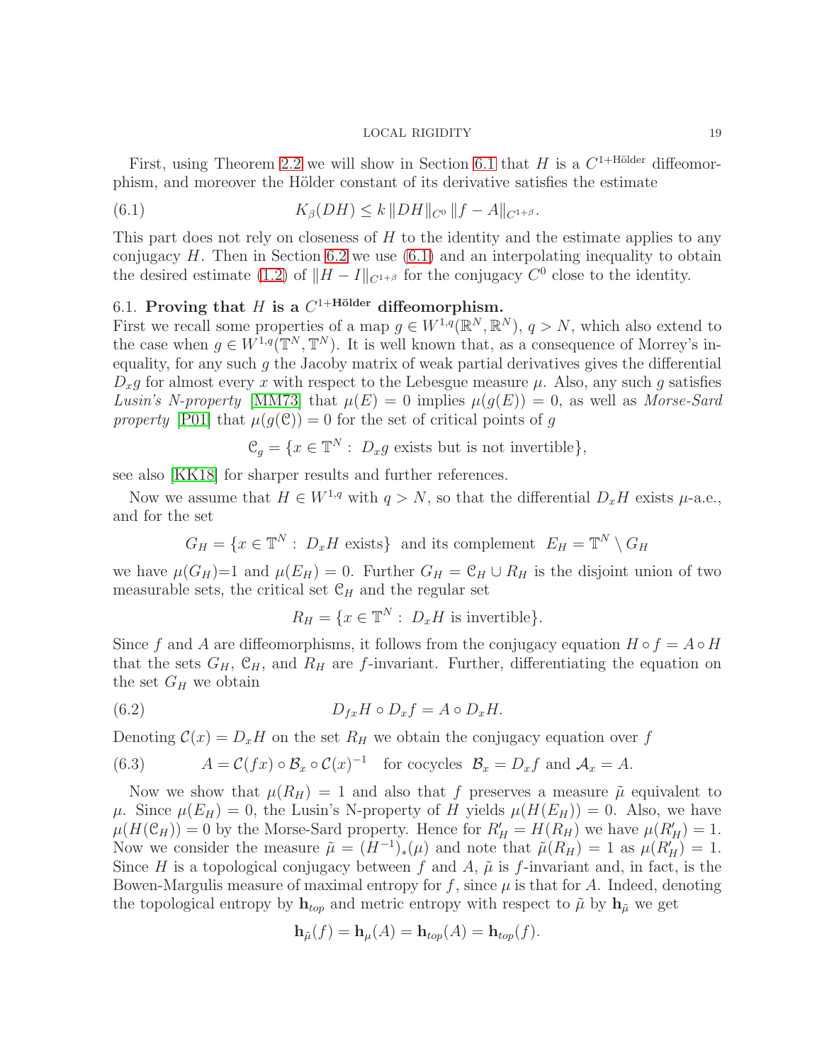First, using Theorem 2.2 we will show in Section 6.1 that $H$ is a $C^{1+\text{Hölder}}$ diffeomorphism, and moreover the Hölder constant of its derivative satisfies the estimate

$$K_\beta(DH) \le k \, \|DH\|_{C^0} \, \|f - A\|_{C^{1+\beta}}. \tag{6.1}$$

This part does not rely on closeness of $H$ to the identity and the estimate applies to any conjugacy $H$. Then in Section 6.2 we use (6.1) and an interpolating inequality to obtain the desired estimate (1.2) of $\|H - I\|_{C^{1+\beta}}$ for the conjugacy $C^0$ close to the identity.

## 6.1. Proving that $H$ is a $C^{1+\text{Hölder}}$ diffeomorphism.

First we recall some properties of a map $g \in W^{1,q}(\mathbb{R}^N, \mathbb{R}^N)$, $q > N$, which also extend to the case when $g \in W^{1,q}(\mathbb{T}^N, \mathbb{T}^N)$. It is well known that, as a consequence of Morrey's inequality, for any such $g$ the Jacoby matrix of weak partial derivatives gives the differential $D_x g$ for almost every $x$ with respect to the Lebesgue measure $\mu$. Also, any such $g$ satisfies *Lusin's N-property* [MM73] that $\mu(E) = 0$ implies $\mu(g(E)) = 0$, as well as *Morse-Sard property* [P01] that $\mu(g(\mathfrak{C})) = 0$ for the set of critical points of $g$

$$\mathfrak{C}_g = \{x \in \mathbb{T}^N : \; D_x g \text{ exists but is not invertible}\},$$

see also [KK18] for sharper results and further references.

Now we assume that $H \in W^{1,q}$ with $q > N$, so that the differential $D_x H$ exists $\mu$-a.e., and for the set

$$G_H = \{x \in \mathbb{T}^N : \; D_x H \text{ exists}\} \;\text{ and its complement }\; E_H = \mathbb{T}^N \setminus G_H$$

we have $\mu(G_H)$=1 and $\mu(E_H) = 0$. Further $G_H = \mathfrak{C}_H \cup R_H$ is the disjoint union of two measurable sets, the critical set $\mathfrak{C}_H$ and the regular set

$$R_H = \{x \in \mathbb{T}^N : \; D_x H \text{ is invertible}\}.$$

Since $f$ and $A$ are diffeomorphisms, it follows from the conjugacy equation $H \circ f = A \circ H$ that the sets $G_H$, $\mathfrak{C}_H$, and $R_H$ are $f$-invariant. Further, differentiating the equation on the set $G_H$ we obtain

$$D_{fx} H \circ D_x f = A \circ D_x H. \tag{6.2}$$

Denoting $\mathcal{C}(x) = D_x H$ on the set $R_H$ we obtain the conjugacy equation over $f$

$$A = \mathcal{C}(fx) \circ \mathcal{B}_x \circ \mathcal{C}(x)^{-1} \quad \text{for cocycles } \; \mathcal{B}_x = D_x f \text{ and } \mathcal{A}_x = A. \tag{6.3}$$

Now we show that $\mu(R_H) = 1$ and also that $f$ preserves a measure $\tilde{\mu}$ equivalent to $\mu$. Since $\mu(E_H) = 0$, the Lusin's N-property of $H$ yields $\mu(H(E_H)) = 0$. Also, we have $\mu(H(\mathfrak{C}_H)) = 0$ by the Morse-Sard property. Hence for $R'_H = H(R_H)$ we have $\mu(R'_H) = 1$. Now we consider the measure $\tilde{\mu} = (H^{-1})_*(\mu)$ and note that $\tilde{\mu}(R_H) = 1$ as $\mu(R'_H) = 1$. Since $H$ is a topological conjugacy between $f$ and $A$, $\tilde{\mu}$ is $f$-invariant and, in fact, is the Bowen-Margulis measure of maximal entropy for $f$, since $\mu$ is that for $A$. Indeed, denoting the topological entropy by $\mathbf{h}_{top}$ and metric entropy with respect to $\tilde{\mu}$ by $\mathbf{h}_{\tilde{\mu}}$ we get

$$\mathbf{h}_{\tilde{\mu}}(f) = \mathbf{h}_{\mu}(A) = \mathbf{h}_{top}(A) = \mathbf{h}_{top}(f).$$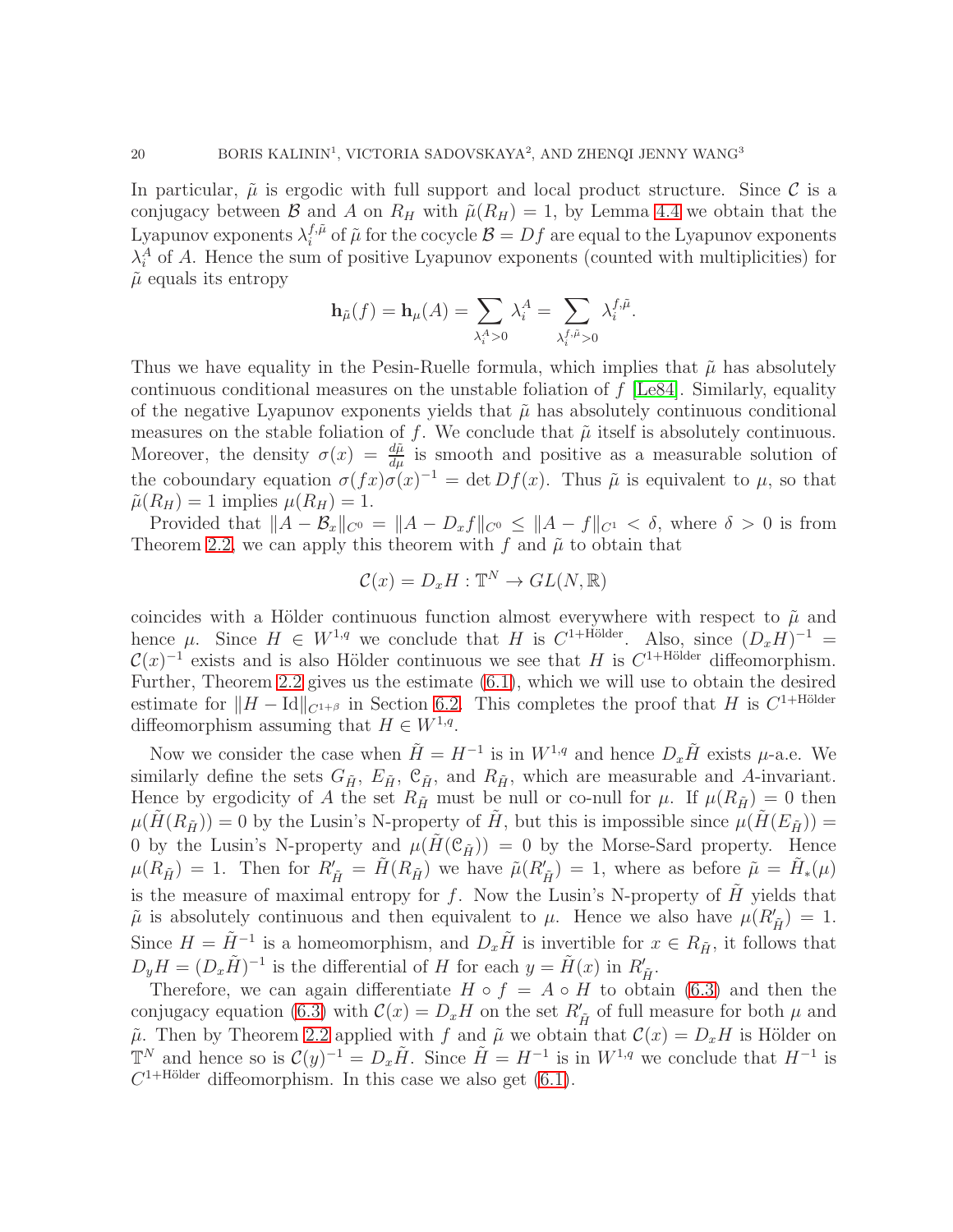In particular, $\tilde{\mu}$ is ergodic with full support and local product structure. Since $\mathcal{C}$ is a conjugacy between $\mathcal{B}$ and $A$ on $R_H$ with $\tilde{\mu}(R_H) = 1$, by Lemma 4.4 we obtain that the Lyapunov exponents $\lambda_i^{f,\tilde{\mu}}$ of $\tilde{\mu}$ for the cocycle $\mathcal{B} = Df$ are equal to the Lyapunov exponents $\lambda_i^A$ of $A$. Hence the sum of positive Lyapunov exponents (counted with multiplicities) for $\tilde{\mu}$ equals its entropy

$$\mathbf{h}_{\tilde{\mu}}(f) = \mathbf{h}_{\mu}(A) = \sum_{\lambda_i^A > 0} \lambda_i^A = \sum_{\lambda_i^{f,\tilde{\mu}} > 0} \lambda_i^{f,\tilde{\mu}}.$$

Thus we have equality in the Pesin-Ruelle formula, which implies that $\tilde{\mu}$ has absolutely continuous conditional measures on the unstable foliation of $f$ [Le84]. Similarly, equality of the negative Lyapunov exponents yields that $\tilde{\mu}$ has absolutely continuous conditional measures on the stable foliation of $f$. We conclude that $\tilde{\mu}$ itself is absolutely continuous. Moreover, the density $\sigma(x) = \frac{d\tilde{\mu}}{d\mu}$ is smooth and positive as a measurable solution of the coboundary equation $\sigma(fx)\sigma(x)^{-1} = \det Df(x)$. Thus $\tilde{\mu}$ is equivalent to $\mu$, so that $\tilde{\mu}(R_H) = 1$ implies $\mu(R_H) = 1$.

Provided that $\|A - \mathcal{B}_x\|_{C^0} = \|A - D_x f\|_{C^0} \le \|A - f\|_{C^1} < \delta$, where $\delta > 0$ is from Theorem 2.2, we can apply this theorem with $f$ and $\tilde{\mu}$ to obtain that

$$\mathcal{C}(x) = D_x H : \mathbb{T}^N \to GL(N, \mathbb{R})$$

coincides with a Hölder continuous function almost everywhere with respect to $\tilde{\mu}$ and hence $\mu$. Since $H \in W^{1,q}$ we conclude that $H$ is $C^{1+\text{Hölder}}$. Also, since $(D_x H)^{-1} = \mathcal{C}(x)^{-1}$ exists and is also Hölder continuous we see that $H$ is $C^{1+\text{Hölder}}$ diffeomorphism. Further, Theorem 2.2 gives us the estimate (6.1), which we will use to obtain the desired estimate for $\|H - \text{Id}\|_{C^{1+\beta}}$ in Section 6.2. This completes the proof that $H$ is $C^{1+\text{Hölder}}$ diffeomorphism assuming that $H \in W^{1,q}$.

Now we consider the case when $\tilde{H} = H^{-1}$ is in $W^{1,q}$ and hence $D_x \tilde{H}$ exists $\mu$-a.e. We similarly define the sets $G_{\tilde{H}}$, $E_{\tilde{H}}$, $\mathcal{C}_{\tilde{H}}$, and $R_{\tilde{H}}$, which are measurable and $A$-invariant. Hence by ergodicity of $A$ the set $R_{\tilde{H}}$ must be null or co-null for $\mu$. If $\mu(R_{\tilde{H}}) = 0$ then $\mu(\tilde{H}(R_{\tilde{H}})) = 0$ by the Lusin's N-property of $\tilde{H}$, but this is impossible since $\mu(\tilde{H}(E_{\tilde{H}})) = 0$ by the Lusin's N-property and $\mu(\tilde{H}(\mathcal{C}_{\tilde{H}})) = 0$ by the Morse-Sard property. Hence $\mu(R_{\tilde{H}}) = 1$. Then for $R'_{\tilde{H}} = \tilde{H}(R_{\tilde{H}})$ we have $\tilde{\mu}(R'_{\tilde{H}}) = 1$, where as before $\tilde{\mu} = \tilde{H}_*(\mu)$ is the measure of maximal entropy for $f$. Now the Lusin's N-property of $\tilde{H}$ yields that $\tilde{\mu}$ is absolutely continuous and then equivalent to $\mu$. Hence we also have $\mu(R'_{\tilde{H}}) = 1$. Since $H = \tilde{H}^{-1}$ is a homeomorphism, and $D_x \tilde{H}$ is invertible for $x \in R_{\tilde{H}}$, it follows that $D_y H = (D_x \tilde{H})^{-1}$ is the differential of $H$ for each $y = \tilde{H}(x)$ in $R'_{\tilde{H}}$.

Therefore, we can again differentiate $H \circ f = A \circ H$ to obtain (6.3) and then the conjugacy equation (6.3) with $\mathcal{C}(x) = D_x H$ on the set $R'_{\tilde{H}}$ of full measure for both $\mu$ and $\tilde{\mu}$. Then by Theorem 2.2 applied with $f$ and $\tilde{\mu}$ we obtain that $\mathcal{C}(x) = D_x H$ is Hölder on $\mathbb{T}^N$ and hence so is $\mathcal{C}(y)^{-1} = D_x \tilde{H}$. Since $\tilde{H} = H^{-1}$ is in $W^{1,q}$ we conclude that $H^{-1}$ is $C^{1+\text{Hölder}}$ diffeomorphism. In this case we also get (6.1).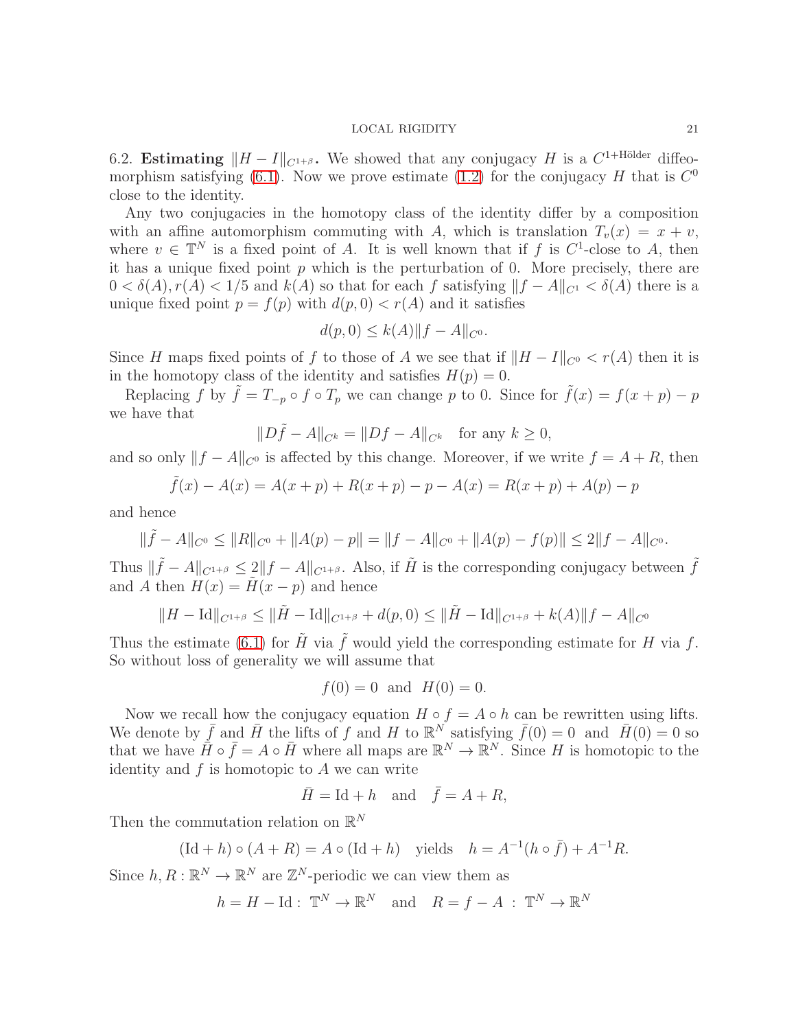6.2. **Estimating $\|H - I\|_{C^{1+\beta}}$.** We showed that any conjugacy $H$ is a $C^{1+\text{Hölder}}$ diffeomorphism satisfying (6.1). Now we prove estimate (1.2) for the conjugacy $H$ that is $C^0$ close to the identity.

Any two conjugacies in the homotopy class of the identity differ by a composition with an affine automorphism commuting with $A$, which is translation $T_v(x) = x + v$, where $v \in \mathbb{T}^N$ is a fixed point of $A$. It is well known that if $f$ is $C^1$-close to $A$, then it has a unique fixed point $p$ which is the perturbation of 0. More precisely, there are $0 < \delta(A), r(A) < 1/5$ and $k(A)$ so that for each $f$ satisfying $\|f - A\|_{C^1} < \delta(A)$ there is a unique fixed point $p = f(p)$ with $d(p, 0) < r(A)$ and it satisfies

$$d(p, 0) \leq k(A)\|f - A\|_{C^0}.$$

Since $H$ maps fixed points of $f$ to those of $A$ we see that if $\|H - I\|_{C^0} < r(A)$ then it is in the homotopy class of the identity and satisfies $H(p) = 0$.

Replacing $f$ by $\tilde{f} = T_{-p} \circ f \circ T_p$ we can change $p$ to 0. Since for $\tilde{f}(x) = f(x + p) - p$ we have that

$$\|D\tilde{f} - A\|_{C^k} = \|Df - A\|_{C^k} \quad \text{for any } k \geq 0,$$

and so only $\|f - A\|_{C^0}$ is affected by this change. Moreover, if we write $f = A + R$, then

$$\tilde{f}(x) - A(x) = A(x + p) + R(x + p) - p - A(x) = R(x + p) + A(p) - p$$

and hence

$$\|\tilde{f} - A\|_{C^0} \leq \|R\|_{C^0} + \|A(p) - p\| = \|f - A\|_{C^0} + \|A(p) - f(p)\| \leq 2\|f - A\|_{C^0}.$$

Thus $\|\tilde{f} - A\|_{C^{1+\beta}} \leq 2\|f - A\|_{C^{1+\beta}}$. Also, if $\tilde{H}$ is the corresponding conjugacy between $\tilde{f}$ and $A$ then $H(x) = \tilde{H}(x - p)$ and hence

$$\|H - \text{Id}\|_{C^{1+\beta}} \leq \|\tilde{H} - \text{Id}\|_{C^{1+\beta}} + d(p, 0) \leq \|\tilde{H} - \text{Id}\|_{C^{1+\beta}} + k(A)\|f - A\|_{C^0}$$

Thus the estimate (6.1) for $\tilde{H}$ via $\tilde{f}$ would yield the corresponding estimate for $H$ via $f$. So without loss of generality we will assume that

$$f(0) = 0 \text{ and } H(0) = 0.$$

Now we recall how the conjugacy equation $H \circ f = A \circ h$ can be rewritten using lifts. We denote by $\bar{f}$ and $\bar{H}$ the lifts of $f$ and $H$ to $\mathbb{R}^N$ satisfying $\bar{f}(0) = 0$ and $\bar{H}(0) = 0$ so that we have $\bar{H} \circ \bar{f} = A \circ \bar{H}$ where all maps are $\mathbb{R}^N \to \mathbb{R}^N$. Since $H$ is homotopic to the identity and $f$ is homotopic to $A$ we can write

$$\bar{H} = \text{Id} + h \quad \text{and} \quad \bar{f} = A + R,$$

Then the commutation relation on $\mathbb{R}^N$

$$(\text{Id} + h) \circ (A + R) = A \circ (\text{Id} + h) \quad \text{yields} \quad h = A^{-1}(h \circ \bar{f}) + A^{-1}R.$$

Since $h, R : \mathbb{R}^N \to \mathbb{R}^N$ are $\mathbb{Z}^N$-periodic we can view them as

$$h = H - \text{Id} : \mathbb{T}^N \to \mathbb{R}^N \quad \text{and} \quad R = f - A : \mathbb{T}^N \to \mathbb{R}^N$$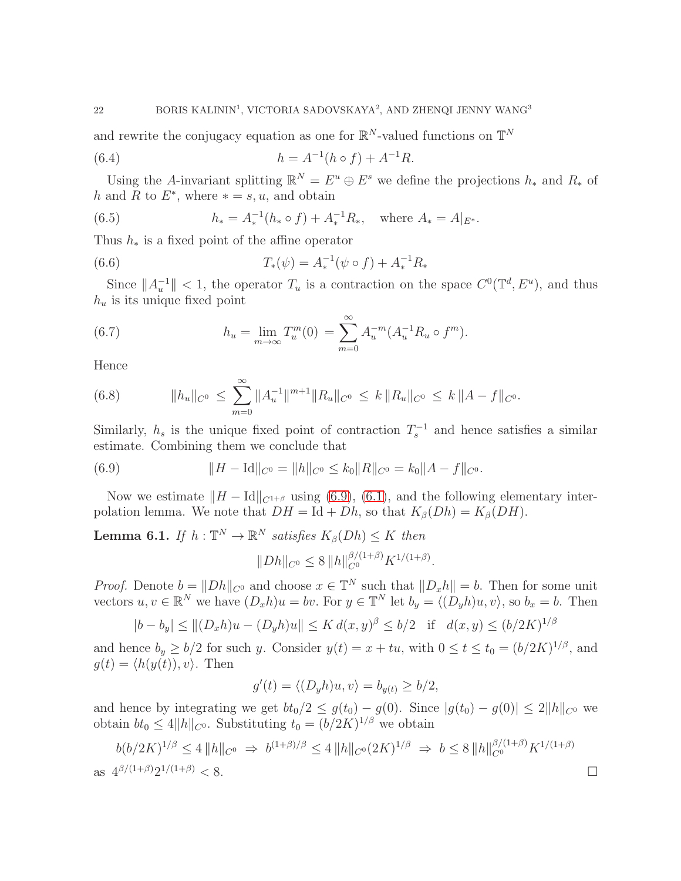and rewrite the conjugacy equation as one for $\mathbb{R}^N$-valued functions on $\mathbb{T}^N$

$$h = A^{-1}(h \circ f) + A^{-1}R. \tag{6.4}$$

Using the $A$-invariant splitting $\mathbb{R}^N = E^u \oplus E^s$ we define the projections $h_*$ and $R_*$ of $h$ and $R$ to $E^*$, where $* = s, u$, and obtain

$$h_* = A_*^{-1}(h_* \circ f) + A_*^{-1}R_*, \quad \text{where } A_* = A|_{E^*}. \tag{6.5}$$

Thus $h_*$ is a fixed point of the affine operator

$$T_*(\psi) = A_*^{-1}(\psi \circ f) + A_*^{-1}R_* \tag{6.6}$$

Since $\|A_u^{-1}\| < 1$, the operator $T_u$ is a contraction on the space $C^0(\mathbb{T}^d, E^u)$, and thus $h_u$ is its unique fixed point

$$h_u = \lim_{m\to\infty} T_u^m(0) = \sum_{m=0}^{\infty} A_u^{-m}(A_u^{-1}R_u \circ f^m). \tag{6.7}$$

Hence

$$\|h_u\|_{C^0} \le \sum_{m=0}^{\infty} \|A_u^{-1}\|^{m+1}\|R_u\|_{C^0} \le k\,\|R_u\|_{C^0} \le k\,\|A - f\|_{C^0}. \tag{6.8}$$

Similarly, $h_s$ is the unique fixed point of contraction $T_s^{-1}$ and hence satisfies a similar estimate. Combining them we conclude that

$$\|H - \mathrm{Id}\|_{C^0} = \|h\|_{C^0} \le k_0\|R\|_{C^0} = k_0\|A - f\|_{C^0}. \tag{6.9}$$

Now we estimate $\|H - \mathrm{Id}\|_{C^{1+\beta}}$ using (6.9), (6.1), and the following elementary interpolation lemma. We note that $DH = \mathrm{Id} + Dh$, so that $K_\beta(Dh) = K_\beta(DH)$.

**Lemma 6.1.** *If $h : \mathbb{T}^N \to \mathbb{R}^N$ satisfies $K_\beta(Dh) \le K$ then*

$$\|Dh\|_{C^0} \le 8\,\|h\|_{C^0}^{\beta/(1+\beta)} K^{1/(1+\beta)}.$$

*Proof.* Denote $b = \|Dh\|_{C^0}$ and choose $x \in \mathbb{T}^N$ such that $\|D_x h\| = b$. Then for some unit vectors $u, v \in \mathbb{R}^N$ we have $(D_x h)u = bv$. For $y \in \mathbb{T}^N$ let $b_y = \langle (D_y h)u, v\rangle$, so $b_x = b$. Then

$$|b - b_y| \le \|(D_x h)u - (D_y h)u\| \le K\, d(x,y)^\beta \le b/2 \quad \text{if} \quad d(x,y) \le (b/2K)^{1/\beta}$$

and hence $b_y \ge b/2$ for such $y$. Consider $y(t) = x + tu$, with $0 \le t \le t_0 = (b/2K)^{1/\beta}$, and $g(t) = \langle h(y(t)), v\rangle$. Then

$$g'(t) = \langle (D_y h)u, v\rangle = b_{y(t)} \ge b/2,$$

and hence by integrating we get $bt_0/2 \le g(t_0) - g(0)$. Since $|g(t_0) - g(0)| \le 2\|h\|_{C^0}$ we obtain $bt_0 \le 4\|h\|_{C^0}$. Substituting $t_0 = (b/2K)^{1/\beta}$ we obtain

$$b(b/2K)^{1/\beta} \le 4\,\|h\|_{C^0} \;\Rightarrow\; b^{(1+\beta)/\beta} \le 4\,\|h\|_{C^0}(2K)^{1/\beta} \;\Rightarrow\; b \le 8\,\|h\|_{C^0}^{\beta/(1+\beta)} K^{1/(1+\beta)}$$

as $4^{\beta/(1+\beta)}2^{1/(1+\beta)} < 8$. $\square$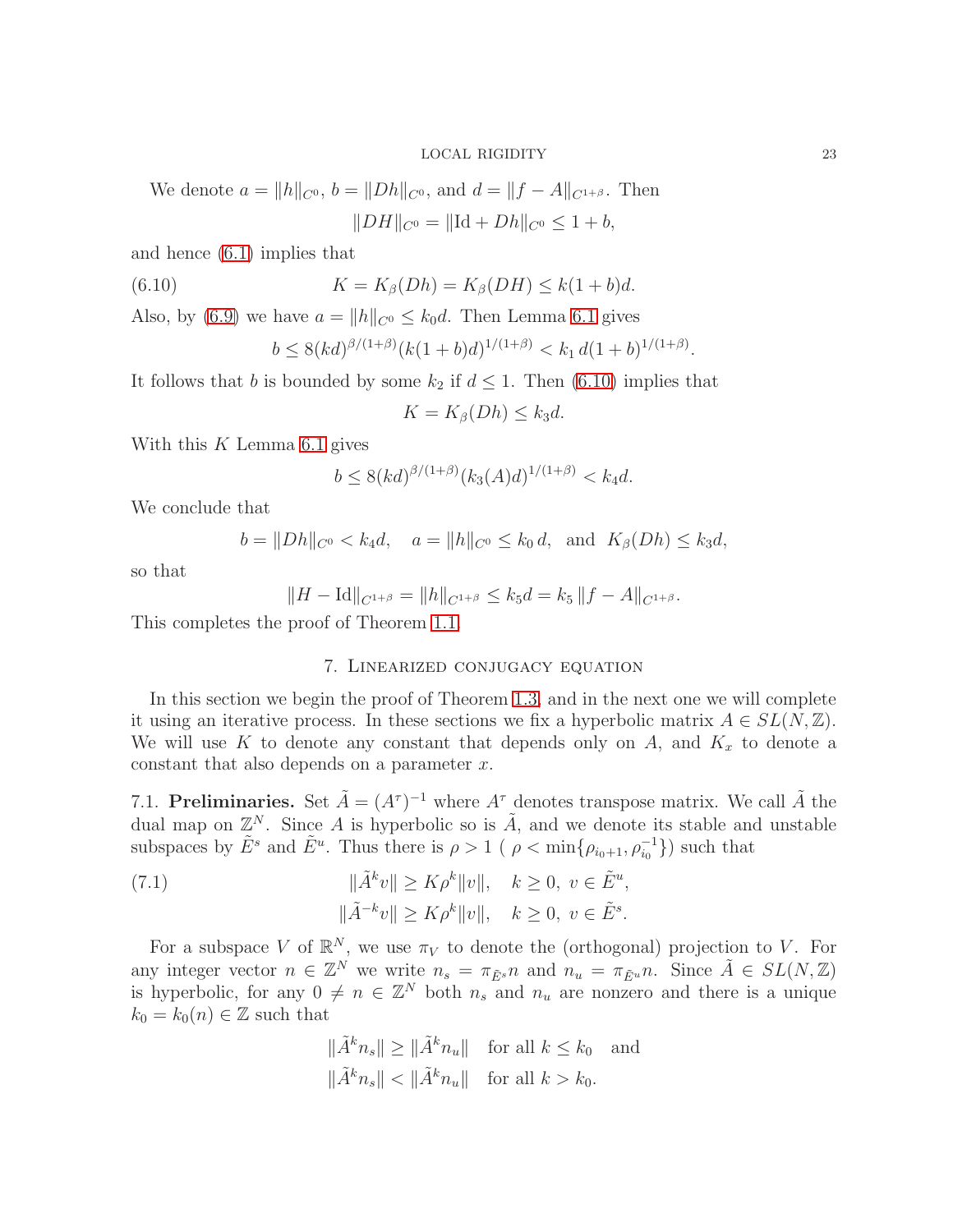We denote $a = \|h\|_{C^0}$, $b = \|Dh\|_{C^0}$, and $d = \|f - A\|_{C^{1+\beta}}$. Then

$$\|DH\|_{C^0} = \|\text{Id} + Dh\|_{C^0} \le 1 + b,$$

and hence (6.1) implies that

$$K = K_\beta(Dh) = K_\beta(DH) \le k(1+b)d. \tag{6.10}$$

Also, by (6.9) we have $a = \|h\|_{C^0} \le k_0 d$. Then Lemma 6.1 gives

$$b \le 8(kd)^{\beta/(1+\beta)}(k(1+b)d)^{1/(1+\beta)} < k_1\, d(1+b)^{1/(1+\beta)}.$$

It follows that $b$ is bounded by some $k_2$ if $d \le 1$. Then (6.10) implies that

$$K = K_\beta(Dh) \le k_3 d.$$

With this $K$ Lemma 6.1 gives

$$b \le 8(kd)^{\beta/(1+\beta)}(k_3(A)d)^{1/(1+\beta)} < k_4 d.$$

We conclude that

$$b = \|Dh\|_{C^0} < k_4 d, \quad a = \|h\|_{C^0} \le k_0\, d, \;\text{ and }\; K_\beta(Dh) \le k_3 d,$$

so that

$$\|H - \text{Id}\|_{C^{1+\beta}} = \|h\|_{C^{1+\beta}} \le k_5 d = k_5\, \|f - A\|_{C^{1+\beta}}.$$

This completes the proof of Theorem 1.1.

## 7. Linearized conjugacy equation

In this section we begin the proof of Theorem 1.3, and in the next one we will complete it using an iterative process. In these sections we fix a hyperbolic matrix $A \in SL(N,\mathbb{Z})$. We will use $K$ to denote any constant that depends only on $A$, and $K_x$ to denote a constant that also depends on a parameter $x$.

**7.1. Preliminaries.** Set $\tilde{A} = (A^\tau)^{-1}$ where $A^\tau$ denotes transpose matrix. We call $\tilde{A}$ the dual map on $\mathbb{Z}^N$. Since $A$ is hyperbolic so is $\tilde{A}$, and we denote its stable and unstable subspaces by $\tilde{E}^s$ and $\tilde{E}^u$. Thus there is $\rho > 1$ ( $\rho < \min\{\rho_{i_0+1}, \rho_{i_0}^{-1}\}$) such that

$$\begin{aligned} \|\tilde{A}^k v\| &\ge K\rho^k\|v\|, \quad k \ge 0,\ v \in \tilde{E}^u, \\ \|\tilde{A}^{-k} v\| &\ge K\rho^k\|v\|, \quad k \ge 0,\ v \in \tilde{E}^s. \end{aligned} \tag{7.1}$$

For a subspace $V$ of $\mathbb{R}^N$, we use $\pi_V$ to denote the (orthogonal) projection to $V$. For any integer vector $n \in \mathbb{Z}^N$ we write $n_s = \pi_{\tilde{E}^s} n$ and $n_u = \pi_{\tilde{E}^u} n$. Since $\tilde{A} \in SL(N,\mathbb{Z})$ is hyperbolic, for any $0 \ne n \in \mathbb{Z}^N$ both $n_s$ and $n_u$ are nonzero and there is a unique $k_0 = k_0(n) \in \mathbb{Z}$ such that

$$\begin{aligned} &\|\tilde{A}^k n_s\| \ge \|\tilde{A}^k n_u\| \quad \text{for all } k \le k_0 \quad \text{and} \\ &\|\tilde{A}^k n_s\| < \|\tilde{A}^k n_u\| \quad \text{for all } k > k_0. \end{aligned}$$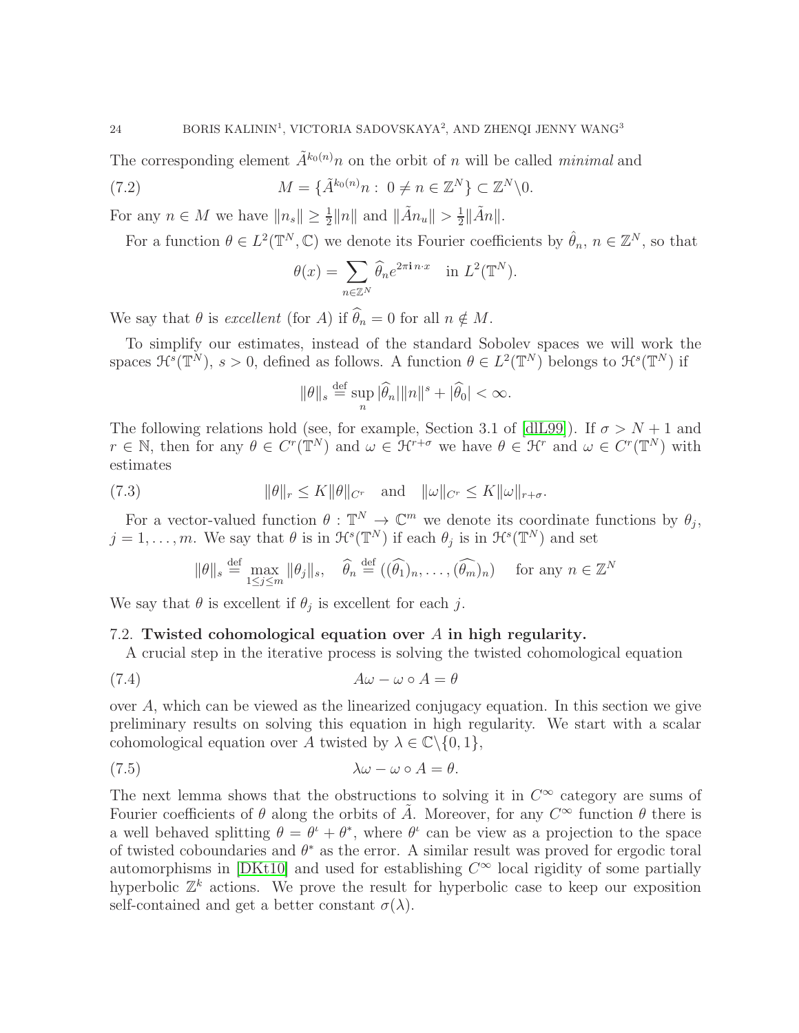The corresponding element $\tilde{A}^{k_0(n)}n$ on the orbit of $n$ will be called *minimal* and

$$M = \{\tilde{A}^{k_0(n)}n : \; 0 \neq n \in \mathbb{Z}^N\} \subset \mathbb{Z}^N \backslash 0. \tag{7.2}$$

For any $n \in M$ we have $\|n_s\| \geq \frac{1}{2}\|n\|$ and $\|\tilde{A}n_u\| > \frac{1}{2}\|\tilde{A}n\|$.

For a function $\theta \in L^2(\mathbb{T}^N, \mathbb{C})$ we denote its Fourier coefficients by $\hat{\theta}_n$, $n \in \mathbb{Z}^N$, so that

$$\theta(x) = \sum_{n \in \mathbb{Z}^N} \widehat{\theta}_n e^{2\pi \mathbf{i}\, n \cdot x} \quad \text{in } L^2(\mathbb{T}^N).$$

We say that $\theta$ is *excellent* (for $A$) if $\widehat{\theta}_n = 0$ for all $n \notin M$.

To simplify our estimates, instead of the standard Sobolev spaces we will work the spaces $\mathcal{H}^s(\mathbb{T}^N)$, $s > 0$, defined as follows. A function $\theta \in L^2(\mathbb{T}^N)$ belongs to $\mathcal{H}^s(\mathbb{T}^N)$ if

$$\|\theta\|_s \stackrel{\text{def}}{=} \sup_n |\widehat{\theta}_n| \|n\|^s + |\widehat{\theta}_0| < \infty.$$

The following relations hold (see, for example, Section 3.1 of [dlL99]). If $\sigma > N+1$ and $r \in \mathbb{N}$, then for any $\theta \in C^r(\mathbb{T}^N)$ and $\omega \in \mathcal{H}^{r+\sigma}$ we have $\theta \in \mathcal{H}^r$ and $\omega \in C^r(\mathbb{T}^N)$ with estimates

$$\|\theta\|_r \leq K\|\theta\|_{C^r} \quad \text{and} \quad \|\omega\|_{C^r} \leq K\|\omega\|_{r+\sigma}. \tag{7.3}$$

For a vector-valued function $\theta : \mathbb{T}^N \to \mathbb{C}^m$ we denote its coordinate functions by $\theta_j$, $j = 1, \dots, m$. We say that $\theta$ is in $\mathcal{H}^s(\mathbb{T}^N)$ if each $\theta_j$ is in $\mathcal{H}^s(\mathbb{T}^N)$ and set

$$\|\theta\|_s \stackrel{\text{def}}{=} \max_{1 \leq j \leq m} \|\theta_j\|_s, \quad \widehat{\theta}_n \stackrel{\text{def}}{=} ((\widehat{\theta_1})_n, \dots, (\widehat{\theta_m})_n) \quad \text{for any } n \in \mathbb{Z}^N$$

We say that $\theta$ is excellent if $\theta_j$ is excellent for each $j$.

### 7.2. Twisted cohomological equation over $A$ in high regularity.

A crucial step in the iterative process is solving the twisted cohomological equation

$$A\omega - \omega \circ A = \theta \tag{7.4}$$

over $A$, which can be viewed as the linearized conjugacy equation. In this section we give preliminary results on solving this equation in high regularity. We start with a scalar cohomological equation over $A$ twisted by $\lambda \in \mathbb{C} \backslash \{0, 1\}$,

$$\lambda\omega - \omega \circ A = \theta. \tag{7.5}$$

The next lemma shows that the obstructions to solving it in $C^\infty$ category are sums of Fourier coefficients of $\theta$ along the orbits of $\tilde{A}$. Moreover, for any $C^\infty$ function $\theta$ there is a well behaved splitting $\theta = \theta^\iota + \theta^*$, where $\theta^\iota$ can be view as a projection to the space of twisted coboundaries and $\theta^*$ as the error. A similar result was proved for ergodic toral automorphisms in [DKt10] and used for establishing $C^\infty$ local rigidity of some partially hyperbolic $\mathbb{Z}^k$ actions. We prove the result for hyperbolic case to keep our exposition self-contained and get a better constant $\sigma(\lambda)$.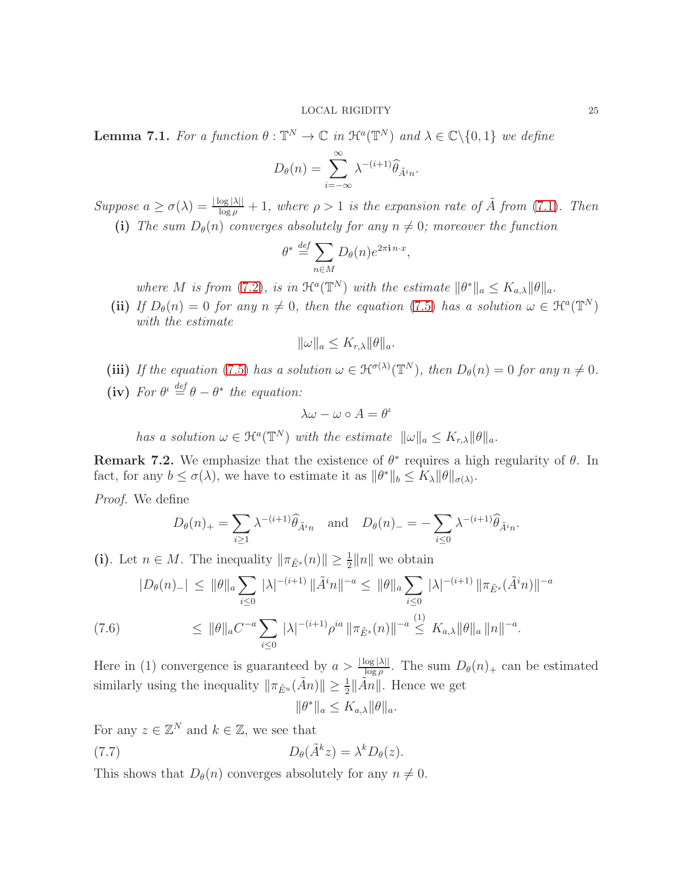**Lemma 7.1.** *For a function $\theta : \mathbb{T}^N \to \mathbb{C}$ in $\mathcal{H}^a(\mathbb{T}^N)$ and $\lambda \in \mathbb{C}\backslash\{0,1\}$ we define*

$$D_\theta(n) = \sum_{i=-\infty}^{\infty} \lambda^{-(i+1)} \widehat{\theta}_{\tilde{A}^i n}.$$

*Suppose $a \geq \sigma(\lambda) = \frac{|\log|\lambda||}{\log \rho} + 1$, where $\rho > 1$ is the expansion rate of $\tilde{A}$ from (7.1). Then*

**(i)** *The sum $D_\theta(n)$ converges absolutely for any $n \neq 0$; moreover the function*

$$\theta^* \overset{def}{=} \sum_{n \in M} D_\theta(n) e^{2\pi \mathbf{i}\, n\cdot x},$$

*where $M$ is from (7.2), is in $\mathcal{H}^a(\mathbb{T}^N)$ with the estimate $\|\theta^*\|_a \leq K_{a,\lambda}\|\theta\|_a$.*

**(ii)** *If $D_\theta(n) = 0$ for any $n \neq 0$, then the equation (7.5) has a solution $\omega \in \mathcal{H}^a(\mathbb{T}^N)$ with the estimate*

$$\|\omega\|_a \leq K_{r,\lambda}\|\theta\|_a.$$

**(iii)** *If the equation (7.5) has a solution $\omega \in \mathcal{H}^{\sigma(\lambda)}(\mathbb{T}^N)$, then $D_\theta(n) = 0$ for any $n \neq 0$.*

**(iv)** *For $\theta^\iota \overset{def}{=} \theta - \theta^*$ the equation:*

$$\lambda\omega - \omega \circ A = \theta^\iota$$

*has a solution $\omega \in \mathcal{H}^a(\mathbb{T}^N)$ with the estimate $\|\omega\|_a \leq K_{r,\lambda}\|\theta\|_a$.*

**Remark 7.2.** We emphasize that the existence of $\theta^*$ requires a high regularity of $\theta$. In fact, for any $b \leq \sigma(\lambda)$, we have to estimate it as $\|\theta^*\|_b \leq K_\lambda \|\theta\|_{\sigma(\lambda)}$.

*Proof.* We define

$$D_\theta(n)_+ = \sum_{i\geq 1} \lambda^{-(i+1)} \widehat{\theta}_{\tilde{A}^i n} \quad \text{and} \quad D_\theta(n)_- = -\sum_{i\leq 0} \lambda^{-(i+1)} \widehat{\theta}_{\tilde{A}^i n}.$$

**(i)**. Let $n \in M$. The inequality $\|\pi_{\tilde{E}^s}(n)\| \geq \frac{1}{2}\|n\|$ we obtain

$$
\begin{aligned}
|D_\theta(n)_-| \;&\leq\; \|\theta\|_a \sum_{i\leq 0} |\lambda|^{-(i+1)} \|\tilde{A}^i n\|^{-a} \leq\; \|\theta\|_a \sum_{i\leq 0} |\lambda|^{-(i+1)} \|\pi_{\tilde{E}^s}(\tilde{A}^i n)\|^{-a} \\
&\leq\; \|\theta\|_a C^{-a} \sum_{i\leq 0} |\lambda|^{-(i+1)} \rho^{ia} \|\pi_{\tilde{E}^s}(n)\|^{-a} \overset{(1)}{\leq} K_{a,\lambda}\|\theta\|_a \|n\|^{-a}. \qquad (7.6)
\end{aligned}
$$

Here in (1) convergence is guaranteed by $a > \frac{|\log|\lambda||}{\log\rho}$. The sum $D_\theta(n)_+$ can be estimated similarly using the inequality $\|\pi_{\tilde{E}^u}(\tilde{A}n)\| \geq \frac{1}{2}\|\tilde{A}n\|$. Hence we get

$$\|\theta^*\|_a \leq K_{a,\lambda}\|\theta\|_a.$$

For any $z \in \mathbb{Z}^N$ and $k \in \mathbb{Z}$, we see that

$$D_\theta(\tilde{A}^k z) = \lambda^k D_\theta(z). \qquad (7.7)$$

This shows that $D_\theta(n)$ converges absolutely for any $n \neq 0$.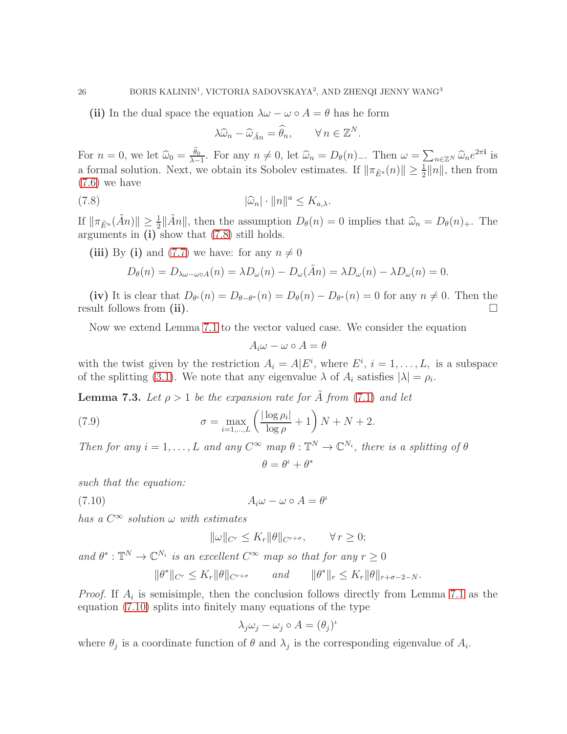**(ii)** In the dual space the equation $\lambda\omega - \omega \circ A = \theta$ has he form

$$\lambda\widehat{\omega}_n - \widehat{\omega}_{\tilde{A}n} = \widehat{\theta}_n, \qquad \forall\, n \in \mathbb{Z}^N.$$

For $n = 0$, we let $\widehat{\omega}_0 = \frac{\widehat{\theta}_0}{\lambda - 1}$. For any $n \neq 0$, let $\widehat{\omega}_n = D_\theta(n)_-$. Then $\omega = \sum_{n\in\mathbb{Z}^N} \widehat{\omega}_n e^{2\pi \mathbf{i}}$ is a formal solution. Next, we obtain its Sobolev estimates. If $\|\pi_{\tilde{E}^s}(n)\| \geq \frac{1}{2}\|n\|$, then from (7.6) we have

$$|\widehat{\omega}_n| \cdot \|n\|^a \leq K_{a,\lambda}. \tag{7.8}$$

If $\|\pi_{\tilde{E}^u}(\tilde{A}n)\| \geq \frac{1}{2}\|\tilde{A}n\|$, then the assumption $D_\theta(n) = 0$ implies that $\widehat{\omega}_n = D_\theta(n)_+$. The arguments in **(i)** show that (7.8) still holds.

**(iii)** By **(i)** and (7.7) we have: for any $n \neq 0$

$$D_\theta(n) = D_{\lambda\omega - \omega\circ A}(n) = \lambda D_\omega(n) - D_\omega(\tilde{A}n) = \lambda D_\omega(n) - \lambda D_\omega(n) = 0.$$

**(iv)** It is clear that $D_{\theta^\iota}(n) = D_{\theta-\theta^*}(n) = D_\theta(n) - D_{\theta^*}(n) = 0$ for any $n \neq 0$. Then the result follows from **(ii)**. $\square$

Now we extend Lemma 7.1 to the vector valued case. We consider the equation

$$A_i\omega - \omega \circ A = \theta$$

with the twist given by the restriction $A_i = A|E^i$, where $E^i$, $i = 1, \dots, L$, is a subspace of the splitting (3.1). We note that any eigenvalue $\lambda$ of $A_i$ satisfies $|\lambda| = \rho_i$.

**Lemma 7.3.** *Let $\rho > 1$ be the expansion rate for $\tilde{A}$ from (7.1) and let*

$$\sigma = \max_{i=1,\dots,L}\left(\frac{|\log \rho_i|}{\log \rho} + 1\right)N + N + 2. \tag{7.9}$$

*Then for any $i = 1, \dots, L$ and any $C^\infty$ map $\theta : \mathbb{T}^N \to \mathbb{C}^{N_i}$, there is a splitting of $\theta$*

$$\theta = \theta^\iota + \theta^*$$

*such that the equation:*

$$A_i\omega - \omega \circ A = \theta^\iota \tag{7.10}$$

*has a $C^\infty$ solution $\omega$ with estimates*

$$\|\omega\|_{C^r} \leq K_r\|\theta\|_{C^{r+\sigma}}, \qquad \forall\, r \geq 0;$$

*and $\theta^* : \mathbb{T}^N \to \mathbb{C}^{N_i}$ is an excellent $C^\infty$ map so that for any $r \geq 0$*

$$\|\theta^*\|_{C^r} \leq K_r\|\theta\|_{C^{r+\sigma}} \qquad \text{and} \qquad \|\theta^*\|_r \leq K_r\|\theta\|_{r+\sigma-2-N}.$$

*Proof.* If $A_i$ is semisimple, then the conclusion follows directly from Lemma 7.1 as the equation (7.10) splits into finitely many equations of the type

$$\lambda_j\omega_j - \omega_j \circ A = (\theta_j)^\iota$$

where $\theta_j$ is a coordinate function of $\theta$ and $\lambda_j$ is the corresponding eigenvalue of $A_i$.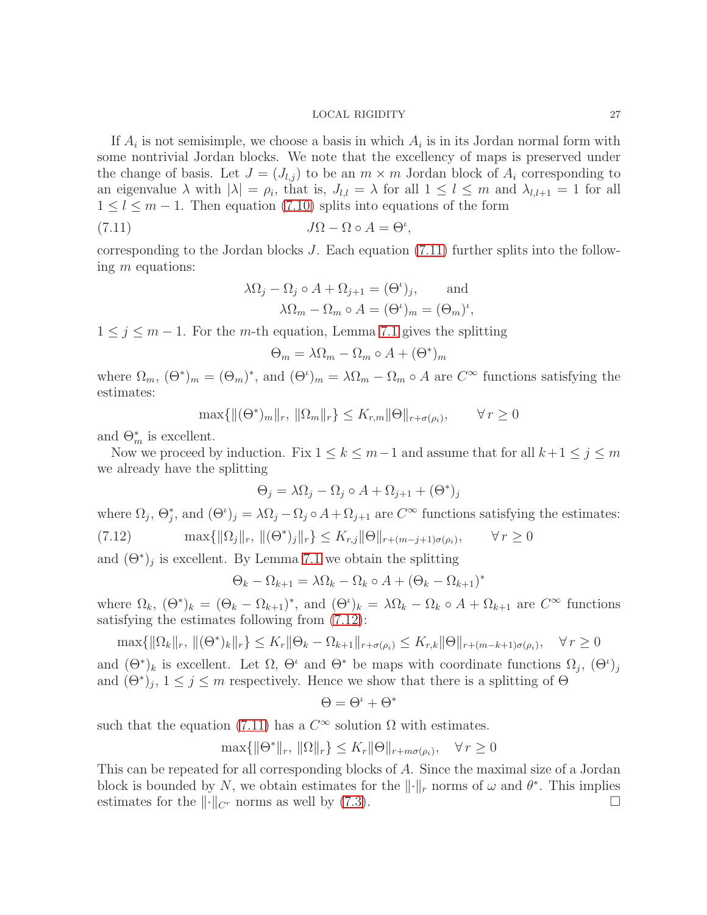If $A_i$ is not semisimple, we choose a basis in which $A_i$ is in its Jordan normal form with some nontrivial Jordan blocks. We note that the excellency of maps is preserved under the change of basis. Let $J = (J_{l,j})$ to be an $m \times m$ Jordan block of $A_i$ corresponding to an eigenvalue $\lambda$ with $|\lambda| = \rho_i$, that is, $J_{l,l} = \lambda$ for all $1 \leq l \leq m$ and $\lambda_{l,l+1} = 1$ for all $1 \leq l \leq m-1$. Then equation (7.10) splits into equations of the form

$$J\Omega - \Omega \circ A = \Theta^\iota, \tag{7.11}$$

corresponding to the Jordan blocks $J$. Each equation (7.11) further splits into the following $m$ equations:

$$\lambda\Omega_j - \Omega_j \circ A + \Omega_{j+1} = (\Theta^\iota)_j, \qquad \text{and}$$
$$\lambda\Omega_m - \Omega_m \circ A = (\Theta^\iota)_m = (\Theta_m)^\iota,$$

$1 \leq j \leq m-1$. For the $m$-th equation, Lemma 7.1 gives the splitting

$$\Theta_m = \lambda\Omega_m - \Omega_m \circ A + (\Theta^*)_m$$

where $\Omega_m$, $(\Theta^*)_m = (\Theta_m)^*$, and $(\Theta^\iota)_m = \lambda\Omega_m - \Omega_m \circ A$ are $C^\infty$ functions satisfying the estimates:

$$\max\{\|(\Theta^*)_m\|_r,\ \|\Omega_m\|_r\} \leq K_{r,m}\|\Theta\|_{r+\sigma(\rho_i)}, \qquad \forall\, r \geq 0$$

and $\Theta^*_m$ is excellent.

Now we proceed by induction. Fix $1 \leq k \leq m-1$ and assume that for all $k+1 \leq j \leq m$ we already have the splitting

$$\Theta_j = \lambda\Omega_j - \Omega_j \circ A + \Omega_{j+1} + (\Theta^*)_j$$

where $\Omega_j$, $\Theta^*_j$, and $(\Theta^\iota)_j = \lambda\Omega_j - \Omega_j \circ A + \Omega_{j+1}$ are $C^\infty$ functions satisfying the estimates:

$$\max\{\|\Omega_j\|_r,\ \|(\Theta^*)_j\|_r\} \leq K_{r,j}\|\Theta\|_{r+(m-j+1)\sigma(\rho_i)}, \qquad \forall\, r \geq 0 \tag{7.12}$$

and $(\Theta^*)_j$ is excellent. By Lemma 7.1 we obtain the splitting

$$\Theta_k - \Omega_{k+1} = \lambda\Omega_k - \Omega_k \circ A + (\Theta_k - \Omega_{k+1})^*$$

where $\Omega_k$, $(\Theta^*)_k = (\Theta_k - \Omega_{k+1})^*$, and $(\Theta^\iota)_k = \lambda\Omega_k - \Omega_k \circ A + \Omega_{k+1}$ are $C^\infty$ functions satisfying the estimates following from (7.12):

$$\max\{\|\Omega_k\|_r,\ \|(\Theta^*)_k\|_r\} \leq K_r\|\Theta_k - \Omega_{k+1}\|_{r+\sigma(\rho_i)} \leq K_{r,k}\|\Theta\|_{r+(m-k+1)\sigma(\rho_i)}, \quad \forall\, r \geq 0$$

and $(\Theta^*)_k$ is excellent. Let $\Omega$, $\Theta^\iota$ and $\Theta^*$ be maps with coordinate functions $\Omega_j$, $(\Theta^\iota)_j$ and $(\Theta^*)_j$, $1 \leq j \leq m$ respectively. Hence we show that there is a splitting of $\Theta$

$$\Theta = \Theta^\iota + \Theta^*$$

such that the equation (7.11) has a $C^\infty$ solution $\Omega$ with estimates.

$$\max\{\|\Theta^*\|_r,\ \|\Omega\|_r\} \leq K_r\|\Theta\|_{r+m\sigma(\rho_i)}, \quad \forall\, r \geq 0$$

This can be repeated for all corresponding blocks of $A$. Since the maximal size of a Jordan block is bounded by $N$, we obtain estimates for the $\|\cdot\|_r$ norms of $\omega$ and $\theta^*$. This implies estimates for the $\|\cdot\|_{C^r}$ norms as well by (7.3). $\square$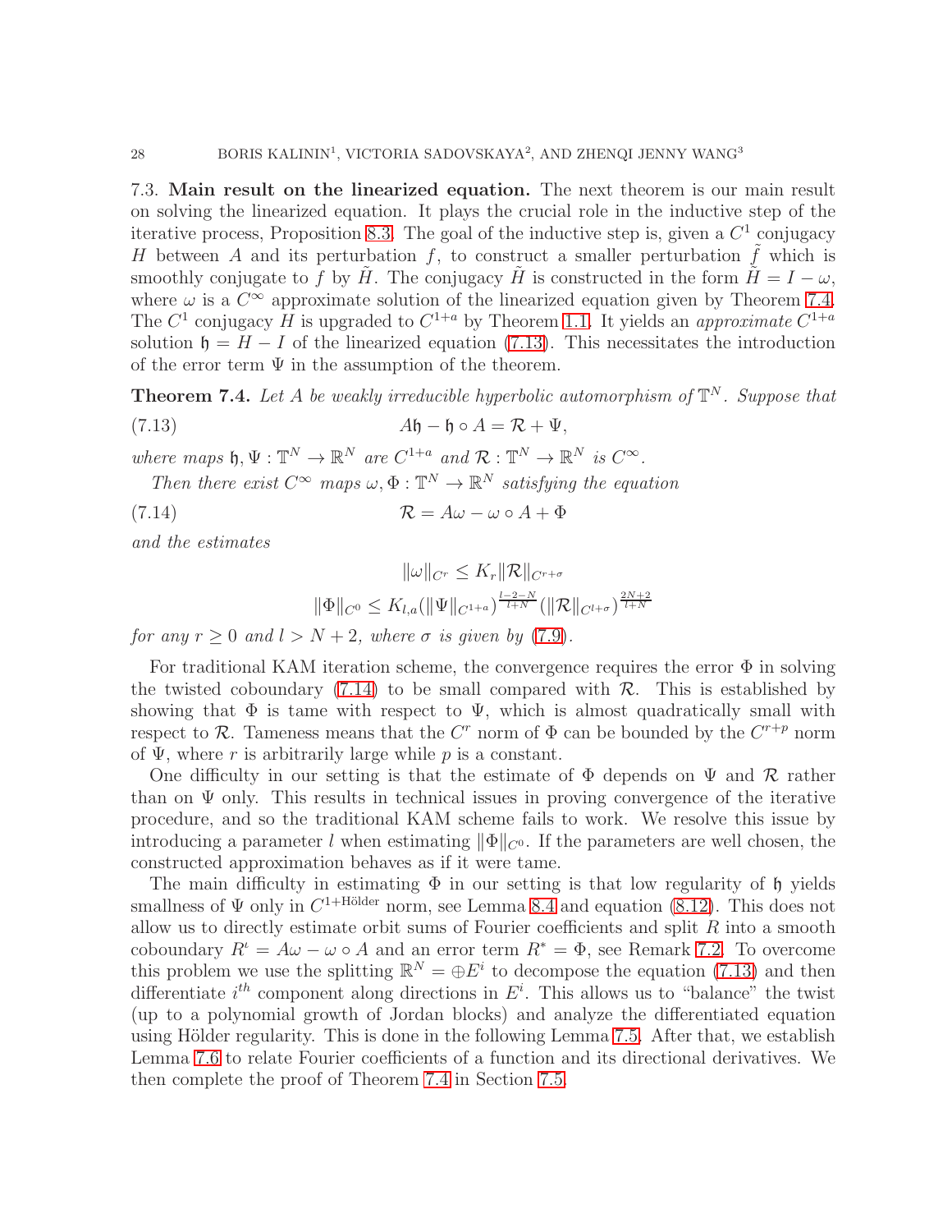7.3. **Main result on the linearized equation.** The next theorem is our main result on solving the linearized equation. It plays the crucial role in the inductive step of the iterative process, Proposition 8.3. The goal of the inductive step is, given a $C^1$ conjugacy $H$ between $A$ and its perturbation $f$, to construct a smaller perturbation $\tilde{f}$ which is smoothly conjugate to $f$ by $\tilde{H}$. The conjugacy $\tilde{H}$ is constructed in the form $\tilde{H} = I - \omega$, where $\omega$ is a $C^\infty$ approximate solution of the linearized equation given by Theorem 7.4. The $C^1$ conjugacy $H$ is upgraded to $C^{1+a}$ by Theorem 1.1. It yields an *approximate* $C^{1+a}$ solution $\mathfrak{h} = H - I$ of the linearized equation (7.13). This necessitates the introduction of the error term $\Psi$ in the assumption of the theorem.

**Theorem 7.4.** *Let $A$ be weakly irreducible hyperbolic automorphism of $\mathbb{T}^N$. Suppose that*

$$A\mathfrak{h} - \mathfrak{h} \circ A = \mathcal{R} + \Psi, \tag{7.13}$$

*where maps $\mathfrak{h}, \Psi : \mathbb{T}^N \to \mathbb{R}^N$ are $C^{1+a}$ and $\mathcal{R} : \mathbb{T}^N \to \mathbb{R}^N$ is $C^\infty$.*

*Then there exist $C^\infty$ maps $\omega, \Phi : \mathbb{T}^N \to \mathbb{R}^N$ satisfying the equation*

$$\mathcal{R} = A\omega - \omega \circ A + \Phi \tag{7.14}$$

*and the estimates*

$$\|\omega\|_{C^r} \le K_r \|\mathcal{R}\|_{C^{r+\sigma}}$$

$$\|\Phi\|_{C^0} \le K_{l,a} (\|\Psi\|_{C^{1+a}})^{\frac{l-2-N}{l+N}} (\|\mathcal{R}\|_{C^{l+\sigma}})^{\frac{2N+2}{l+N}}$$

*for any $r \ge 0$ and $l > N + 2$, where $\sigma$ is given by (7.9).*

For traditional KAM iteration scheme, the convergence requires the error $\Phi$ in solving the twisted coboundary (7.14) to be small compared with $\mathcal{R}$. This is established by showing that $\Phi$ is tame with respect to $\Psi$, which is almost quadratically small with respect to $\mathcal{R}$. Tameness means that the $C^r$ norm of $\Phi$ can be bounded by the $C^{r+p}$ norm of $\Psi$, where $r$ is arbitrarily large while $p$ is a constant.

One difficulty in our setting is that the estimate of $\Phi$ depends on $\Psi$ and $\mathcal{R}$ rather than on $\Psi$ only. This results in technical issues in proving convergence of the iterative procedure, and so the traditional KAM scheme fails to work. We resolve this issue by introducing a parameter $l$ when estimating $\|\Phi\|_{C^0}$. If the parameters are well chosen, the constructed approximation behaves as if it were tame.

The main difficulty in estimating $\Phi$ in our setting is that low regularity of $\mathfrak{h}$ yields smallness of $\Psi$ only in $C^{1+\text{Hölder}}$ norm, see Lemma 8.4 and equation (8.12). This does not allow us to directly estimate orbit sums of Fourier coefficients and split $R$ into a smooth coboundary $R^\iota = A\omega - \omega \circ A$ and an error term $R^* = \Phi$, see Remark 7.2. To overcome this problem we use the splitting $\mathbb{R}^N = \oplus E^i$ to decompose the equation (7.13) and then differentiate $i^{th}$ component along directions in $E^i$. This allows us to "balance" the twist (up to a polynomial growth of Jordan blocks) and analyze the differentiated equation using Hölder regularity. This is done in the following Lemma 7.5. After that, we establish Lemma 7.6 to relate Fourier coefficients of a function and its directional derivatives. We then complete the proof of Theorem 7.4 in Section 7.5.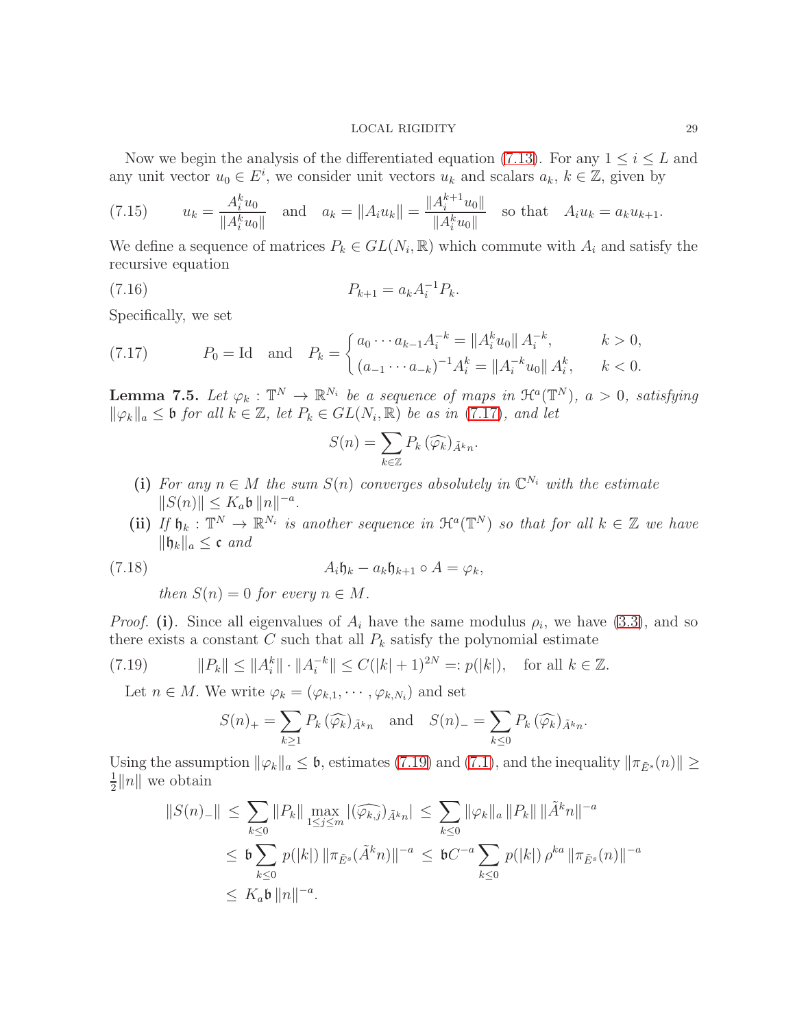Now we begin the analysis of the differentiated equation (7.13). For any $1 \le i \le L$ and any unit vector $u_0 \in E^i$, we consider unit vectors $u_k$ and scalars $a_k$, $k \in \mathbb{Z}$, given by

$$
u_k = \frac{A_i^k u_0}{\|A_i^k u_0\|} \quad \text{and} \quad a_k = \|A_i u_k\| = \frac{\|A_i^{k+1} u_0\|}{\|A_i^k u_0\|} \quad \text{so that} \quad A_i u_k = a_k u_{k+1}. \tag{7.15}
$$

We define a sequence of matrices $P_k \in GL(N_i, \mathbb{R})$ which commute with $A_i$ and satisfy the recursive equation

$$
P_{k+1} = a_k A_i^{-1} P_k. \tag{7.16}
$$

Specifically, we set

$$
P_0 = \mathrm{Id} \quad \text{and} \quad P_k = \begin{cases} a_0 \cdots a_{k-1} A_i^{-k} = \|A_i^k u_0\| \, A_i^{-k}, & k > 0, \\ (a_{-1} \cdots a_{-k})^{-1} A_i^k = \|A_i^{-k} u_0\| \, A_i^k, & k < 0. \end{cases} \tag{7.17}
$$

**Lemma 7.5.** *Let $\varphi_k : \mathbb{T}^N \to \mathbb{R}^{N_i}$ be a sequence of maps in $\mathcal{H}^a(\mathbb{T}^N)$, $a > 0$, satisfying $\|\varphi_k\|_a \le \mathfrak{b}$ for all $k \in \mathbb{Z}$, let $P_k \in GL(N_i, \mathbb{R})$ be as in (7.17), and let*

$$
S(n) = \sum_{k \in \mathbb{Z}} P_k \, (\widehat{\varphi_k})_{\tilde{A}^k n}.
$$

- **(i)** *For any $n \in M$ the sum $S(n)$ converges absolutely in $\mathbb{C}^{N_i}$ with the estimate $\|S(n)\| \le K_a \mathfrak{b} \, \|n\|^{-a}$.*
- **(ii)** *If $\mathfrak{h}_k : \mathbb{T}^N \to \mathbb{R}^{N_i}$ is another sequence in $\mathcal{H}^a(\mathbb{T}^N)$ so that for all $k \in \mathbb{Z}$ we have $\|\mathfrak{h}_k\|_a \le \mathfrak{c}$ and*

$$
A_i \mathfrak{h}_k - a_k \mathfrak{h}_{k+1} \circ A = \varphi_k, \tag{7.18}
$$

  *then $S(n) = 0$ for every $n \in M$.*

*Proof.* **(i)**. Since all eigenvalues of $A_i$ have the same modulus $\rho_i$, we have (3.3), and so there exists a constant $C$ such that all $P_k$ satisfy the polynomial estimate

$$
\|P_k\| \le \|A_i^k\| \cdot \|A_i^{-k}\| \le C(|k|+1)^{2N} =: p(|k|), \quad \text{for all } k \in \mathbb{Z}. \tag{7.19}
$$

Let $n \in M$. We write $\varphi_k = (\varphi_{k,1}, \cdots, \varphi_{k,N_i})$ and set

$$
S(n)_+ = \sum_{k \ge 1} P_k \, (\widehat{\varphi_k})_{\tilde{A}^k n} \quad \text{and} \quad S(n)_- = \sum_{k \le 0} P_k \, (\widehat{\varphi_k})_{\tilde{A}^k n}.
$$

Using the assumption $\|\varphi_k\|_a \le \mathfrak{b}$, estimates (7.19) and (7.1), and the inequality $\|\pi_{\tilde{E}^s}(n)\| \ge \frac{1}{2}\|n\|$ we obtain

$$
\begin{aligned}
\|S(n)_-\| &\le \sum_{k \le 0} \|P_k\| \max_{1 \le j \le m} |(\widehat{\varphi_{k,j}})_{\tilde{A}^k n}| \le \sum_{k \le 0} \|\varphi_k\|_a \, \|P_k\| \, \|\tilde{A}^k n\|^{-a} \\
&\le \mathfrak{b} \sum_{k \le 0} p(|k|) \, \|\pi_{\tilde{E}^s}(\tilde{A}^k n)\|^{-a} \le \mathfrak{b} C^{-a} \sum_{k \le 0} p(|k|) \, \rho^{ka} \, \|\pi_{\tilde{E}^s}(n)\|^{-a} \\
&\le K_a \mathfrak{b} \, \|n\|^{-a}.
\end{aligned}
$$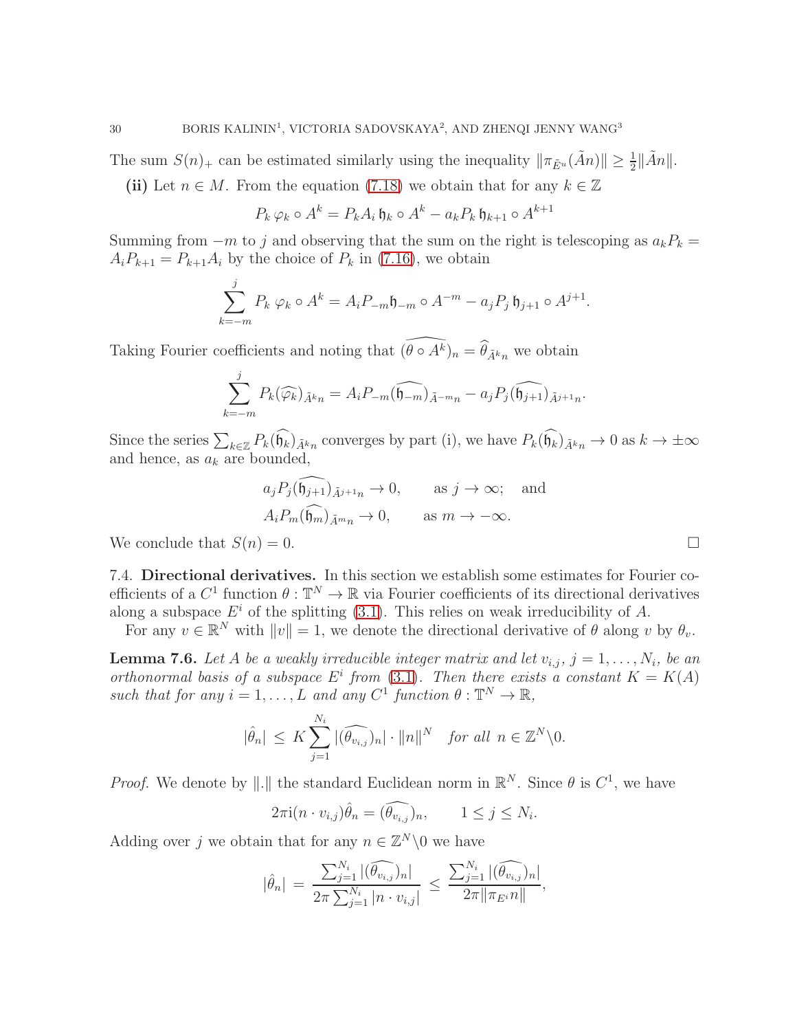The sum $S(n)_+$ can be estimated similarly using the inequality $\|\pi_{\tilde{E}^u}(\tilde{A}n)\| \geq \frac{1}{2}\|\tilde{A}n\|$.

**(ii)** Let $n \in M$. From the equation (7.18) we obtain that for any $k \in \mathbb{Z}$

$$P_k\, \varphi_k \circ A^k = P_k A_i\, \mathfrak{h}_k \circ A^k - a_k P_k\, \mathfrak{h}_{k+1} \circ A^{k+1}$$

Summing from $-m$ to $j$ and observing that the sum on the right is telescoping as $a_k P_k = A_i P_{k+1} = P_{k+1} A_i$ by the choice of $P_k$ in (7.16), we obtain

$$\sum_{k=-m}^{j} P_k\, \varphi_k \circ A^k = A_i P_{-m} \mathfrak{h}_{-m} \circ A^{-m} - a_j P_j\, \mathfrak{h}_{j+1} \circ A^{j+1}.$$

Taking Fourier coefficients and noting that $(\widehat{\theta \circ A^k})_n = \widehat{\theta}_{\tilde{A}^k n}$ we obtain

$$\sum_{k=-m}^{j} P_k (\widehat{\varphi_k})_{\tilde{A}^k n} = A_i P_{-m} (\widehat{\mathfrak{h}_{-m}})_{\tilde{A}^{-m} n} - a_j P_j (\widehat{\mathfrak{h}_{j+1}})_{\tilde{A}^{j+1} n}.$$

Since the series $\sum_{k \in \mathbb{Z}} P_k (\widehat{\mathfrak{h}_k})_{\tilde{A}^k n}$ converges by part (i), we have $P_k (\widehat{\mathfrak{h}_k})_{\tilde{A}^k n} \to 0$ as $k \to \pm\infty$ and hence, as $a_k$ are bounded,

$$a_j P_j (\widehat{\mathfrak{h}_{j+1}})_{\tilde{A}^{j+1} n} \to 0, \qquad \text{as } j \to \infty; \quad \text{and}$$
$$A_i P_m (\widehat{\mathfrak{h}_m})_{\tilde{A}^m n} \to 0, \qquad \text{as } m \to -\infty.$$

We conclude that $S(n) = 0$. $\square$

**7.4. Directional derivatives.** In this section we establish some estimates for Fourier coefficients of a $C^1$ function $\theta : \mathbb{T}^N \to \mathbb{R}$ via Fourier coefficients of its directional derivatives along a subspace $E^i$ of the splitting (3.1). This relies on weak irreducibility of $A$.

For any $v \in \mathbb{R}^N$ with $\|v\| = 1$, we denote the directional derivative of $\theta$ along $v$ by $\theta_v$.

**Lemma 7.6.** *Let $A$ be a weakly irreducible integer matrix and let $v_{i,j}$, $j = 1, \dots, N_i$, be an orthonormal basis of a subspace $E^i$ from (3.1). Then there exists a constant $K = K(A)$ such that for any $i = 1, \dots, L$ and any $C^1$ function $\theta : \mathbb{T}^N \to \mathbb{R}$,*

$$|\hat{\theta}_n| \;\leq\; K \sum_{j=1}^{N_i} |(\widehat{\theta_{v_{i,j}}})_n| \cdot \|n\|^N \quad \textit{for all } n \in \mathbb{Z}^N \backslash 0.$$

*Proof.* We denote by $\|.\|$ the standard Euclidean norm in $\mathbb{R}^N$. Since $\theta$ is $C^1$, we have

$$2\pi \mathrm{i} (n \cdot v_{i,j}) \hat{\theta}_n = (\widehat{\theta_{v_{i,j}}})_n, \qquad 1 \leq j \leq N_i.$$

Adding over $j$ we obtain that for any $n \in \mathbb{Z}^N \backslash 0$ we have

$$|\hat{\theta}_n| \;=\; \frac{\sum_{j=1}^{N_i} |(\widehat{\theta_{v_{i,j}}})_n|}{2\pi \sum_{j=1}^{N_i} |n \cdot v_{i,j}|} \;\leq\; \frac{\sum_{j=1}^{N_i} |(\widehat{\theta_{v_{i,j}}})_n|}{2\pi \|\pi_{E^i} n\|},$$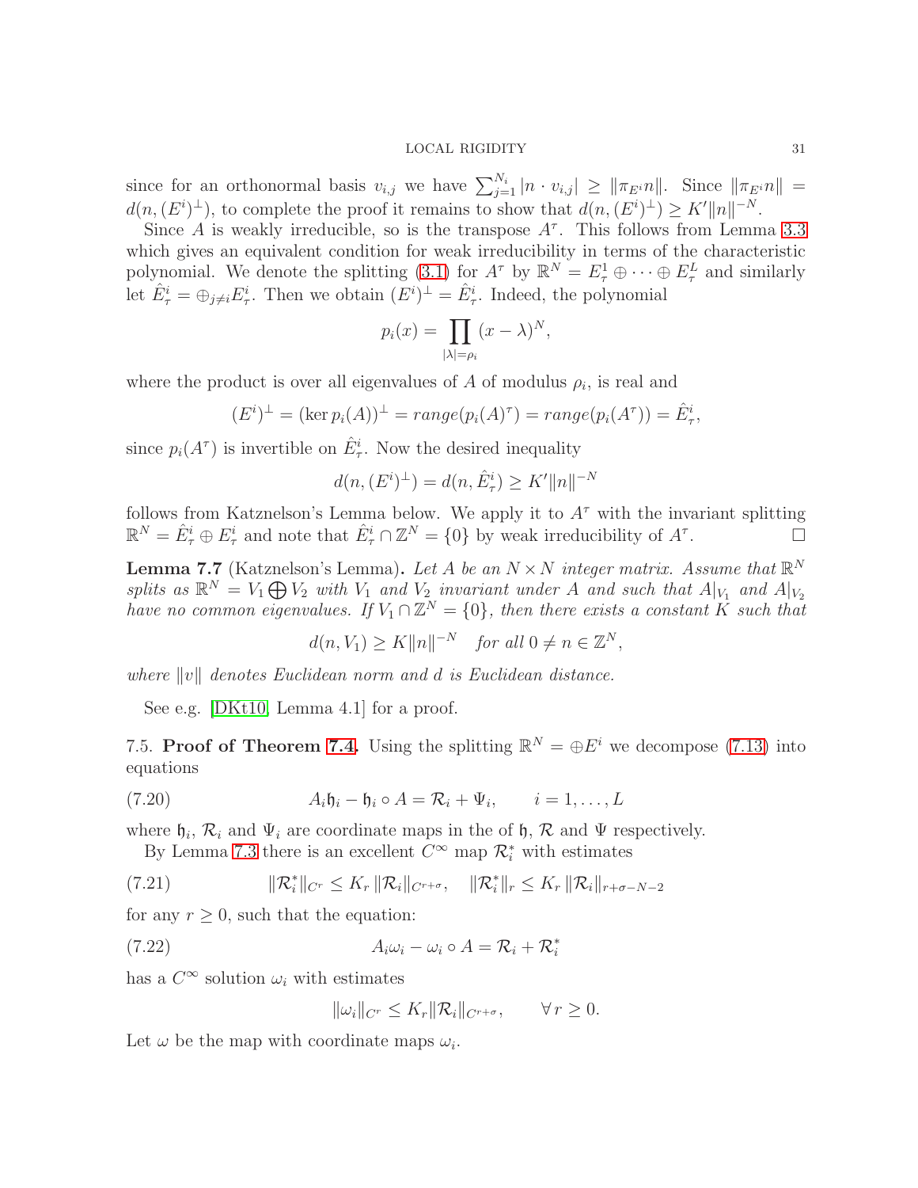since for an orthonormal basis $v_{i,j}$ we have $\sum_{j=1}^{N_i} |n \cdot v_{i,j}| \geq \|\pi_{E^i} n\|$. Since $\|\pi_{E^i} n\| = d(n, (E^i)^\perp)$, to complete the proof it remains to show that $d(n, (E^i)^\perp) \geq K' \|n\|^{-N}$.

Since $A$ is weakly irreducible, so is the transpose $A^\tau$. This follows from Lemma 3.3 which gives an equivalent condition for weak irreducibility in terms of the characteristic polynomial. We denote the splitting (3.1) for $A^\tau$ by $\mathbb{R}^N = E^1_\tau \oplus \cdots \oplus E^L_\tau$ and similarly let $\hat{E}^i_\tau = \oplus_{j \neq i} E^i_\tau$. Then we obtain $(E^i)^\perp = \hat{E}^i_\tau$. Indeed, the polynomial

$$p_i(x) = \prod_{|\lambda| = \rho_i} (x - \lambda)^N,$$

where the product is over all eigenvalues of $A$ of modulus $\rho_i$, is real and

$$(E^i)^\perp = (\ker p_i(A))^\perp = range(p_i(A)^\tau) = range(p_i(A^\tau)) = \hat{E}^i_\tau,$$

since $p_i(A^\tau)$ is invertible on $\hat{E}^i_\tau$. Now the desired inequality

$$d(n, (E^i)^\perp) = d(n, \hat{E}^i_\tau) \geq K' \|n\|^{-N}$$

follows from Katznelson's Lemma below. We apply it to $A^\tau$ with the invariant splitting $\mathbb{R}^N = \hat{E}^i_\tau \oplus E^i_\tau$ and note that $\hat{E}^i_\tau \cap \mathbb{Z}^N = \{0\}$ by weak irreducibility of $A^\tau$. $\square$

**Lemma 7.7** (Katznelson's Lemma)**.** *Let $A$ be an $N \times N$ integer matrix. Assume that $\mathbb{R}^N$ splits as $\mathbb{R}^N = V_1 \bigoplus V_2$ with $V_1$ and $V_2$ invariant under $A$ and such that $A|_{V_1}$ and $A|_{V_2}$ have no common eigenvalues. If $V_1 \cap \mathbb{Z}^N = \{0\}$, then there exists a constant $K$ such that*

$$d(n, V_1) \geq K \|n\|^{-N} \quad \textit{for all } 0 \neq n \in \mathbb{Z}^N,$$

*where $\|v\|$ denotes Euclidean norm and $d$ is Euclidean distance.*

See e.g. [DKt10, Lemma 4.1] for a proof.

7.5. **Proof of Theorem 7.4.** Using the splitting $\mathbb{R}^N = \oplus E^i$ we decompose (7.13) into equations

$$A_i \mathfrak{h}_i - \mathfrak{h}_i \circ A = \mathcal{R}_i + \Psi_i, \qquad i = 1, \ldots, L \tag{7.20}$$

where $\mathfrak{h}_i$, $\mathcal{R}_i$ and $\Psi_i$ are coordinate maps in the of $\mathfrak{h}$, $\mathcal{R}$ and $\Psi$ respectively.

By Lemma 7.3 there is an excellent $C^\infty$ map $\mathcal{R}^*_i$ with estimates

$$\|\mathcal{R}^*_i\|_{C^r} \leq K_r \|\mathcal{R}_i\|_{C^{r+\sigma}}, \quad \|\mathcal{R}^*_i\|_r \leq K_r \|\mathcal{R}_i\|_{r+\sigma-N-2} \tag{7.21}$$

for any $r \geq 0$, such that the equation:

$$A_i \omega_i - \omega_i \circ A = \mathcal{R}_i + \mathcal{R}^*_i \tag{7.22}$$

has a $C^\infty$ solution $\omega_i$ with estimates

$$\|\omega_i\|_{C^r} \leq K_r \|\mathcal{R}_i\|_{C^{r+\sigma}}, \qquad \forall\, r \geq 0.$$

Let $\omega$ be the map with coordinate maps $\omega_i$.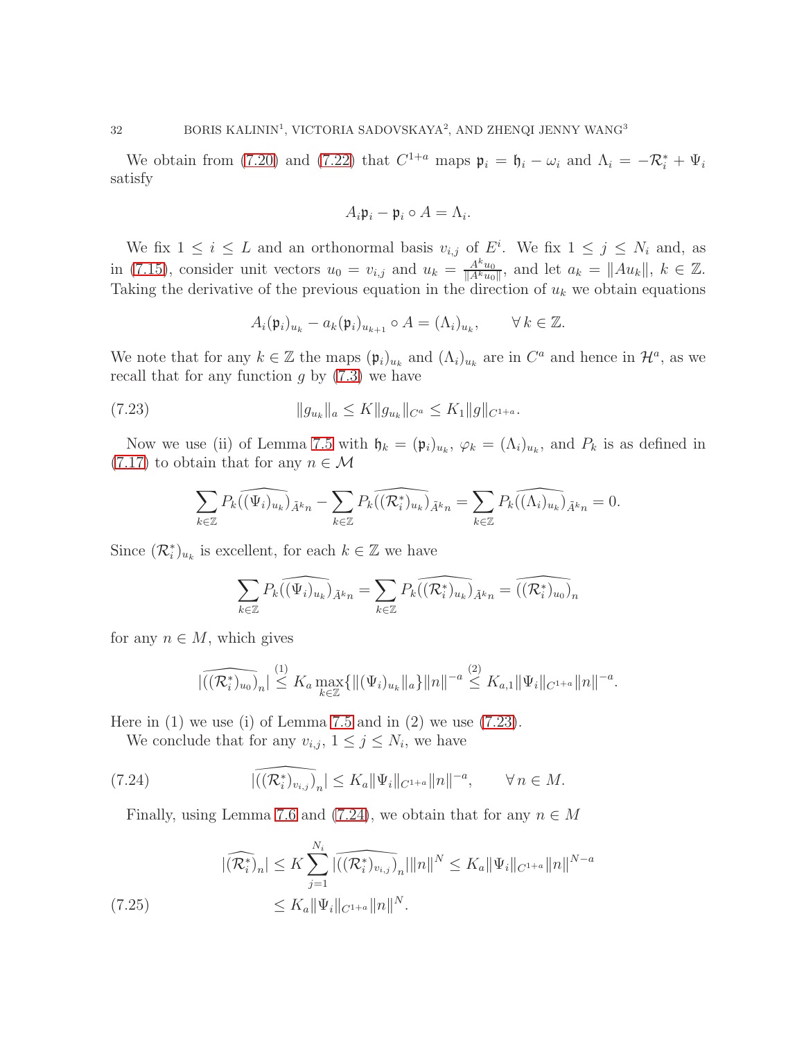We obtain from (7.20) and (7.22) that $C^{1+a}$ maps $\mathfrak{p}_i = \mathfrak{h}_i - \omega_i$ and $\Lambda_i = -\mathcal{R}_i^* + \Psi_i$ satisfy

$$A_i \mathfrak{p}_i - \mathfrak{p}_i \circ A = \Lambda_i.$$

We fix $1 \le i \le L$ and an orthonormal basis $v_{i,j}$ of $E^i$. We fix $1 \le j \le N_i$ and, as in (7.15), consider unit vectors $u_0 = v_{i,j}$ and $u_k = \frac{A^k u_0}{\|A^k u_0\|}$, and let $a_k = \|Au_k\|$, $k \in \mathbb{Z}$. Taking the derivative of the previous equation in the direction of $u_k$ we obtain equations

$$A_i (\mathfrak{p}_i)_{u_k} - a_k (\mathfrak{p}_i)_{u_{k+1}} \circ A = (\Lambda_i)_{u_k}, \qquad \forall\, k \in \mathbb{Z}.$$

We note that for any $k \in \mathbb{Z}$ the maps $(\mathfrak{p}_i)_{u_k}$ and $(\Lambda_i)_{u_k}$ are in $C^a$ and hence in $\mathcal{H}^a$, as we recall that for any function $g$ by (7.3) we have

$$\|g_{u_k}\|_a \le K \|g_{u_k}\|_{C^a} \le K_1 \|g\|_{C^{1+a}}. \tag{7.23}$$

Now we use (ii) of Lemma 7.5 with $\mathfrak{h}_k = (\mathfrak{p}_i)_{u_k}$, $\varphi_k = (\Lambda_i)_{u_k}$, and $P_k$ is as defined in (7.17) to obtain that for any $n \in \mathcal{M}$

$$\sum_{k \in \mathbb{Z}} P_k \widehat{((\Psi_i)_{u_k})}_{\bar{A}^k n} - \sum_{k \in \mathbb{Z}} P_k \widehat{((\mathcal{R}_i^*)_{u_k})}_{\bar{A}^k n} = \sum_{k \in \mathbb{Z}} P_k \widehat{((\Lambda_i)_{u_k})}_{\bar{A}^k n} = 0.$$

Since $(\mathcal{R}_i^*)_{u_k}$ is excellent, for each $k \in \mathbb{Z}$ we have

$$\sum_{k \in \mathbb{Z}} P_k \widehat{((\Psi_i)_{u_k})}_{\bar{A}^k n} = \sum_{k \in \mathbb{Z}} P_k \widehat{((\mathcal{R}_i^*)_{u_k})}_{\bar{A}^k n} = \widehat{((\mathcal{R}_i^*)_{u_0})}_n$$

for any $n \in M$, which gives

$$|\widehat{((\mathcal{R}_i^*)_{u_0})}_n| \overset{(1)}{\le} K_a \max_{k \in \mathbb{Z}} \{\|(\Psi_i)_{u_k}\|_a\} \|n\|^{-a} \overset{(2)}{\le} K_{a,1} \|\Psi_i\|_{C^{1+a}} \|n\|^{-a}.$$

Here in (1) we use (i) of Lemma 7.5 and in (2) we use (7.23).

We conclude that for any $v_{i,j}$, $1 \le j \le N_i$, we have

$$|\widehat{((\mathcal{R}_i^*)_{v_{i,j}})}_n| \le K_a \|\Psi_i\|_{C^{1+a}} \|n\|^{-a}, \qquad \forall\, n \in M. \tag{7.24}$$

Finally, using Lemma 7.6 and (7.24), we obtain that for any $n \in M$

$$\begin{aligned} |\widehat{(\mathcal{R}_i^*)}_n| &\le K \sum_{j=1}^{N_i} |\widehat{((\mathcal{R}_i^*)_{v_{i,j}})}_n| \|n\|^N \le K_a \|\Psi_i\|_{C^{1+a}} \|n\|^{N-a} \\ &\le K_a \|\Psi_i\|_{C^{1+a}} \|n\|^N. \end{aligned} \tag{7.25}$$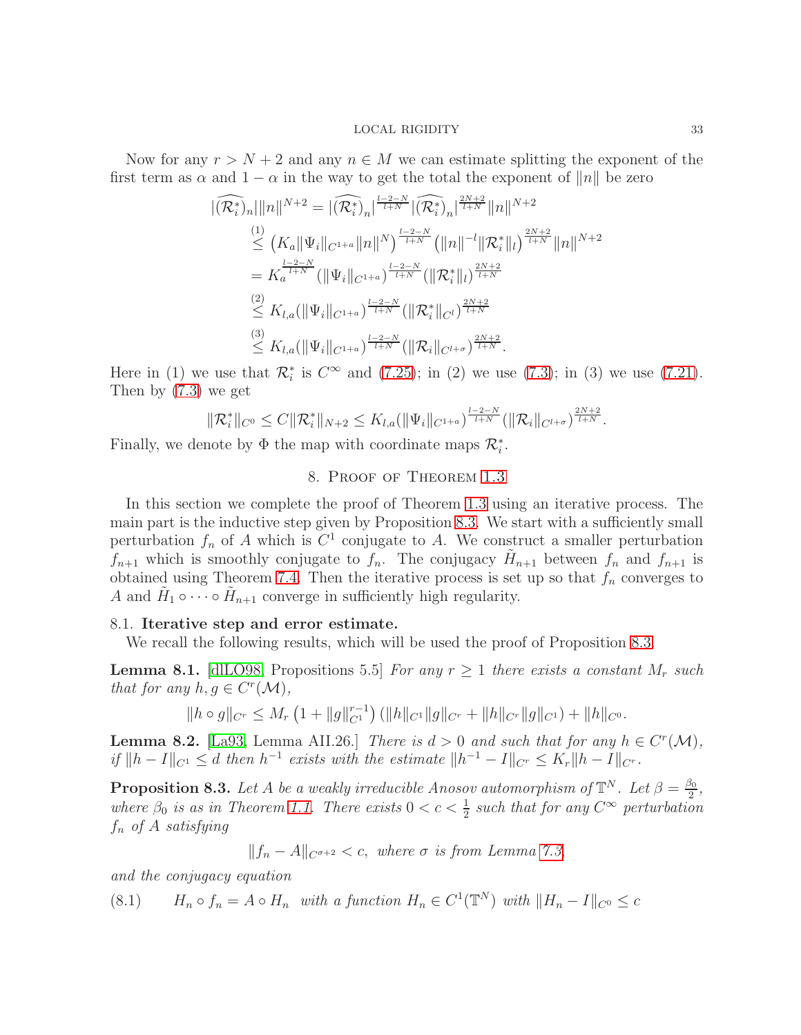Now for any $r > N+2$ and any $n \in M$ we can estimate splitting the exponent of the first term as $\alpha$ and $1-\alpha$ in the way to get the total the exponent of $\|n\|$ be zero

$$
\begin{aligned}
|\widehat{(\mathcal{R}_i^*)}_n| \|n\|^{N+2} &= |\widehat{(\mathcal{R}_i^*)}_n|^{\frac{l-2-N}{l+N}} |\widehat{(\mathcal{R}_i^*)}_n|^{\frac{2N+2}{l+N}} \|n\|^{N+2} \\
&\overset{(1)}{\leq} \left(K_a \|\Psi_i\|_{C^{1+a}} \|n\|^N\right)^{\frac{l-2-N}{l+N}} \left(\|n\|^{-l} \|\mathcal{R}_i^*\|_l\right)^{\frac{2N+2}{l+N}} \|n\|^{N+2} \\
&= K_a^{\frac{l-2-N}{l+N}} (\|\Psi_i\|_{C^{1+a}})^{\frac{l-2-N}{l+N}} (\|\mathcal{R}_i^*\|_l)^{\frac{2N+2}{l+N}} \\
&\overset{(2)}{\leq} K_{l,a} (\|\Psi_i\|_{C^{1+a}})^{\frac{l-2-N}{l+N}} (\|\mathcal{R}_i^*\|_{C^l})^{\frac{2N+2}{l+N}} \\
&\overset{(3)}{\leq} K_{l,a} (\|\Psi_i\|_{C^{1+a}})^{\frac{l-2-N}{l+N}} (\|\mathcal{R}_i\|_{C^{l+\sigma}})^{\frac{2N+2}{l+N}}.
\end{aligned}
$$

Here in (1) we use that $\mathcal{R}_i^*$ is $C^\infty$ and (7.25); in (2) we use (7.3); in (3) we use (7.21). Then by (7.3) we get

$$
\|\mathcal{R}_i^*\|_{C^0} \leq C \|\mathcal{R}_i^*\|_{N+2} \leq K_{l,a} (\|\Psi_i\|_{C^{1+a}})^{\frac{l-2-N}{l+N}} (\|\mathcal{R}_i\|_{C^{l+\sigma}})^{\frac{2N+2}{l+N}}.
$$

Finally, we denote by $\Phi$ the map with coordinate maps $\mathcal{R}_i^*$.

## 8. Proof of Theorem 1.3

In this section we complete the proof of Theorem 1.3 using an iterative process. The main part is the inductive step given by Proposition 8.3. We start with a sufficiently small perturbation $f_n$ of $A$ which is $C^1$ conjugate to $A$. We construct a smaller perturbation $f_{n+1}$ which is smoothly conjugate to $f_n$. The conjugacy $\tilde{H}_{n+1}$ between $f_n$ and $f_{n+1}$ is obtained using Theorem 7.4. Then the iterative process is set up so that $f_n$ converges to $A$ and $\tilde{H}_1 \circ \cdots \circ \tilde{H}_{n+1}$ converge in sufficiently high regularity.

### 8.1. Iterative step and error estimate.

We recall the following results, which will be used the proof of Proposition 8.3.

**Lemma 8.1.** [dlLO98, Propositions 5.5] *For any $r \geq 1$ there exists a constant $M_r$ such that for any $h, g \in C^r(\mathcal{M})$,*

$$
\|h \circ g\|_{C^r} \leq M_r \left(1 + \|g\|_{C^1}^{r-1}\right) \left(\|h\|_{C^1} \|g\|_{C^r} + \|h\|_{C^r} \|g\|_{C^1}\right) + \|h\|_{C^0}.
$$

**Lemma 8.2.** [La93, Lemma AII.26.] *There is $d > 0$ and such that for any $h \in C^r(\mathcal{M})$, if $\|h - I\|_{C^1} \leq d$ then $h^{-1}$ exists with the estimate $\|h^{-1} - I\|_{C^r} \leq K_r \|h - I\|_{C^r}$.*

**Proposition 8.3.** *Let $A$ be a weakly irreducible Anosov automorphism of $\mathbb{T}^N$. Let $\beta = \frac{\beta_0}{2}$, where $\beta_0$ is as in Theorem 1.1. There exists $0 < c < \frac{1}{2}$ such that for any $C^\infty$ perturbation $f_n$ of $A$ satisfying*

$$
\|f_n - A\|_{C^{\sigma+2}} < c, \text{ where } \sigma \text{ is from Lemma 7.3,}
$$

*and the conjugacy equation*

$$
H_n \circ f_n = A \circ H_n \text{ with a function } H_n \in C^1(\mathbb{T}^N) \text{ with } \|H_n - I\|_{C^0} \leq c \tag{8.1}
$$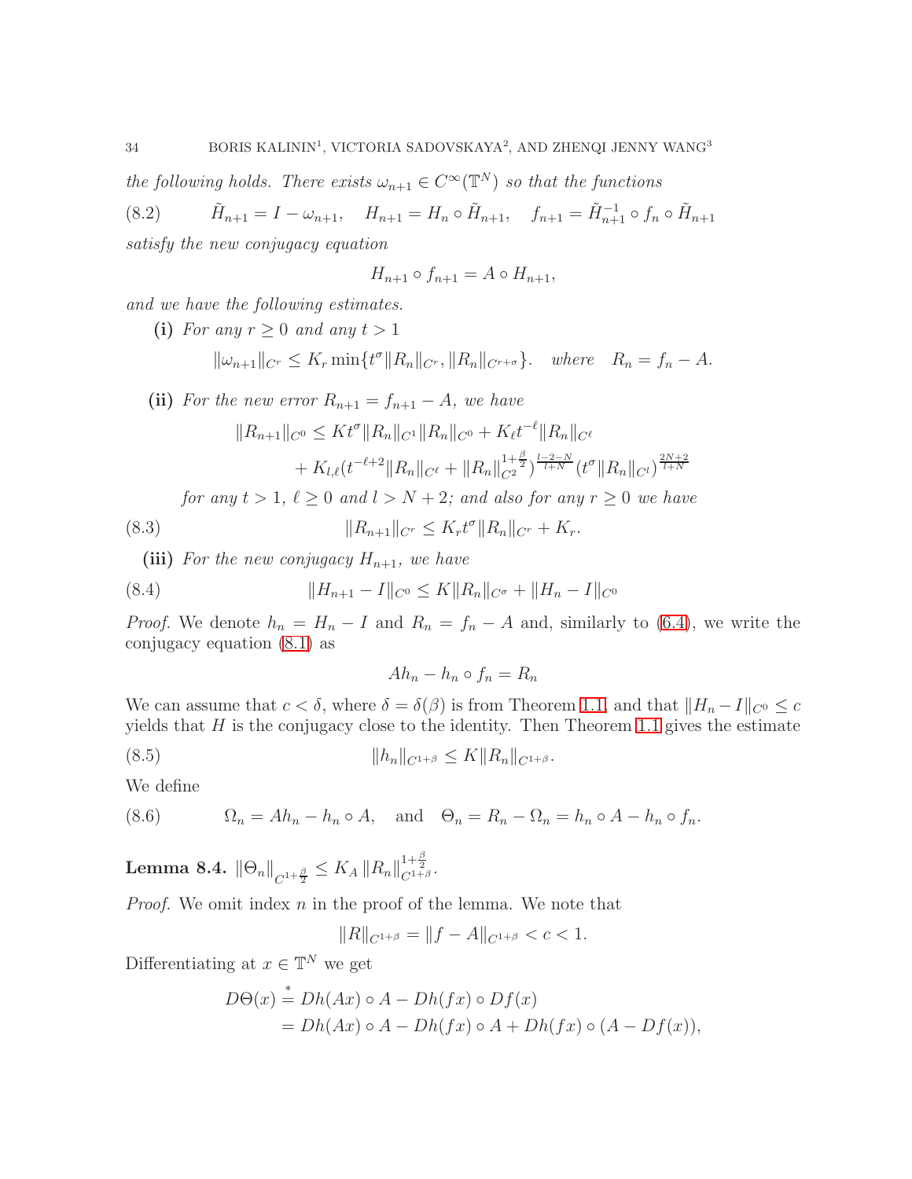*the following holds. There exists $\omega_{n+1} \in C^\infty(\mathbb{T}^N)$ so that the functions*

$$\tilde{H}_{n+1} = I - \omega_{n+1}, \quad H_{n+1} = H_n \circ \tilde{H}_{n+1}, \quad f_{n+1} = \tilde{H}_{n+1}^{-1} \circ f_n \circ \tilde{H}_{n+1} \tag{8.2}$$

*satisfy the new conjugacy equation*

$$H_{n+1} \circ f_{n+1} = A \circ H_{n+1},$$

*and we have the following estimates.*

**(i)** *For any $r \geq 0$ and any $t > 1$*

$$\|\omega_{n+1}\|_{C^r} \leq K_r \min\{t^\sigma \|R_n\|_{C^r}, \|R_n\|_{C^{r+\sigma}}\}. \quad \text{where} \quad R_n = f_n - A.$$

**(ii)** *For the new error $R_{n+1} = f_{n+1} - A$, we have*

$$\begin{aligned}\|R_{n+1}\|_{C^0} &\leq K t^\sigma \|R_n\|_{C^1} \|R_n\|_{C^0} + K_\ell t^{-\ell} \|R_n\|_{C^\ell} \\ &\quad + K_{l,\ell}(t^{-\ell+2}\|R_n\|_{C^\ell} + \|R_n\|_{C^2}^{1+\frac{\beta}{2}})^{\frac{l-2-N}{l+N}} (t^\sigma \|R_n\|_{C^l})^{\frac{2N+2}{l+N}}\end{aligned}$$

*for any $t > 1$, $\ell \geq 0$ and $l > N+2$; and also for any $r \geq 0$ we have*

$$\|R_{n+1}\|_{C^r} \leq K_r t^\sigma \|R_n\|_{C^r} + K_r. \tag{8.3}$$

**(iii)** *For the new conjugacy $H_{n+1}$, we have*

$$\|H_{n+1} - I\|_{C^0} \leq K \|R_n\|_{C^\sigma} + \|H_n - I\|_{C^0} \tag{8.4}$$

*Proof.* We denote $h_n = H_n - I$ and $R_n = f_n - A$ and, similarly to (6.4), we write the conjugacy equation (8.1) as

$$A h_n - h_n \circ f_n = R_n$$

We can assume that $c < \delta$, where $\delta = \delta(\beta)$ is from Theorem 1.1, and that $\|H_n - I\|_{C^0} \leq c$ yields that $H$ is the conjugacy close to the identity. Then Theorem 1.1 gives the estimate

$$\|h_n\|_{C^{1+\beta}} \leq K \|R_n\|_{C^{1+\beta}}. \tag{8.5}$$

We define

$$\Omega_n = A h_n - h_n \circ A, \quad \text{and} \quad \Theta_n = R_n - \Omega_n = h_n \circ A - h_n \circ f_n. \tag{8.6}$$

**Lemma 8.4.** $\|\Theta_n\|_{C^{1+\frac{\beta}{2}}} \leq K_A \|R_n\|_{C^{1+\beta}}^{1+\frac{\beta}{2}}$.

*Proof.* We omit index $n$ in the proof of the lemma. We note that

$$\|R\|_{C^{1+\beta}} = \|f - A\|_{C^{1+\beta}} < c < 1.$$

Differentiating at $x \in \mathbb{T}^N$ we get

$$\begin{aligned}D\Theta(x) &\overset{*}{=} Dh(Ax) \circ A - Dh(fx) \circ Df(x) \\ &= Dh(Ax) \circ A - Dh(fx) \circ A + Dh(fx) \circ (A - Df(x)),\end{aligned}$$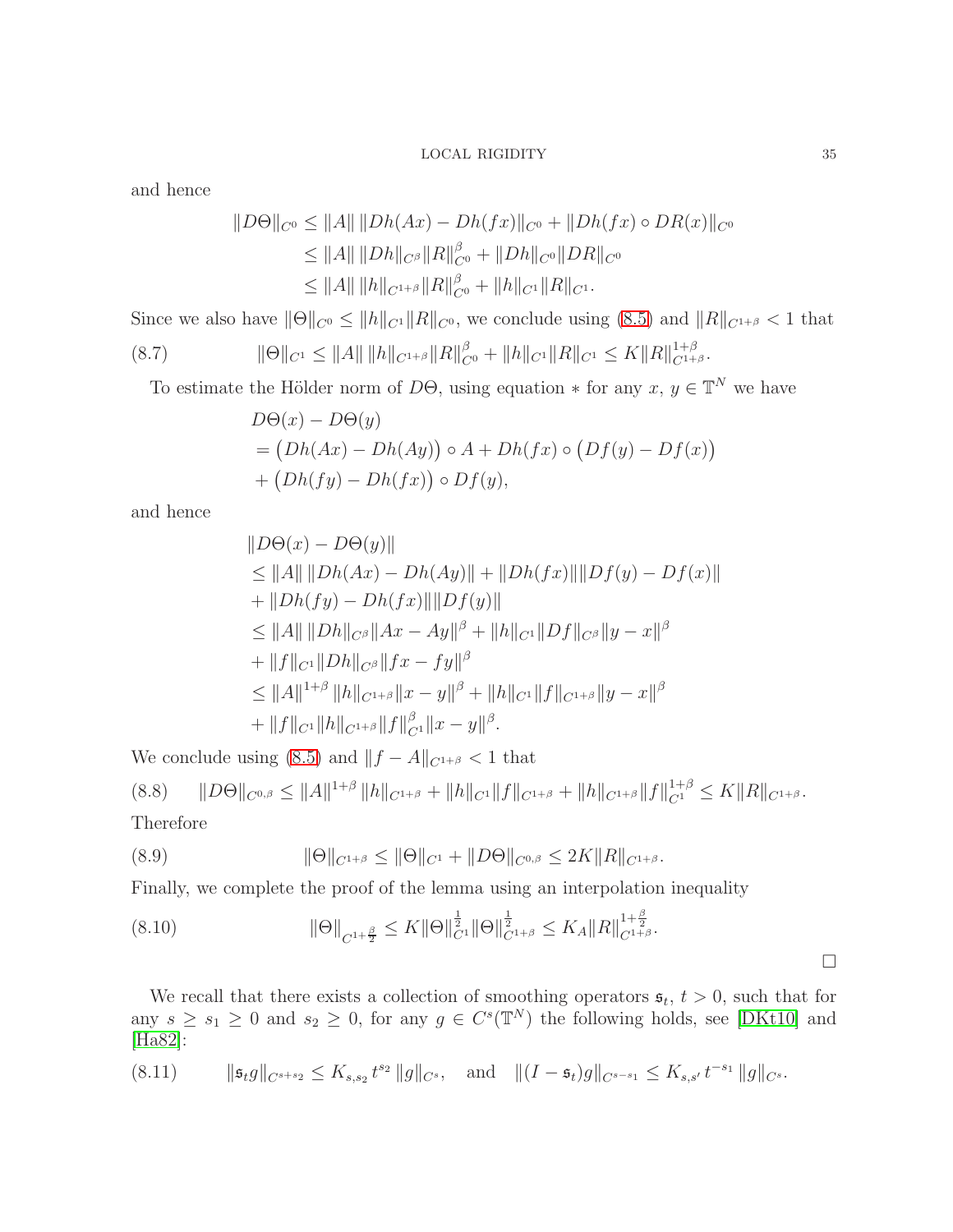and hence

$$
\begin{aligned}
\|D\Theta\|_{C^0} &\le \|A\| \, \|Dh(Ax) - Dh(fx)\|_{C^0} + \|Dh(fx) \circ DR(x)\|_{C^0} \\
&\le \|A\| \, \|Dh\|_{C^\beta} \|R\|_{C^0}^\beta + \|Dh\|_{C^0} \|DR\|_{C^0} \\
&\le \|A\| \, \|h\|_{C^{1+\beta}} \|R\|_{C^0}^\beta + \|h\|_{C^1} \|R\|_{C^1}.
\end{aligned}
$$

Since we also have $\|\Theta\|_{C^0} \le \|h\|_{C^1} \|R\|_{C^0}$, we conclude using (8.5) and $\|R\|_{C^{1+\beta}} < 1$ that

$$
\|\Theta\|_{C^1} \le \|A\| \, \|h\|_{C^{1+\beta}} \|R\|_{C^0}^\beta + \|h\|_{C^1} \|R\|_{C^1} \le K \|R\|_{C^{1+\beta}}^{1+\beta}. \tag{8.7}
$$

To estimate the Hölder norm of $D\Theta$, using equation $*$ for any $x, y \in \mathbb{T}^N$ we have

$$
\begin{aligned}
&D\Theta(x) - D\Theta(y) \\
&= \big(Dh(Ax) - Dh(Ay)\big) \circ A + Dh(fx) \circ \big(Df(y) - Df(x)\big) \\
&+ \big(Dh(fy) - Dh(fx)\big) \circ Df(y),
\end{aligned}
$$

and hence

$$
\begin{aligned}
&\|D\Theta(x) - D\Theta(y)\| \\
&\le \|A\| \, \|Dh(Ax) - Dh(Ay)\| + \|Dh(fx)\| \|Df(y) - Df(x)\| \\
&+ \|Dh(fy) - Dh(fx)\| \|Df(y)\| \\
&\le \|A\| \, \|Dh\|_{C^\beta} \|Ax - Ay\|^\beta + \|h\|_{C^1} \|Df\|_{C^\beta} \|y - x\|^\beta \\
&+ \|f\|_{C^1} \|Dh\|_{C^\beta} \|fx - fy\|^\beta \\
&\le \|A\|^{1+\beta} \|h\|_{C^{1+\beta}} \|x - y\|^\beta + \|h\|_{C^1} \|f\|_{C^{1+\beta}} \|y - x\|^\beta \\
&+ \|f\|_{C^1} \|h\|_{C^{1+\beta}} \|f\|_{C^1}^\beta \|x - y\|^\beta.
\end{aligned}
$$

We conclude using (8.5) and $\|f - A\|_{C^{1+\beta}} < 1$ that

$$
\|D\Theta\|_{C^{0,\beta}} \le \|A\|^{1+\beta} \|h\|_{C^{1+\beta}} + \|h\|_{C^1} \|f\|_{C^{1+\beta}} + \|h\|_{C^{1+\beta}} \|f\|_{C^1}^{1+\beta} \le K \|R\|_{C^{1+\beta}}. \tag{8.8}
$$

Therefore

$$
\|\Theta\|_{C^{1+\beta}} \le \|\Theta\|_{C^1} + \|D\Theta\|_{C^{0,\beta}} \le 2K \|R\|_{C^{1+\beta}}. \tag{8.9}
$$

Finally, we complete the proof of the lemma using an interpolation inequality

$$
\|\Theta\|_{C^{1+\frac{\beta}{2}}} \le K \|\Theta\|_{C^1}^{\frac{1}{2}} \|\Theta\|_{C^{1+\beta}}^{\frac{1}{2}} \le K_A \|R\|_{C^{1+\beta}}^{1+\frac{\beta}{2}}. \tag{8.10}
$$

□

We recall that there exists a collection of smoothing operators $\mathfrak{s}_t$, $t > 0$, such that for any $s \ge s_1 \ge 0$ and $s_2 \ge 0$, for any $g \in C^s(\mathbb{T}^N)$ the following holds, see [DKt10] and [Ha82]:

$$
\|\mathfrak{s}_t g\|_{C^{s+s_2}} \le K_{s,s_2} t^{s_2} \|g\|_{C^s}, \quad \text{and} \quad \|(I - \mathfrak{s}_t) g\|_{C^{s-s_1}} \le K_{s,s'} t^{-s_1} \|g\|_{C^s}. \tag{8.11}
$$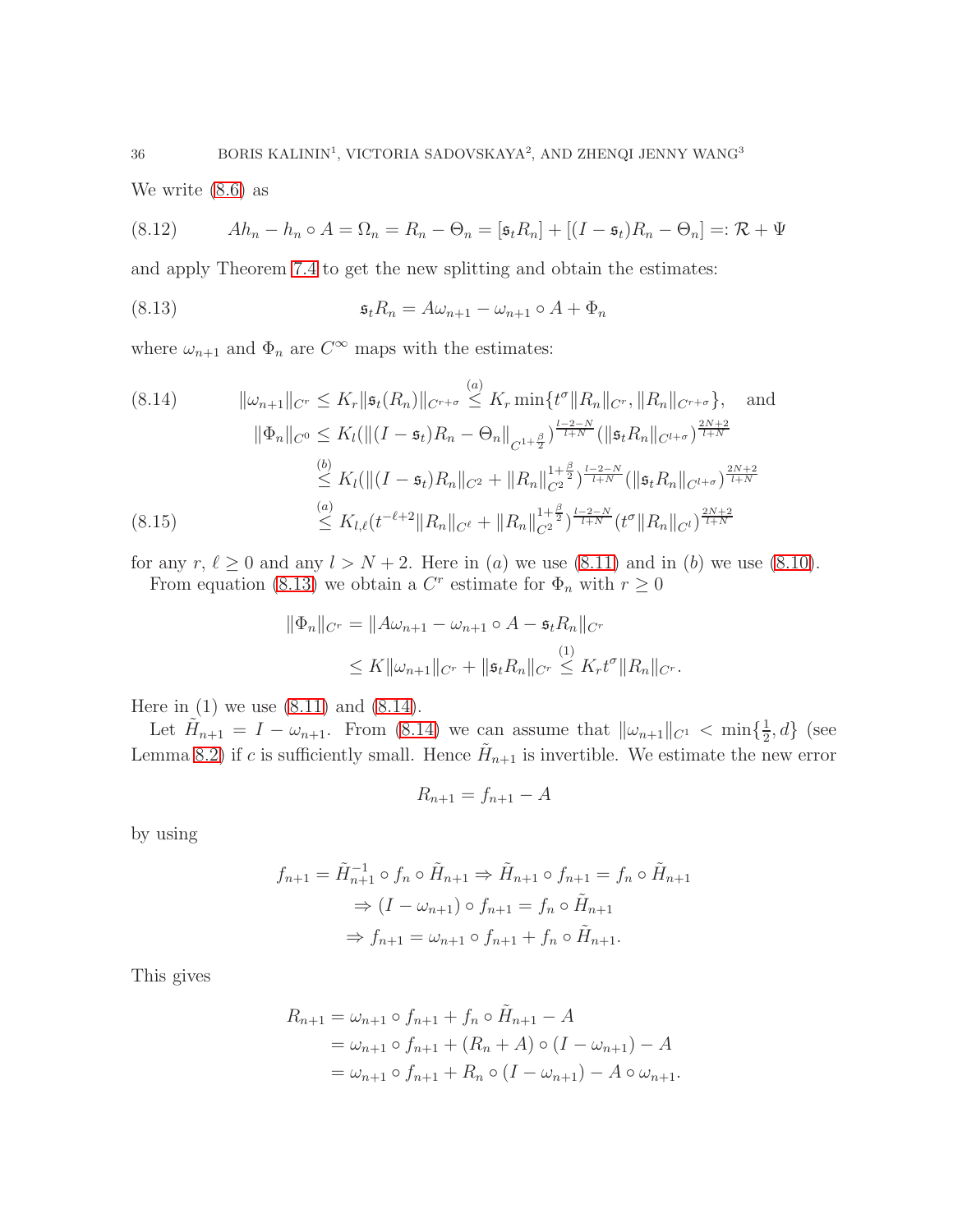We write (8.6) as

$$Ah_n - h_n \circ A = \Omega_n = R_n - \Theta_n = [\mathfrak{s}_t R_n] + [(I - \mathfrak{s}_t)R_n - \Theta_n] =: \mathcal{R} + \Psi \tag{8.12}$$

and apply Theorem 7.4 to get the new splitting and obtain the estimates:

$$\mathfrak{s}_t R_n = A\omega_{n+1} - \omega_{n+1} \circ A + \Phi_n \tag{8.13}$$

where $\omega_{n+1}$ and $\Phi_n$ are $C^\infty$ maps with the estimates:

$$\|\omega_{n+1}\|_{C^r} \le K_r \|\mathfrak{s}_t(R_n)\|_{C^{r+\sigma}} \overset{(a)}{\le} K_r \min\{t^\sigma \|R_n\|_{C^r}, \|R_n\|_{C^{r+\sigma}}\}, \quad \text{and} \tag{8.14}$$

$$\begin{aligned}
\|\Phi_n\|_{C^0} &\le K_l (\|(I-\mathfrak{s}_t)R_n - \Theta_n\|_{C^{1+\frac{\beta}{2}}})^{\frac{l-2-N}{l+N}} (\|\mathfrak{s}_t R_n\|_{C^{l+\sigma}})^{\frac{2N+2}{l+N}} \\
&\overset{(b)}{\le} K_l (\|(I-\mathfrak{s}_t)R_n\|_{C^2} + \|R_n\|_{C^2}^{1+\frac{\beta}{2}})^{\frac{l-2-N}{l+N}} (\|\mathfrak{s}_t R_n\|_{C^{l+\sigma}})^{\frac{2N+2}{l+N}} \\
&\overset{(a)}{\le} K_{l,\ell} (t^{-\ell+2} \|R_n\|_{C^\ell} + \|R_n\|_{C^2}^{1+\frac{\beta}{2}})^{\frac{l-2-N}{l+N}} (t^\sigma \|R_n\|_{C^l})^{\frac{2N+2}{l+N}}
\end{aligned} \tag{8.15}$$

for any $r,\, \ell \ge 0$ and any $l > N+2$. Here in $(a)$ we use (8.11) and in $(b)$ we use (8.10).

From equation (8.13) we obtain a $C^r$ estimate for $\Phi_n$ with $r \ge 0$

$$\begin{aligned}
\|\Phi_n\|_{C^r} &= \|A\omega_{n+1} - \omega_{n+1} \circ A - \mathfrak{s}_t R_n\|_{C^r} \\
&\le K\|\omega_{n+1}\|_{C^r} + \|\mathfrak{s}_t R_n\|_{C^r} \overset{(1)}{\le} K_r t^\sigma \|R_n\|_{C^r}.
\end{aligned}$$

Here in (1) we use (8.11) and (8.14).

Let $\tilde{H}_{n+1} = I - \omega_{n+1}$. From (8.14) we can assume that $\|\omega_{n+1}\|_{C^1} < \min\{\frac{1}{2}, d\}$ (see Lemma 8.2) if $c$ is sufficiently small. Hence $\tilde{H}_{n+1}$ is invertible. We estimate the new error

$$R_{n+1} = f_{n+1} - A$$

by using

$$\begin{aligned}
f_{n+1} = \tilde{H}_{n+1}^{-1} \circ f_n \circ \tilde{H}_{n+1} &\Rightarrow \tilde{H}_{n+1} \circ f_{n+1} = f_n \circ \tilde{H}_{n+1} \\
&\Rightarrow (I - \omega_{n+1}) \circ f_{n+1} = f_n \circ \tilde{H}_{n+1} \\
&\Rightarrow f_{n+1} = \omega_{n+1} \circ f_{n+1} + f_n \circ \tilde{H}_{n+1}.
\end{aligned}$$

This gives

$$\begin{aligned}
R_{n+1} &= \omega_{n+1} \circ f_{n+1} + f_n \circ \tilde{H}_{n+1} - A \\
&= \omega_{n+1} \circ f_{n+1} + (R_n + A) \circ (I - \omega_{n+1}) - A \\
&= \omega_{n+1} \circ f_{n+1} + R_n \circ (I - \omega_{n+1}) - A \circ \omega_{n+1}.
\end{aligned}$$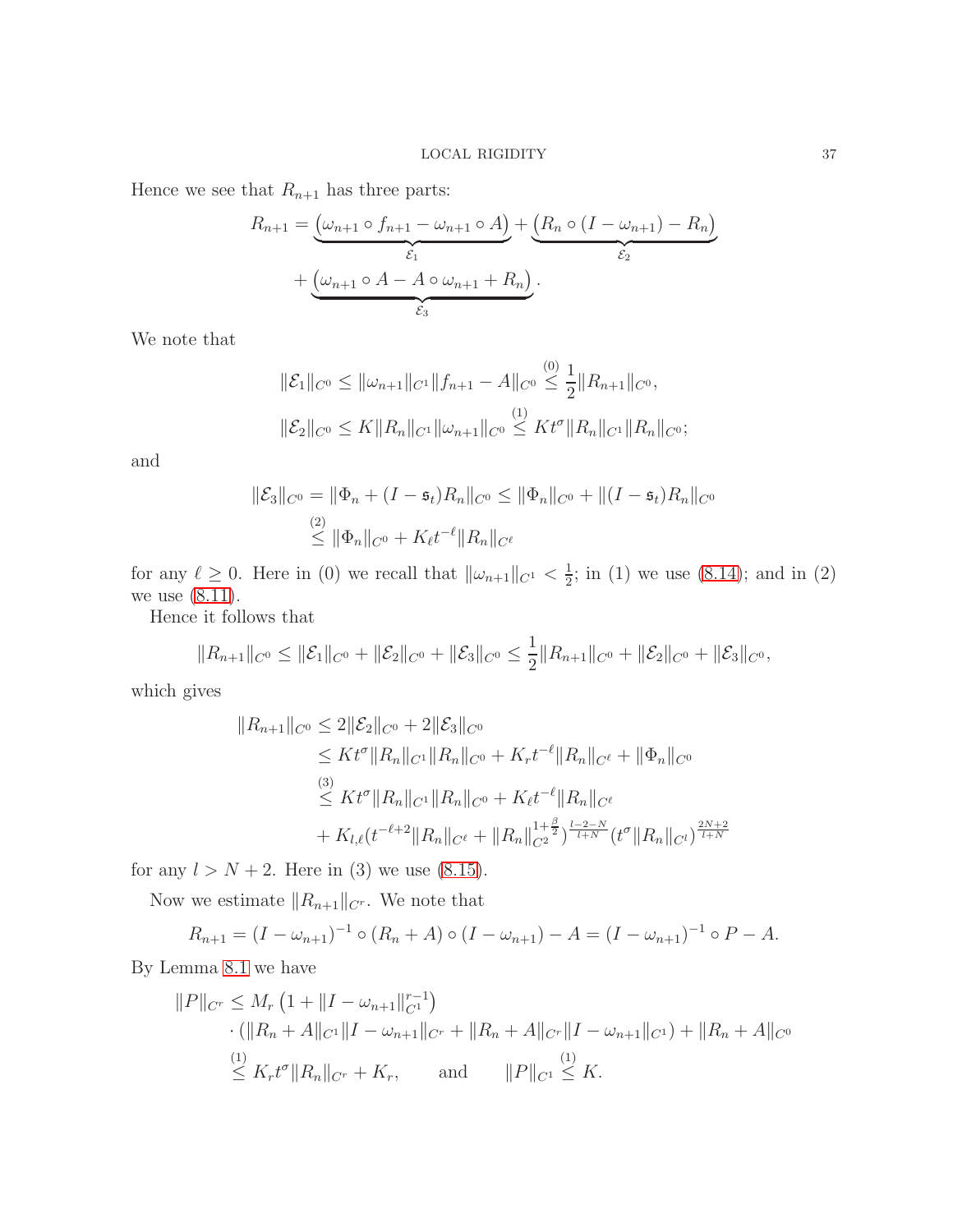Hence we see that $R_{n+1}$ has three parts:

$$
\begin{aligned}
R_{n+1} = &\underbrace{\big(\omega_{n+1} \circ f_{n+1} - \omega_{n+1} \circ A\big)}_{\mathcal{E}_1} + \underbrace{\big(R_n \circ (I - \omega_{n+1}) - R_n\big)}_{\mathcal{E}_2} \\
&+ \underbrace{\big(\omega_{n+1} \circ A - A \circ \omega_{n+1} + R_n\big)}_{\mathcal{E}_3}.
\end{aligned}
$$

We note that

$$
\begin{aligned}
&\|\mathcal{E}_1\|_{C^0} \leq \|\omega_{n+1}\|_{C^1} \|f_{n+1} - A\|_{C^0} \overset{(0)}{\leq} \frac{1}{2} \|R_{n+1}\|_{C^0}, \\
&\|\mathcal{E}_2\|_{C^0} \leq K \|R_n\|_{C^1} \|\omega_{n+1}\|_{C^0} \overset{(1)}{\leq} K t^{\sigma} \|R_n\|_{C^1} \|R_n\|_{C^0};
\end{aligned}
$$

and

$$
\begin{aligned}
\|\mathcal{E}_3\|_{C^0} &= \|\Phi_n + (I - \mathfrak{s}_t) R_n\|_{C^0} \leq \|\Phi_n\|_{C^0} + \|(I - \mathfrak{s}_t) R_n\|_{C^0} \\
&\overset{(2)}{\leq} \|\Phi_n\|_{C^0} + K_\ell t^{-\ell} \|R_n\|_{C^\ell}
\end{aligned}
$$

for any $\ell \geq 0$. Here in (0) we recall that $\|\omega_{n+1}\|_{C^1} < \frac{1}{2}$; in (1) we use (8.14); and in (2) we use (8.11).

Hence it follows that

$$
\|R_{n+1}\|_{C^0} \leq \|\mathcal{E}_1\|_{C^0} + \|\mathcal{E}_2\|_{C^0} + \|\mathcal{E}_3\|_{C^0} \leq \frac{1}{2} \|R_{n+1}\|_{C^0} + \|\mathcal{E}_2\|_{C^0} + \|\mathcal{E}_3\|_{C^0},
$$

which gives

$$
\begin{aligned}
\|R_{n+1}\|_{C^0} &\leq 2\|\mathcal{E}_2\|_{C^0} + 2\|\mathcal{E}_3\|_{C^0} \\
&\leq K t^{\sigma} \|R_n\|_{C^1} \|R_n\|_{C^0} + K_r t^{-\ell} \|R_n\|_{C^\ell} + \|\Phi_n\|_{C^0} \\
&\overset{(3)}{\leq} K t^{\sigma} \|R_n\|_{C^1} \|R_n\|_{C^0} + K_\ell t^{-\ell} \|R_n\|_{C^\ell} \\
&\quad + K_{l,\ell} (t^{-\ell+2} \|R_n\|_{C^\ell} + \|R_n\|_{C^2}^{1+\frac{\beta}{2}})^{\frac{l-2-N}{l+N}} (t^{\sigma} \|R_n\|_{C^l})^{\frac{2N+2}{l+N}}
\end{aligned}
$$

for any $l > N + 2$. Here in (3) we use (8.15).

Now we estimate $\|R_{n+1}\|_{C^r}$. We note that

$$
R_{n+1} = (I - \omega_{n+1})^{-1} \circ (R_n + A) \circ (I - \omega_{n+1}) - A = (I - \omega_{n+1})^{-1} \circ P - A.
$$

By Lemma 8.1 we have

$$
\begin{aligned}
\|P\|_{C^r} &\leq M_r \left(1 + \|I - \omega_{n+1}\|_{C^1}^{r-1}\right) \\
&\quad \cdot (\|R_n + A\|_{C^1} \|I - \omega_{n+1}\|_{C^r} + \|R_n + A\|_{C^r} \|I - \omega_{n+1}\|_{C^1}) + \|R_n + A\|_{C^0} \\
&\overset{(1)}{\leq} K_r t^{\sigma} \|R_n\|_{C^r} + K_r, \qquad \text{and} \qquad \|P\|_{C^1} \overset{(1)}{\leq} K.
\end{aligned}
$$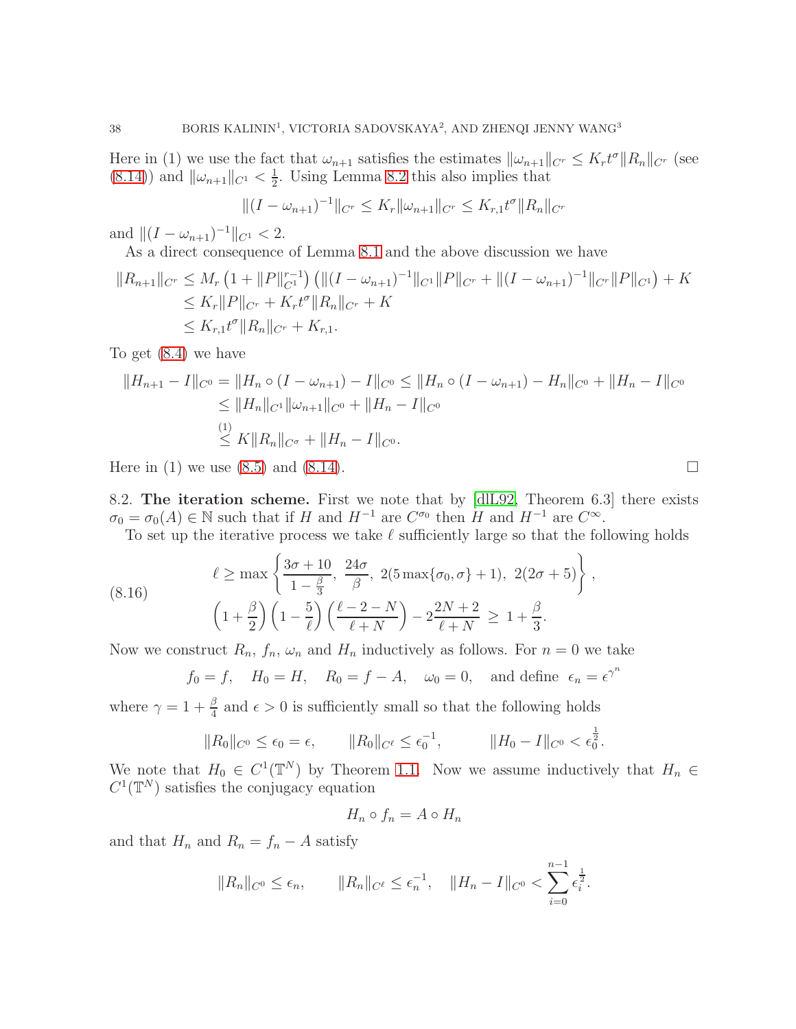Here in (1) we use the fact that $\omega_{n+1}$ satisfies the estimates $\|\omega_{n+1}\|_{C^r} \le K_r t^\sigma \|R_n\|_{C^r}$ (see (8.14)) and $\|\omega_{n+1}\|_{C^1} < \frac{1}{2}$. Using Lemma 8.2 this also implies that

$$\|(I-\omega_{n+1})^{-1}\|_{C^r} \le K_r \|\omega_{n+1}\|_{C^r} \le K_{r,1} t^\sigma \|R_n\|_{C^r}$$

and $\|(I-\omega_{n+1})^{-1}\|_{C^1} < 2$.

As a direct consequence of Lemma 8.1 and the above discussion we have

$$\begin{aligned}
\|R_{n+1}\|_{C^r} &\le M_r \left(1 + \|P\|_{C^1}^{r-1}\right)\left(\|(I-\omega_{n+1})^{-1}\|_{C^1}\|P\|_{C^r} + \|(I-\omega_{n+1})^{-1}\|_{C^r}\|P\|_{C^1}\right) + K \\
&\le K_r \|P\|_{C^r} + K_r t^\sigma \|R_n\|_{C^r} + K \\
&\le K_{r,1} t^\sigma \|R_n\|_{C^r} + K_{r,1}.
\end{aligned}$$

To get (8.4) we have

$$\begin{aligned}
\|H_{n+1} - I\|_{C^0} &= \|H_n \circ (I-\omega_{n+1}) - I\|_{C^0} \le \|H_n \circ (I-\omega_{n+1}) - H_n\|_{C^0} + \|H_n - I\|_{C^0} \\
&\le \|H_n\|_{C^1}\|\omega_{n+1}\|_{C^0} + \|H_n - I\|_{C^0} \\
&\overset{(1)}{\le} K\|R_n\|_{C^\sigma} + \|H_n - I\|_{C^0}.
\end{aligned}$$

Here in (1) we use (8.5) and (8.14). $\square$

8.2. **The iteration scheme.** First we note that by [dlL92, Theorem 6.3] there exists $\sigma_0 = \sigma_0(A) \in \mathbb{N}$ such that if $H$ and $H^{-1}$ are $C^{\sigma_0}$ then $H$ and $H^{-1}$ are $C^\infty$.

To set up the iterative process we take $\ell$ sufficiently large so that the following holds

$$\begin{aligned}
&\ell \ge \max\left\{\frac{3\sigma+10}{1-\frac{\beta}{3}},\ \frac{24\sigma}{\beta},\ 2(5\max\{\sigma_0,\sigma\}+1),\ 2(2\sigma+5)\right\}, \\
&\left(1+\frac{\beta}{2}\right)\left(1-\frac{5}{\ell}\right)\left(\frac{\ell-2-N}{\ell+N}\right) - 2\frac{2N+2}{\ell+N} \ \ge\ 1+\frac{\beta}{3}.
\end{aligned} \tag{8.16}$$

Now we construct $R_n$, $f_n$, $\omega_n$ and $H_n$ inductively as follows. For $n=0$ we take

$$f_0 = f, \quad H_0 = H, \quad R_0 = f - A, \quad \omega_0 = 0, \quad \text{and define } \ \epsilon_n = \epsilon^{\gamma^n}$$

where $\gamma = 1 + \frac{\beta}{4}$ and $\epsilon > 0$ is sufficiently small so that the following holds

$$\|R_0\|_{C^0} \le \epsilon_0 = \epsilon, \qquad \|R_0\|_{C^\ell} \le \epsilon_0^{-1}, \qquad \|H_0 - I\|_{C^0} < \epsilon_0^{\frac{1}{2}}.$$

We note that $H_0 \in C^1(\mathbb{T}^N)$ by Theorem 1.1. Now we assume inductively that $H_n \in C^1(\mathbb{T}^N)$ satisfies the conjugacy equation

$$H_n \circ f_n = A \circ H_n$$

and that $H_n$ and $R_n = f_n - A$ satisfy

$$\|R_n\|_{C^0} \le \epsilon_n, \qquad \|R_n\|_{C^\ell} \le \epsilon_n^{-1}, \quad \|H_n - I\|_{C^0} < \sum_{i=0}^{n-1} \epsilon_i^{\frac{1}{2}}.$$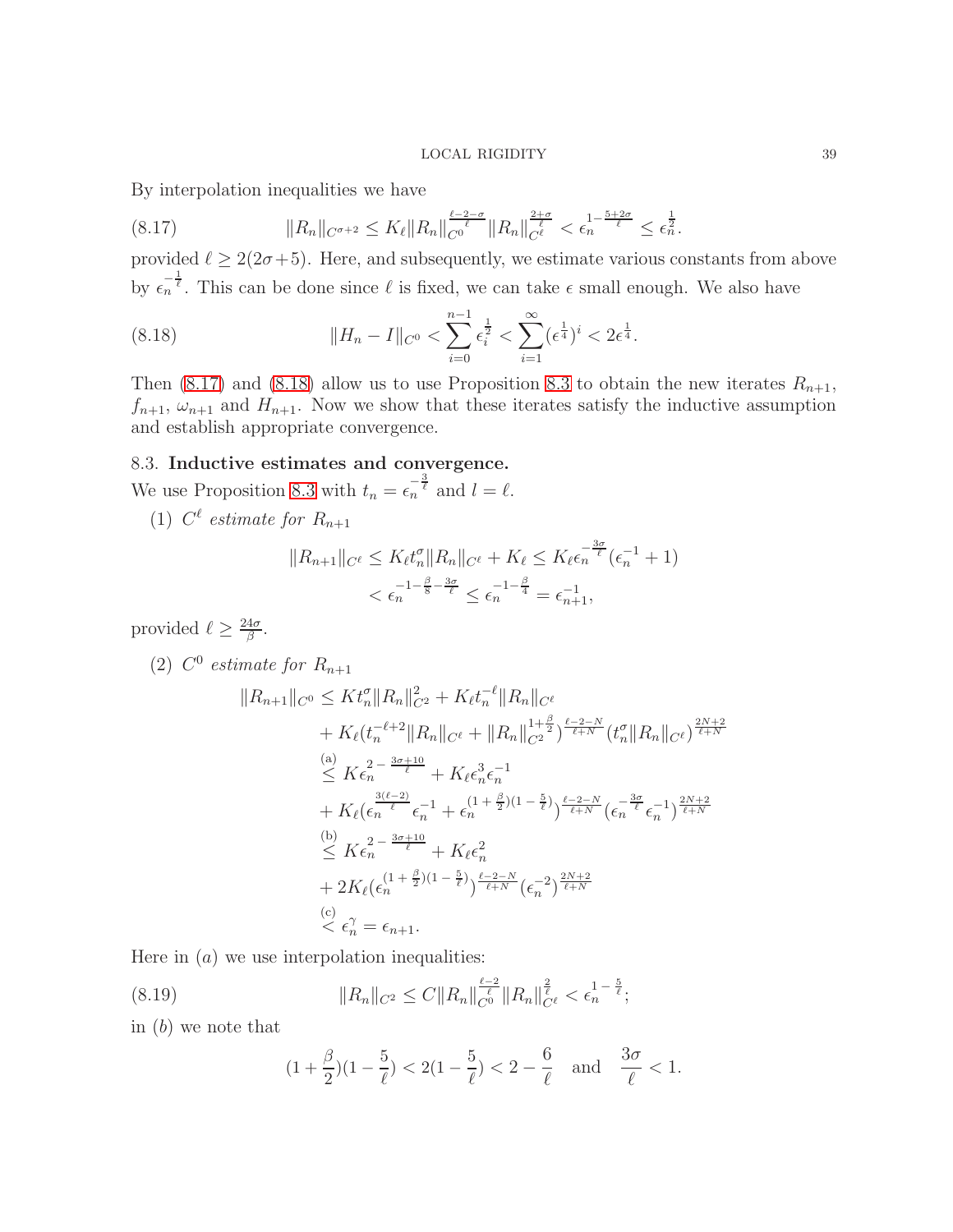By interpolation inequalities we have

$$\|R_n\|_{C^{\sigma+2}} \le K_\ell \|R_n\|_{C^0}^{\frac{\ell-2-\sigma}{\ell}} \|R_n\|_{C^\ell}^{\frac{2+\sigma}{\ell}} < \epsilon_n^{1-\frac{5+2\sigma}{\ell}} \le \epsilon_n^{\frac{1}{2}}. \tag{8.17}$$

provided $\ell \ge 2(2\sigma+5)$. Here, and subsequently, we estimate various constants from above by $\epsilon_n^{-\frac{1}{\ell}}$. This can be done since $\ell$ is fixed, we can take $\epsilon$ small enough. We also have

$$\|H_n - I\|_{C^0} < \sum_{i=0}^{n-1} \epsilon_i^{\frac{1}{2}} < \sum_{i=1}^{\infty} (\epsilon^{\frac{1}{4}})^i < 2\epsilon^{\frac{1}{4}}. \tag{8.18}$$

Then (8.17) and (8.18) allow us to use Proposition 8.3 to obtain the new iterates $R_{n+1}$, $f_{n+1}$, $\omega_{n+1}$ and $H_{n+1}$. Now we show that these iterates satisfy the inductive assumption and establish appropriate convergence.

## 8.3. **Inductive estimates and convergence.**

We use Proposition 8.3 with $t_n = \epsilon_n^{-\frac{3}{\ell}}$ and $l = \ell$.

(1) *$C^\ell$ estimate for $R_{n+1}$*

$$\begin{aligned}
\|R_{n+1}\|_{C^\ell} &\le K_\ell t_n^\sigma \|R_n\|_{C^\ell} + K_\ell \le K_\ell \epsilon_n^{-\frac{3\sigma}{\ell}} (\epsilon_n^{-1} + 1) \\
&< \epsilon_n^{-1-\frac{\beta}{8}-\frac{3\sigma}{\ell}} \le \epsilon_n^{-1-\frac{\beta}{4}} = \epsilon_{n+1}^{-1},
\end{aligned}$$

provided $\ell \ge \frac{24\sigma}{\beta}$.

(2) *$C^0$ estimate for $R_{n+1}$*

$$\begin{aligned}
\|R_{n+1}\|_{C^0} &\le K t_n^\sigma \|R_n\|_{C^2}^2 + K_\ell t_n^{-\ell} \|R_n\|_{C^\ell} \\
&\quad + K_\ell (t_n^{-\ell+2} \|R_n\|_{C^\ell} + \|R_n\|_{C^2}^{1+\frac{\beta}{2}})^{\frac{\ell-2-N}{\ell+N}} (t_n^\sigma \|R_n\|_{C^\ell})^{\frac{2N+2}{\ell+N}} \\
&\overset{\text{(a)}}{\le} K \epsilon_n^{2-\frac{3\sigma+10}{\ell}} + K_\ell \epsilon_n^3 \epsilon_n^{-1} \\
&\quad + K_\ell (\epsilon_n^{\frac{3(\ell-2)}{\ell}} \epsilon_n^{-1} + \epsilon_n^{(1+\frac{\beta}{2})(1-\frac{5}{\ell})})^{\frac{\ell-2-N}{\ell+N}} (\epsilon_n^{-\frac{3\sigma}{\ell}} \epsilon_n^{-1})^{\frac{2N+2}{\ell+N}} \\
&\overset{\text{(b)}}{\le} K \epsilon_n^{2-\frac{3\sigma+10}{\ell}} + K_\ell \epsilon_n^2 \\
&\quad + 2K_\ell (\epsilon_n^{(1+\frac{\beta}{2})(1-\frac{5}{\ell})})^{\frac{\ell-2-N}{\ell+N}} (\epsilon_n^{-2})^{\frac{2N+2}{\ell+N}} \\
&\overset{\text{(c)}}{<} \epsilon_n^\gamma = \epsilon_{n+1}.
\end{aligned}$$

Here in $(a)$ we use interpolation inequalities:

$$\|R_n\|_{C^2} \le C \|R_n\|_{C^0}^{\frac{\ell-2}{\ell}} \|R_n\|_{C^\ell}^{\frac{2}{\ell}} < \epsilon_n^{1-\frac{5}{\ell}}; \tag{8.19}$$

in $(b)$ we note that

$$(1+\frac{\beta}{2})(1-\frac{5}{\ell}) < 2(1-\frac{5}{\ell}) < 2 - \frac{6}{\ell} \quad \text{and} \quad \frac{3\sigma}{\ell} < 1.$$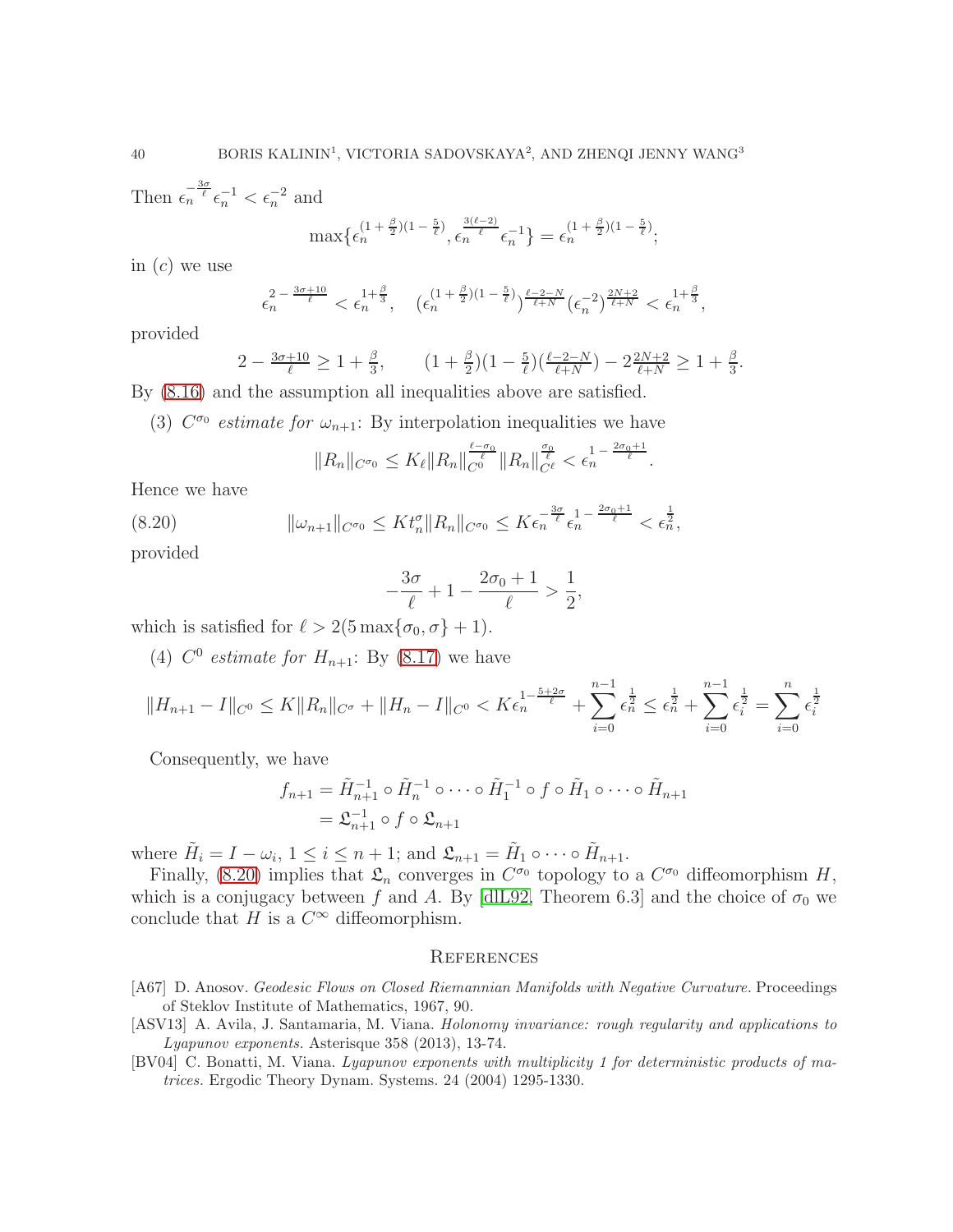Then $\epsilon_n^{-\frac{3\sigma}{\ell}}\epsilon_n^{-1} < \epsilon_n^{-2}$ and

$$\max\{\epsilon_n^{(1+\frac{\beta}{2})(1-\frac{5}{\ell})}, \epsilon_n^{\frac{3(\ell-2)}{\ell}}\epsilon_n^{-1}\} = \epsilon_n^{(1+\frac{\beta}{2})(1-\frac{5}{\ell})};$$

in $(c)$ we use

$$\epsilon_n^{2-\frac{3\sigma+10}{\ell}} < \epsilon_n^{1+\frac{\beta}{3}}, \quad (\epsilon_n^{(1+\frac{\beta}{2})(1-\frac{5}{\ell})})^{\frac{\ell-2-N}{\ell+N}}(\epsilon_n^{-2})^{\frac{2N+2}{\ell+N}} < \epsilon_n^{1+\frac{\beta}{3}},$$

provided

$$2-\tfrac{3\sigma+10}{\ell} \geq 1+\tfrac{\beta}{3}, \qquad (1+\tfrac{\beta}{2})(1-\tfrac{5}{\ell})(\tfrac{\ell-2-N}{\ell+N}) - 2\tfrac{2N+2}{\ell+N} \geq 1+\tfrac{\beta}{3}.$$

By (8.16) and the assumption all inequalities above are satisfied.

(3) *$C^{\sigma_0}$ estimate for $\omega_{n+1}$*: By interpolation inequalities we have

$$\|R_n\|_{C^{\sigma_0}} \leq K_\ell \|R_n\|_{C^0}^{\frac{\ell-\sigma_0}{\ell}} \|R_n\|_{C^\ell}^{\frac{\sigma_0}{\ell}} < \epsilon_n^{1-\frac{2\sigma_0+1}{\ell}}.$$

Hence we have

$$\|\omega_{n+1}\|_{C^{\sigma_0}} \leq K t_n^\sigma \|R_n\|_{C^{\sigma_0}} \leq K\epsilon_n^{-\frac{3\sigma}{\ell}}\epsilon_n^{1-\frac{2\sigma_0+1}{\ell}} < \epsilon_n^{\frac{1}{2}}, \tag{8.20}$$

provided

$$-\frac{3\sigma}{\ell} + 1 - \frac{2\sigma_0+1}{\ell} > \frac{1}{2},$$

which is satisfied for $\ell > 2(5\max\{\sigma_0,\sigma\}+1)$.

(4) *$C^0$ estimate for $H_{n+1}$*: By (8.17) we have

$$\|H_{n+1} - I\|_{C^0} \leq K\|R_n\|_{C^\sigma} + \|H_n - I\|_{C^0} < K\epsilon_n^{1-\frac{5+2\sigma}{\ell}} + \sum_{i=0}^{n-1}\epsilon_n^{\frac{1}{2}} \leq \epsilon_n^{\frac{1}{2}} + \sum_{i=0}^{n-1}\epsilon_i^{\frac{1}{2}} = \sum_{i=0}^{n}\epsilon_i^{\frac{1}{2}}$$

Consequently, we have

$$\begin{aligned} f_{n+1} &= \tilde{H}_{n+1}^{-1}\circ\tilde{H}_n^{-1}\circ\cdots\circ\tilde{H}_1^{-1}\circ f\circ\tilde{H}_1\circ\cdots\circ\tilde{H}_{n+1} \\ &= \mathfrak{L}_{n+1}^{-1}\circ f\circ\mathfrak{L}_{n+1} \end{aligned}$$

where $\tilde{H}_i = I - \omega_i$, $1 \leq i \leq n+1$; and $\mathfrak{L}_{n+1} = \tilde{H}_1\circ\cdots\circ\tilde{H}_{n+1}$.

Finally, (8.20) implies that $\mathfrak{L}_n$ converges in $C^{\sigma_0}$ topology to a $C^{\sigma_0}$ diffeomorphism $H$, which is a conjugacy between $f$ and $A$. By [dlL92, Theorem 6.3] and the choice of $\sigma_0$ we conclude that $H$ is a $C^\infty$ diffeomorphism.

## References

[A67] D. Anosov. *Geodesic Flows on Closed Riemannian Manifolds with Negative Curvature.* Proceedings of Steklov Institute of Mathematics, 1967, 90.

[ASV13] A. Avila, J. Santamaria, M. Viana. *Holonomy invariance: rough regularity and applications to Lyapunov exponents.* Asterisque 358 (2013), 13-74.

[BV04] C. Bonatti, M. Viana. *Lyapunov exponents with multiplicity 1 for deterministic products of matrices.* Ergodic Theory Dynam. Systems. 24 (2004) 1295-1330.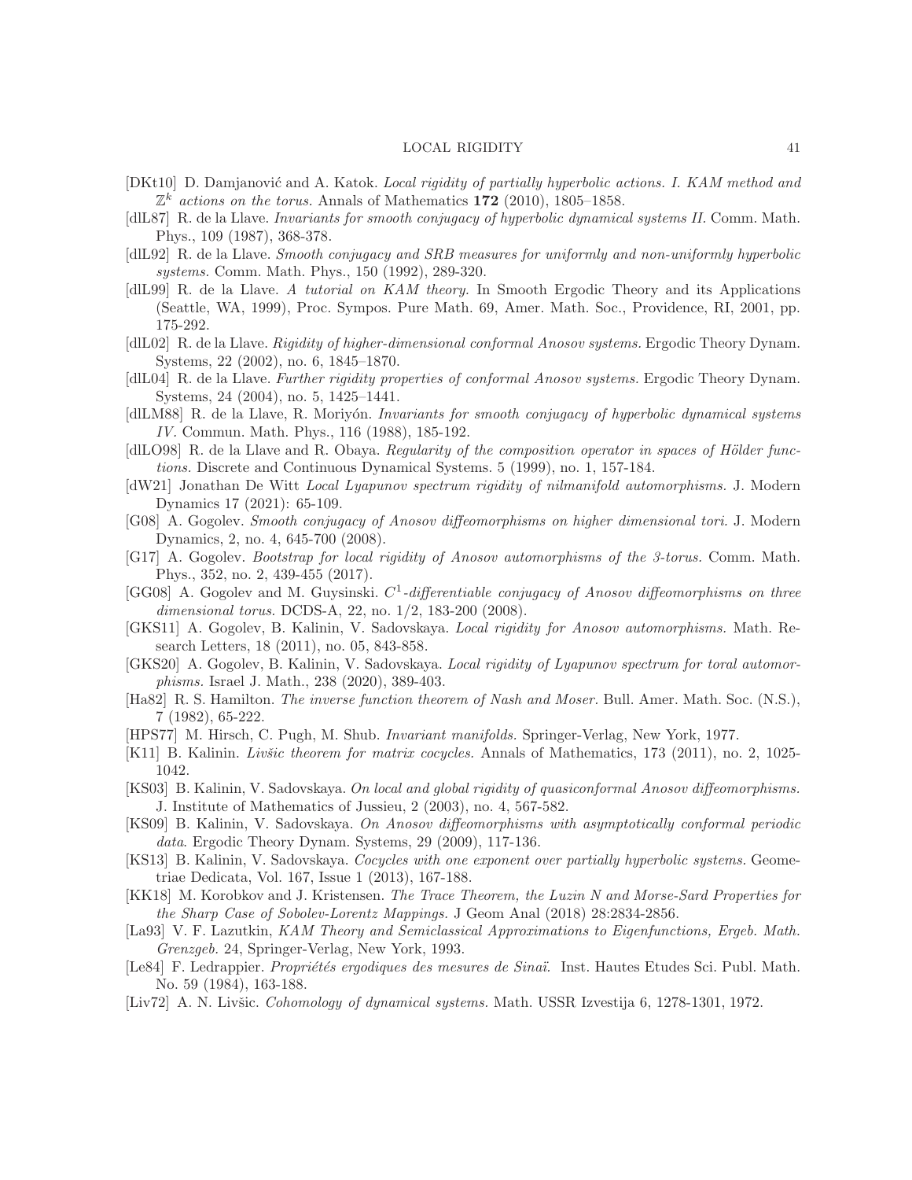[DKt10] D. Damjanović and A. Katok. *Local rigidity of partially hyperbolic actions. I. KAM method and $\mathbb{Z}^k$ actions on the torus.* Annals of Mathematics **172** (2010), 1805–1858.

[dlL87] R. de la Llave. *Invariants for smooth conjugacy of hyperbolic dynamical systems II.* Comm. Math. Phys., 109 (1987), 368-378.

[dlL92] R. de la Llave. *Smooth conjugacy and SRB measures for uniformly and non-uniformly hyperbolic systems.* Comm. Math. Phys., 150 (1992), 289-320.

[dlL99] R. de la Llave. *A tutorial on KAM theory.* In Smooth Ergodic Theory and its Applications (Seattle, WA, 1999), Proc. Sympos. Pure Math. 69, Amer. Math. Soc., Providence, RI, 2001, pp. 175-292.

[dlL02] R. de la Llave. *Rigidity of higher-dimensional conformal Anosov systems.* Ergodic Theory Dynam. Systems, 22 (2002), no. 6, 1845–1870.

[dlL04] R. de la Llave. *Further rigidity properties of conformal Anosov systems.* Ergodic Theory Dynam. Systems, 24 (2004), no. 5, 1425–1441.

[dlLM88] R. de la Llave, R. Moriyón. *Invariants for smooth conjugacy of hyperbolic dynamical systems IV.* Commun. Math. Phys., 116 (1988), 185-192.

[dlLO98] R. de la Llave and R. Obaya. *Regularity of the composition operator in spaces of Hölder functions.* Discrete and Continuous Dynamical Systems. 5 (1999), no. 1, 157-184.

[dW21] Jonathan De Witt *Local Lyapunov spectrum rigidity of nilmanifold automorphisms.* J. Modern Dynamics 17 (2021): 65-109.

[G08] A. Gogolev. *Smooth conjugacy of Anosov diffeomorphisms on higher dimensional tori.* J. Modern Dynamics, 2, no. 4, 645-700 (2008).

[G17] A. Gogolev. *Bootstrap for local rigidity of Anosov automorphisms of the 3-torus.* Comm. Math. Phys., 352, no. 2, 439-455 (2017).

[GG08] A. Gogolev and M. Guysinski. *$C^1$-differentiable conjugacy of Anosov diffeomorphisms on three dimensional torus.* DCDS-A, 22, no. 1/2, 183-200 (2008).

[GKS11] A. Gogolev, B. Kalinin, V. Sadovskaya. *Local rigidity for Anosov automorphisms.* Math. Research Letters, 18 (2011), no. 05, 843-858.

[GKS20] A. Gogolev, B. Kalinin, V. Sadovskaya. *Local rigidity of Lyapunov spectrum for toral automorphisms.* Israel J. Math., 238 (2020), 389-403.

[Ha82] R. S. Hamilton. *The inverse function theorem of Nash and Moser.* Bull. Amer. Math. Soc. (N.S.), 7 (1982), 65-222.

[HPS77] M. Hirsch, C. Pugh, M. Shub. *Invariant manifolds.* Springer-Verlag, New York, 1977.

[K11] B. Kalinin. *Livšic theorem for matrix cocycles.* Annals of Mathematics, 173 (2011), no. 2, 1025-1042.

[KS03] B. Kalinin, V. Sadovskaya. *On local and global rigidity of quasiconformal Anosov diffeomorphisms.* J. Institute of Mathematics of Jussieu, 2 (2003), no. 4, 567-582.

[KS09] B. Kalinin, V. Sadovskaya. *On Anosov diffeomorphisms with asymptotically conformal periodic data.* Ergodic Theory Dynam. Systems, 29 (2009), 117-136.

[KS13] B. Kalinin, V. Sadovskaya. *Cocycles with one exponent over partially hyperbolic systems.* Geometriae Dedicata, Vol. 167, Issue 1 (2013), 167-188.

[KK18] M. Korobkov and J. Kristensen. *The Trace Theorem, the Luzin N and Morse-Sard Properties for the Sharp Case of Sobolev-Lorentz Mappings.* J Geom Anal (2018) 28:2834-2856.

[La93] V. F. Lazutkin, *KAM Theory and Semiclassical Approximations to Eigenfunctions, Ergeb. Math. Grenzgeb.* 24, Springer-Verlag, New York, 1993.

[Le84] F. Ledrappier. *Propriétés ergodiques des mesures de Sinaï.* Inst. Hautes Etudes Sci. Publ. Math. No. 59 (1984), 163-188.

[Liv72] A. N. Livšic. *Cohomology of dynamical systems.* Math. USSR Izvestija 6, 1278-1301, 1972.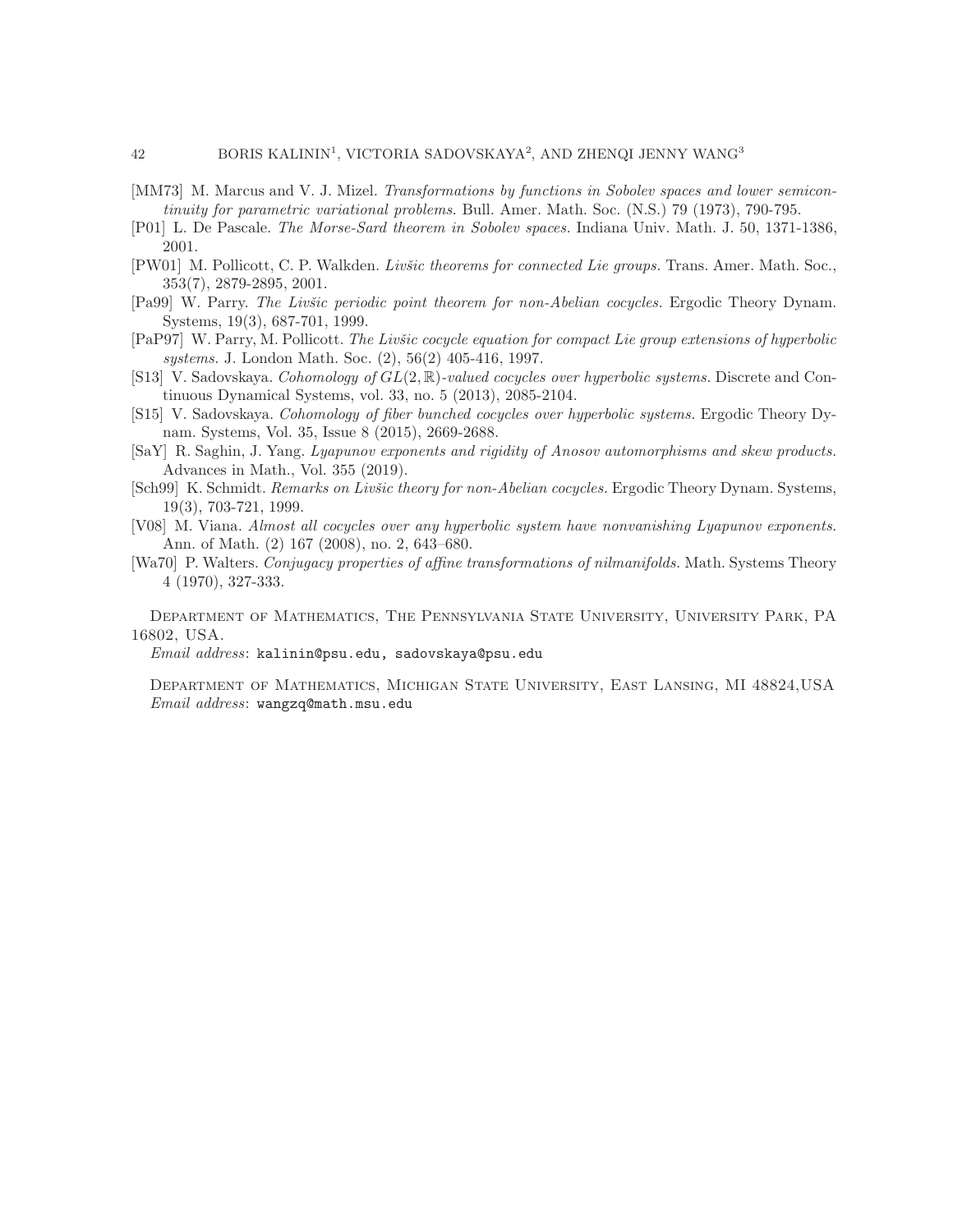[MM73] M. Marcus and V. J. Mizel. *Transformations by functions in Sobolev spaces and lower semicontinuity for parametric variational problems.* Bull. Amer. Math. Soc. (N.S.) 79 (1973), 790-795.

[P01] L. De Pascale. *The Morse-Sard theorem in Sobolev spaces.* Indiana Univ. Math. J. 50, 1371-1386, 2001.

[PW01] M. Pollicott, C. P. Walkden. *Livšic theorems for connected Lie groups.* Trans. Amer. Math. Soc., 353(7), 2879-2895, 2001.

[Pa99] W. Parry. *The Livšic periodic point theorem for non-Abelian cocycles.* Ergodic Theory Dynam. Systems, 19(3), 687-701, 1999.

[PaP97] W. Parry, M. Pollicott. *The Livšic cocycle equation for compact Lie group extensions of hyperbolic systems.* J. London Math. Soc. (2), 56(2) 405-416, 1997.

[S13] V. Sadovskaya. *Cohomology of $GL(2,\mathbb{R})$-valued cocycles over hyperbolic systems.* Discrete and Continuous Dynamical Systems, vol. 33, no. 5 (2013), 2085-2104.

[S15] V. Sadovskaya. *Cohomology of fiber bunched cocycles over hyperbolic systems.* Ergodic Theory Dynam. Systems, Vol. 35, Issue 8 (2015), 2669-2688.

[SaY] R. Saghin, J. Yang. *Lyapunov exponents and rigidity of Anosov automorphisms and skew products.* Advances in Math., Vol. 355 (2019).

[Sch99] K. Schmidt. *Remarks on Livšic theory for non-Abelian cocycles.* Ergodic Theory Dynam. Systems, 19(3), 703-721, 1999.

[V08] M. Viana. *Almost all cocycles over any hyperbolic system have nonvanishing Lyapunov exponents.* Ann. of Math. (2) 167 (2008), no. 2, 643–680.

[Wa70] P. Walters. *Conjugacy properties of affine transformations of nilmanifolds.* Math. Systems Theory 4 (1970), 327-333.

Department of Mathematics, The Pennsylvania State University, University Park, PA 16802, USA.

*Email address*: kalinin@psu.edu, sadovskaya@psu.edu

Department of Mathematics, Michigan State University, East Lansing, MI 48824,USA

*Email address*: wangzq@math.msu.edu